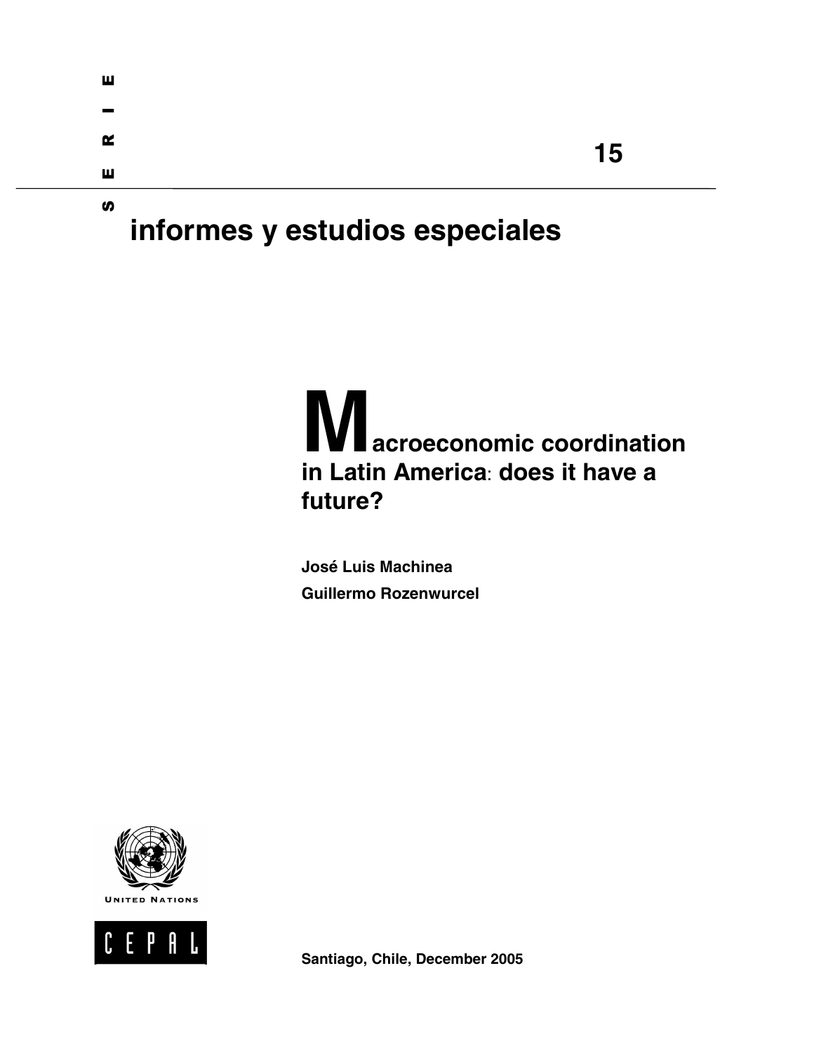S E R I E

# informes y estudios especiales

15

# Macroeconomic coordination in Latin America: does it have a future?

**José Luis Machinea**

**Guillermo Rozenwurcel**

UNITED NATIONS

CEPAL

**Santiago, Chile, December 2005**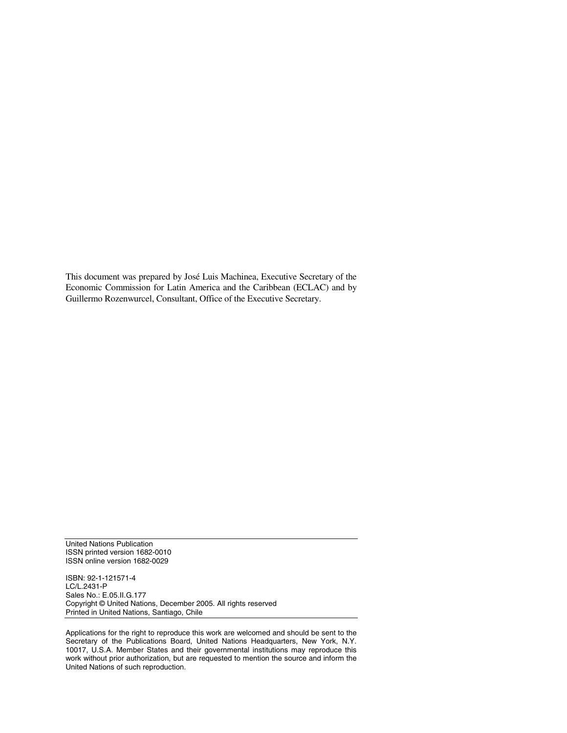This document was prepared by José Luis Machinea, Executive Secretary of the Economic Commission for Latin America and the Caribbean (ECLAC) and by Guillermo Rozenwurcel, Consultant, Office of the Executive Secretary.

United Nations Publication
ISSN printed version 1682-0010
ISSN online version 1682-0029

ISBN: 92-1-121571-4
LC/L.2431-P
Sales No.: E.05.II.G.177
Copyright © United Nations, December 2005. All rights reserved
Printed in United Nations, Santiago, Chile

Applications for the right to reproduce this work are welcomed and should be sent to the Secretary of the Publications Board, United Nations Headquarters, New York, N.Y. 10017, U.S.A. Member States and their governmental institutions may reproduce this work without prior authorization, but are requested to mention the source and inform the United Nations of such reproduction.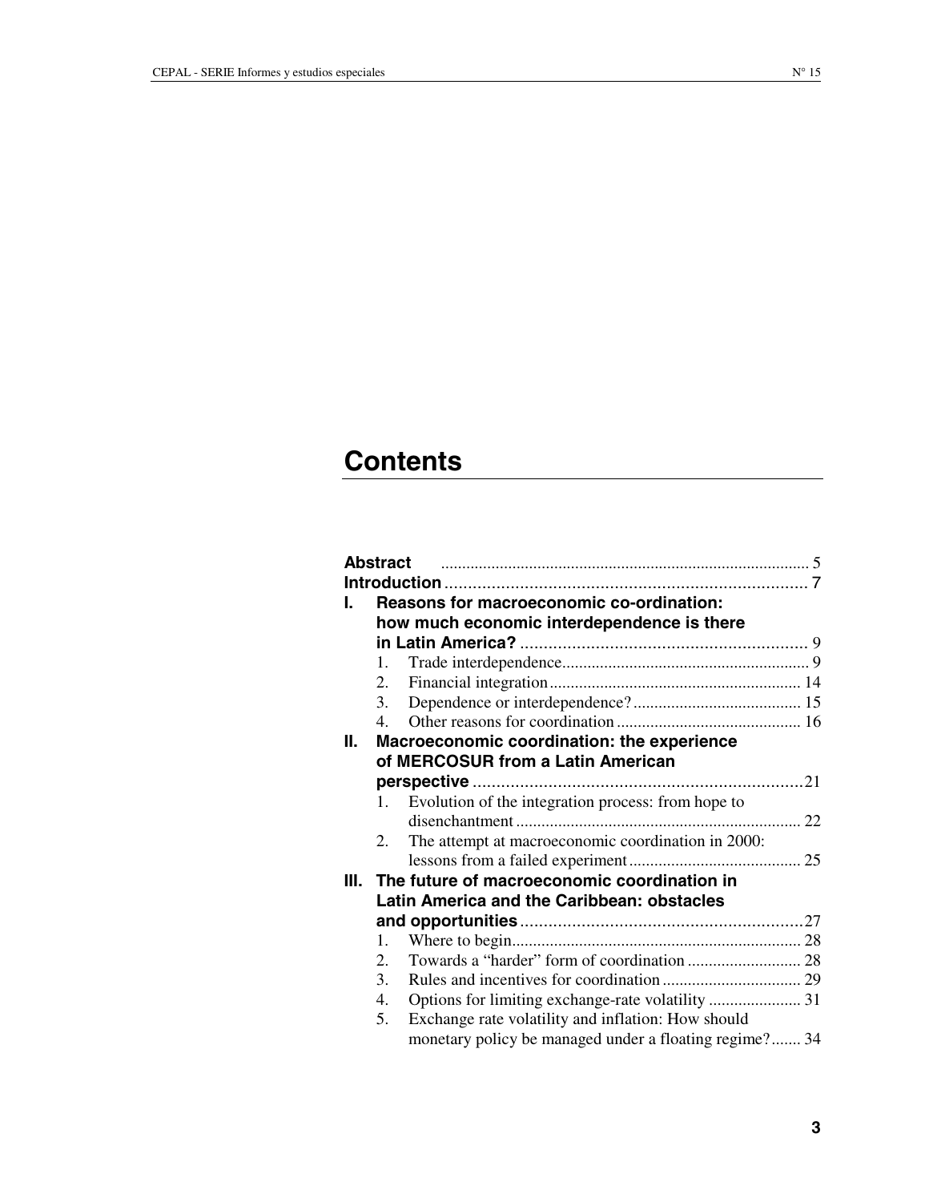# Contents

**Abstract** ........................................................................................ 5

**Introduction** ..................................................................................... 7

**I. Reasons for macroeconomic co-ordination: how much economic interdependence is there in Latin America?** ........................................................... 9

1. Trade interdependence........................................................... 9
2. Financial integration............................................................. 14
3. Dependence or interdependence? ......................................... 15
4. Other reasons for coordination ............................................. 16

**II. Macroeconomic coordination: the experience of MERCOSUR from a Latin American perspective** ....................................................................21

1. Evolution of the integration process: from hope to disenchantment .................................................................... 22
2. The attempt at macroeconomic coordination in 2000: lessons from a failed experiment.......................................... 25

**III. The future of macroeconomic coordination in Latin America and the Caribbean: obstacles and opportunities** ..........................................................27

1. Where to begin..................................................................... 28
2. Towards a "harder" form of coordination ............................ 28
3. Rules and incentives for coordination .................................. 29
4. Options for limiting exchange-rate volatility ....................... 31
5. Exchange rate volatility and inflation: How should monetary policy be managed under a floating regime?....... 34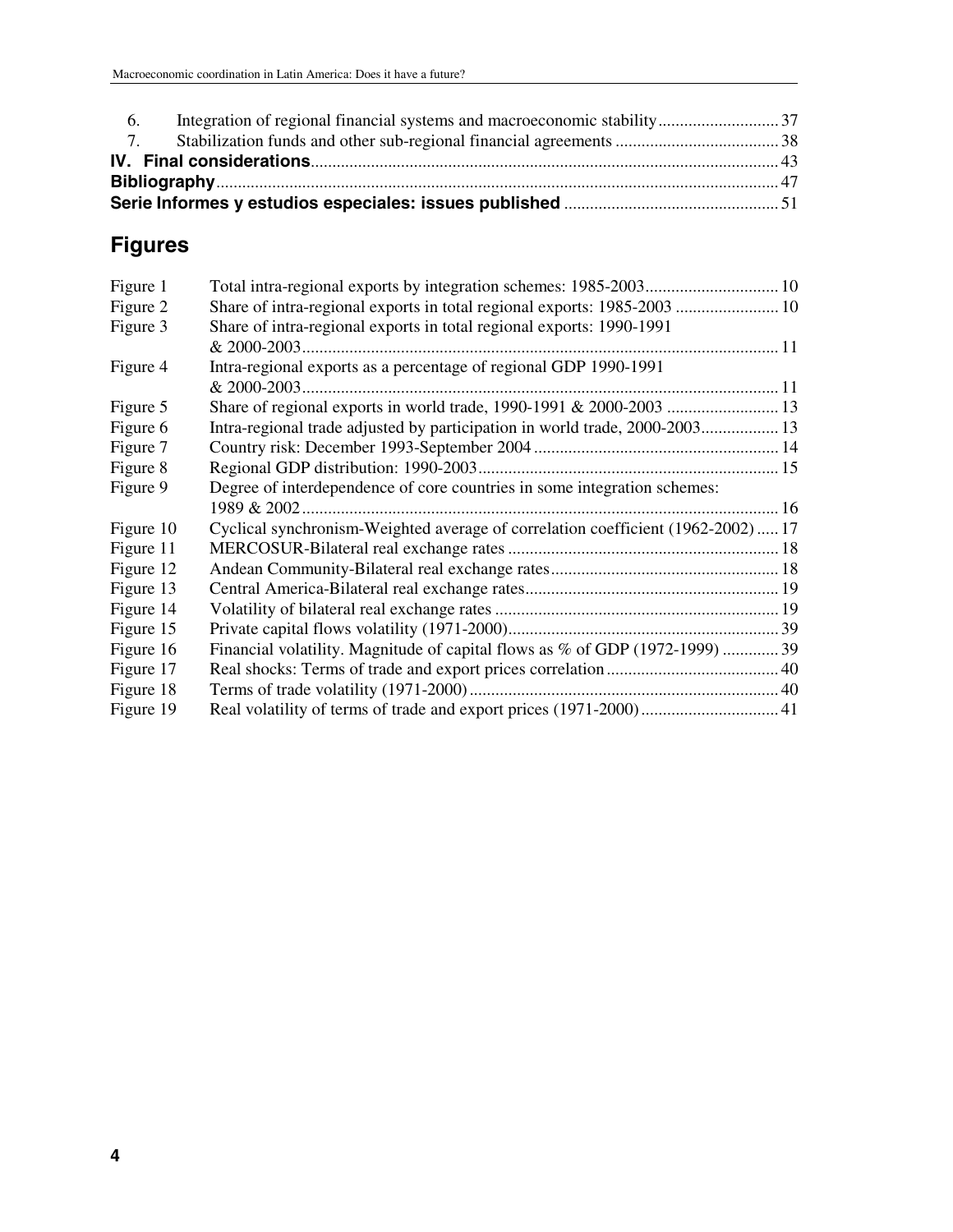| | | |
|---|---|---|
| 6. | Integration of regional financial systems and macroeconomic stability | 37 |
| 7. | Stabilization funds and other sub-regional financial agreements | 38 |
| **IV.** | **Final considerations** | 43 |
| **Bibliography** | | 47 |
| **Serie Informes y estudios especiales: issues published** | | 51 |

## Figures

| | | |
|---|---|---|
| Figure 1 | Total intra-regional exports by integration schemes: 1985-2003 | 10 |
| Figure 2 | Share of intra-regional exports in total regional exports: 1985-2003 | 10 |
| Figure 3 | Share of intra-regional exports in total regional exports: 1990-1991 & 2000-2003 | 11 |
| Figure 4 | Intra-regional exports as a percentage of regional GDP 1990-1991 & 2000-2003 | 11 |
| Figure 5 | Share of regional exports in world trade, 1990-1991 & 2000-2003 | 13 |
| Figure 6 | Intra-regional trade adjusted by participation in world trade, 2000-2003 | 13 |
| Figure 7 | Country risk: December 1993-September 2004 | 14 |
| Figure 8 | Regional GDP distribution: 1990-2003 | 15 |
| Figure 9 | Degree of interdependence of core countries in some integration schemes: 1989 & 2002 | 16 |
| Figure 10 | Cyclical synchronism-Weighted average of correlation coefficient (1962-2002) | 17 |
| Figure 11 | MERCOSUR-Bilateral real exchange rates | 18 |
| Figure 12 | Andean Community-Bilateral real exchange rates | 18 |
| Figure 13 | Central America-Bilateral real exchange rates | 19 |
| Figure 14 | Volatility of bilateral real exchange rates | 19 |
| Figure 15 | Private capital flows volatility (1971-2000) | 39 |
| Figure 16 | Financial volatility. Magnitude of capital flows as % of GDP (1972-1999) | 39 |
| Figure 17 | Real shocks: Terms of trade and export prices correlation | 40 |
| Figure 18 | Terms of trade volatility (1971-2000) | 40 |
| Figure 19 | Real volatility of terms of trade and export prices (1971-2000) | 41 |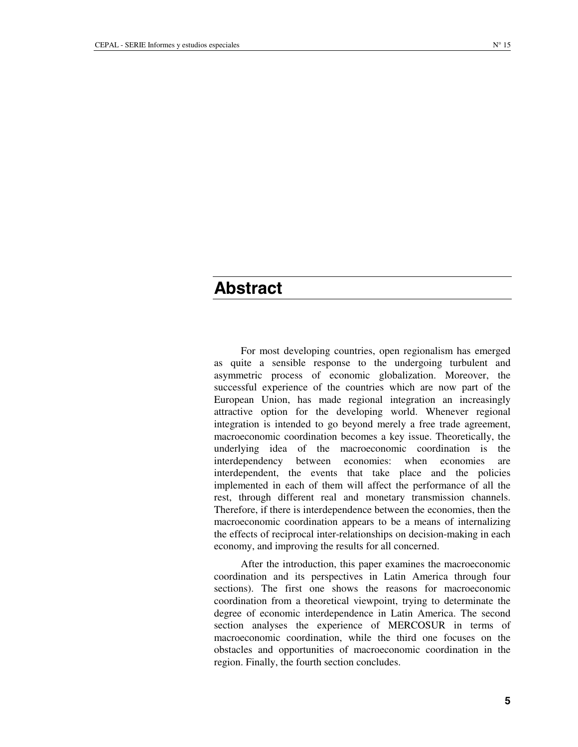# Abstract

For most developing countries, open regionalism has emerged as quite a sensible response to the undergoing turbulent and asymmetric process of economic globalization. Moreover, the successful experience of the countries which are now part of the European Union, has made regional integration an increasingly attractive option for the developing world. Whenever regional integration is intended to go beyond merely a free trade agreement, macroeconomic coordination becomes a key issue. Theoretically, the underlying idea of the macroeconomic coordination is the interdependency between economies: when economies are interdependent, the events that take place and the policies implemented in each of them will affect the performance of all the rest, through different real and monetary transmission channels. Therefore, if there is interdependence between the economies, then the macroeconomic coordination appears to be a means of internalizing the effects of reciprocal inter-relationships on decision-making in each economy, and improving the results for all concerned.

After the introduction, this paper examines the macroeconomic coordination and its perspectives in Latin America through four sections). The first one shows the reasons for macroeconomic coordination from a theoretical viewpoint, trying to determinate the degree of economic interdependence in Latin America. The second section analyses the experience of MERCOSUR in terms of macroeconomic coordination, while the third one focuses on the obstacles and opportunities of macroeconomic coordination in the region. Finally, the fourth section concludes.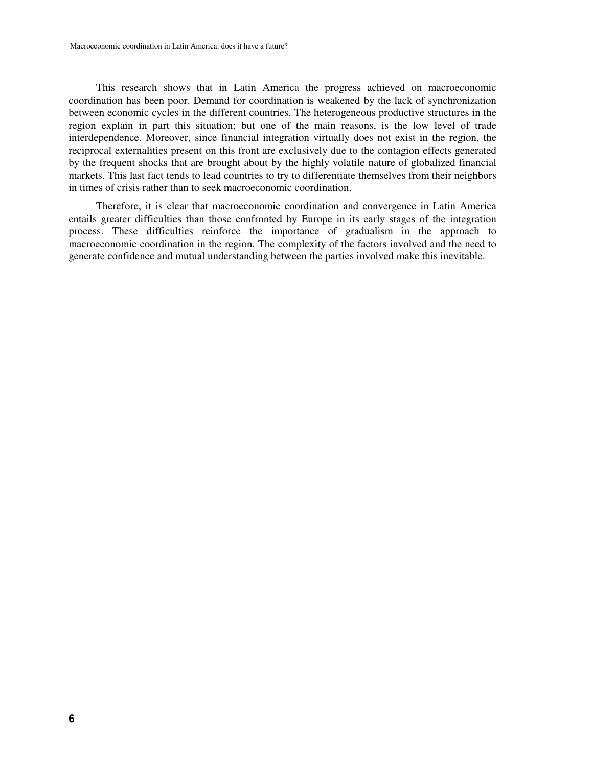This research shows that in Latin America the progress achieved on macroeconomic coordination has been poor. Demand for coordination is weakened by the lack of synchronization between economic cycles in the different countries. The heterogeneous productive structures in the region explain in part this situation; but one of the main reasons, is the low level of trade interdependence. Moreover, since financial integration virtually does not exist in the region, the reciprocal externalities present on this front are exclusively due to the contagion effects generated by the frequent shocks that are brought about by the highly volatile nature of globalized financial markets. This last fact tends to lead countries to try to differentiate themselves from their neighbors in times of crisis rather than to seek macroeconomic coordination.

Therefore, it is clear that macroeconomic coordination and convergence in Latin America entails greater difficulties than those confronted by Europe in its early stages of the integration process. These difficulties reinforce the importance of gradualism in the approach to macroeconomic coordination in the region. The complexity of the factors involved and the need to generate confidence and mutual understanding between the parties involved make this inevitable.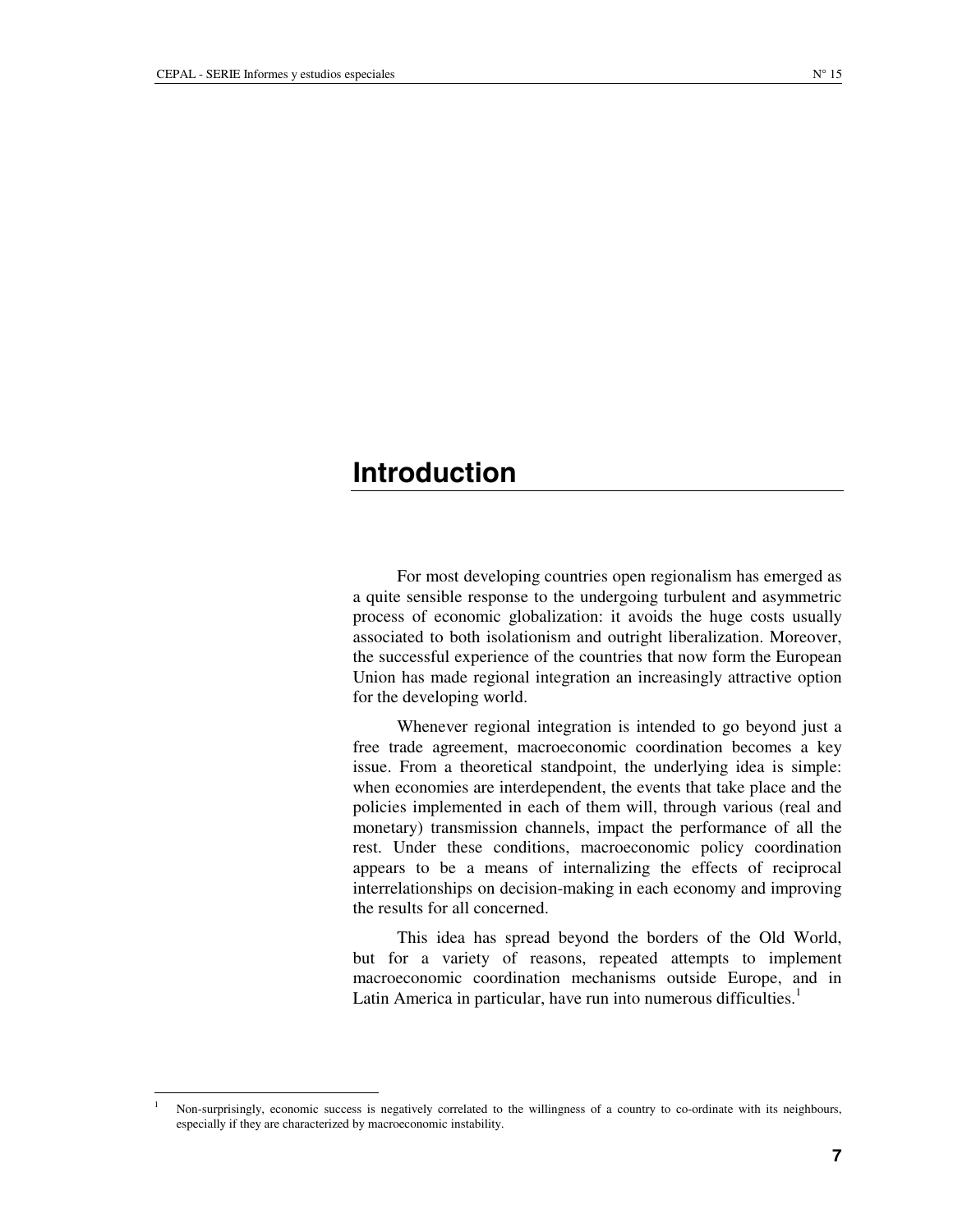# Introduction

For most developing countries open regionalism has emerged as a quite sensible response to the undergoing turbulent and asymmetric process of economic globalization: it avoids the huge costs usually associated to both isolationism and outright liberalization. Moreover, the successful experience of the countries that now form the European Union has made regional integration an increasingly attractive option for the developing world.

Whenever regional integration is intended to go beyond just a free trade agreement, macroeconomic coordination becomes a key issue. From a theoretical standpoint, the underlying idea is simple: when economies are interdependent, the events that take place and the policies implemented in each of them will, through various (real and monetary) transmission channels, impact the performance of all the rest. Under these conditions, macroeconomic policy coordination appears to be a means of internalizing the effects of reciprocal interrelationships on decision-making in each economy and improving the results for all concerned.

This idea has spread beyond the borders of the Old World, but for a variety of reasons, repeated attempts to implement macroeconomic coordination mechanisms outside Europe, and in Latin America in particular, have run into numerous difficulties.[1]

---

[1] Non-surprisingly, economic success is negatively correlated to the willingness of a country to co-ordinate with its neighbours, especially if they are characterized by macroeconomic instability.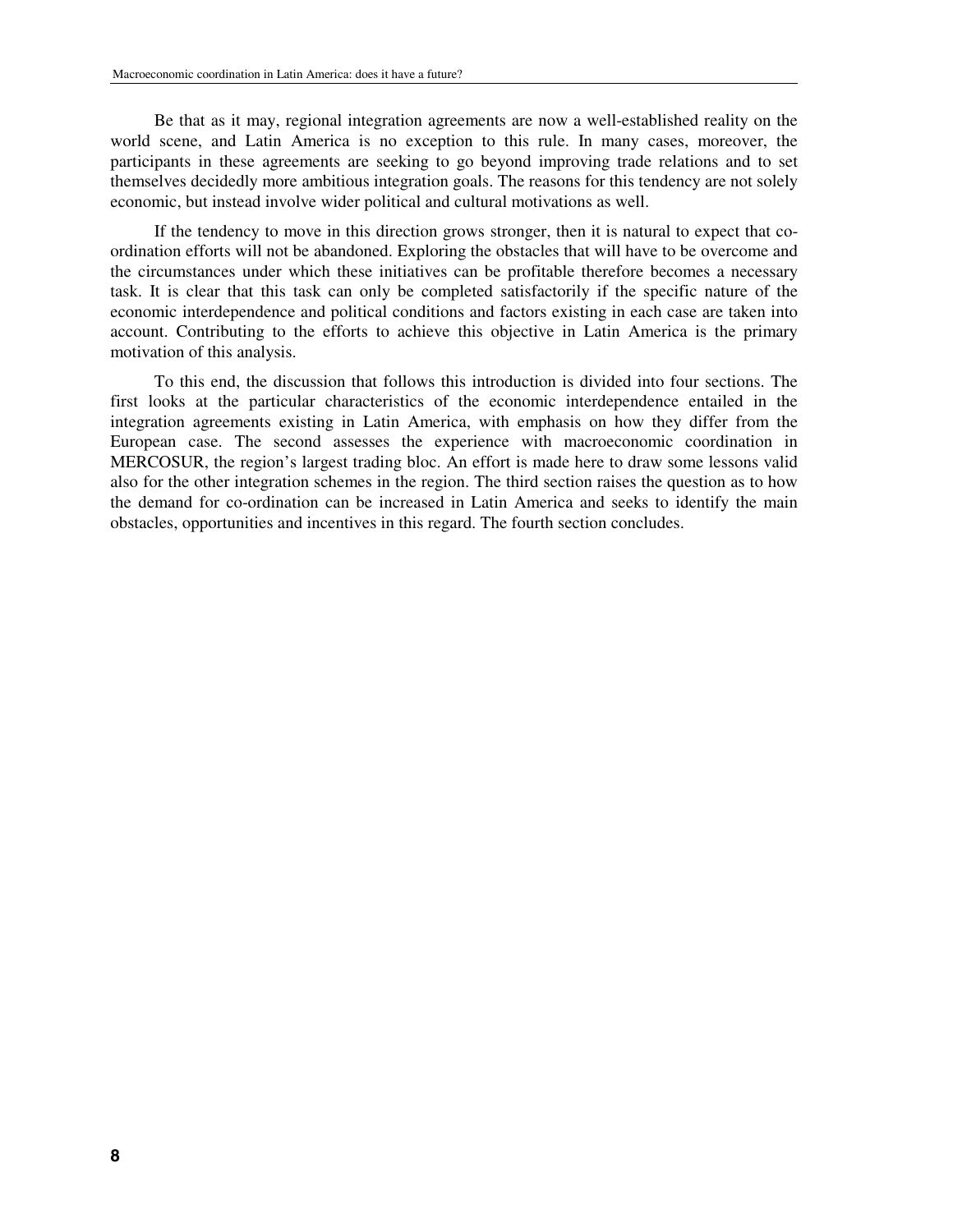Be that as it may, regional integration agreements are now a well-established reality on the world scene, and Latin America is no exception to this rule. In many cases, moreover, the participants in these agreements are seeking to go beyond improving trade relations and to set themselves decidedly more ambitious integration goals. The reasons for this tendency are not solely economic, but instead involve wider political and cultural motivations as well.

If the tendency to move in this direction grows stronger, then it is natural to expect that co-ordination efforts will not be abandoned. Exploring the obstacles that will have to be overcome and the circumstances under which these initiatives can be profitable therefore becomes a necessary task. It is clear that this task can only be completed satisfactorily if the specific nature of the economic interdependence and political conditions and factors existing in each case are taken into account. Contributing to the efforts to achieve this objective in Latin America is the primary motivation of this analysis.

To this end, the discussion that follows this introduction is divided into four sections. The first looks at the particular characteristics of the economic interdependence entailed in the integration agreements existing in Latin America, with emphasis on how they differ from the European case. The second assesses the experience with macroeconomic coordination in MERCOSUR, the region's largest trading bloc. An effort is made here to draw some lessons valid also for the other integration schemes in the region. The third section raises the question as to how the demand for co-ordination can be increased in Latin America and seeks to identify the main obstacles, opportunities and incentives in this regard. The fourth section concludes.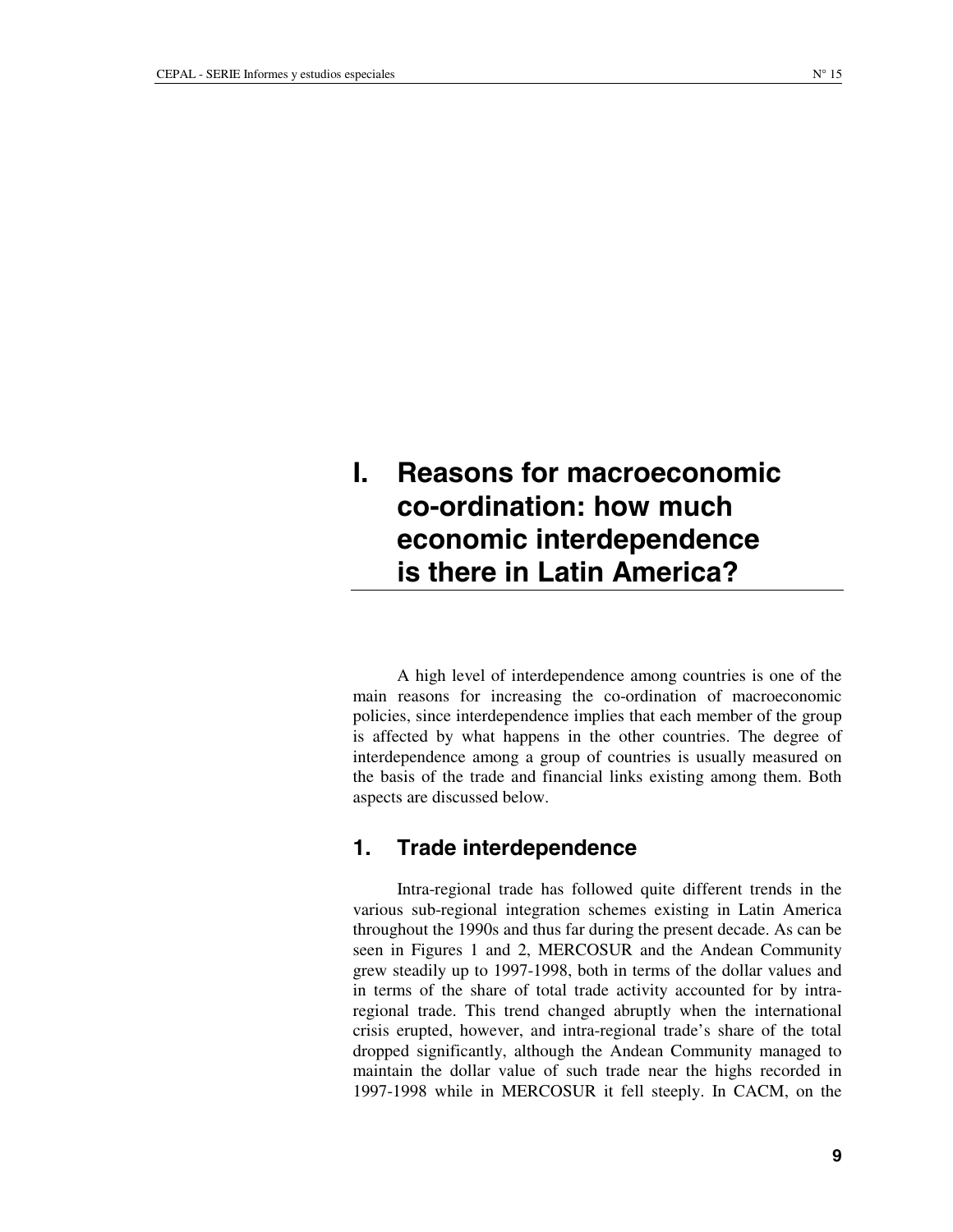# I. Reasons for macroeconomic co-ordination: how much economic interdependence is there in Latin America?

A high level of interdependence among countries is one of the main reasons for increasing the co-ordination of macroeconomic policies, since interdependence implies that each member of the group is affected by what happens in the other countries. The degree of interdependence among a group of countries is usually measured on the basis of the trade and financial links existing among them. Both aspects are discussed below.

## 1. Trade interdependence

Intra-regional trade has followed quite different trends in the various sub-regional integration schemes existing in Latin America throughout the 1990s and thus far during the present decade. As can be seen in Figures 1 and 2, MERCOSUR and the Andean Community grew steadily up to 1997-1998, both in terms of the dollar values and in terms of the share of total trade activity accounted for by intra-regional trade. This trend changed abruptly when the international crisis erupted, however, and intra-regional trade's share of the total dropped significantly, although the Andean Community managed to maintain the dollar value of such trade near the highs recorded in 1997-1998 while in MERCOSUR it fell steeply. In CACM, on the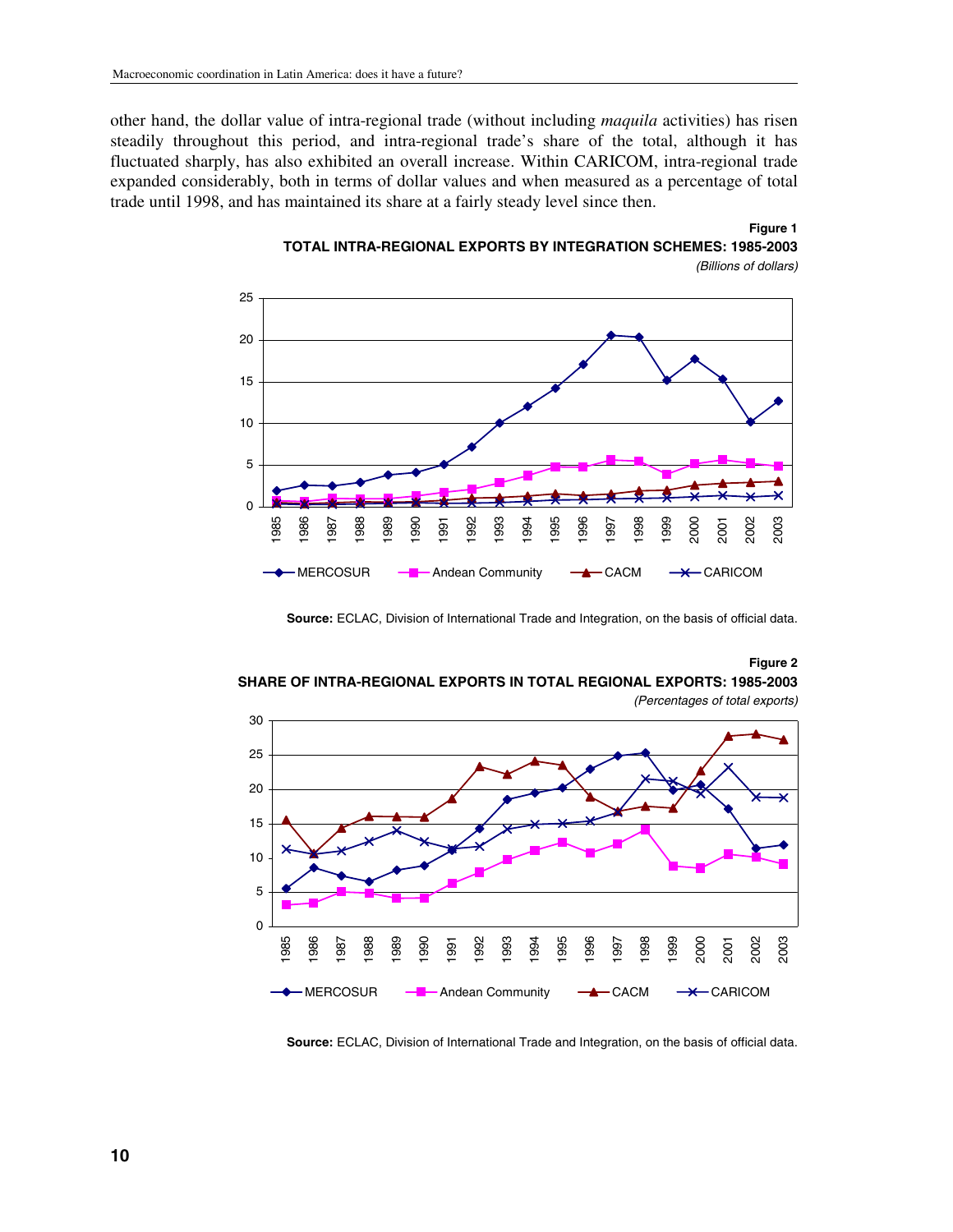other hand, the dollar value of intra-regional trade (without including *maquila* activities) has risen steadily throughout this period, and intra-regional trade's share of the total, although it has fluctuated sharply, has also exhibited an overall increase. Within CARICOM, intra-regional trade expanded considerably, both in terms of dollar values and when measured as a percentage of total trade until 1998, and has maintained its share at a fairly steady level since then.

**Figure 1**

**TOTAL INTRA-REGIONAL EXPORTS BY INTEGRATION SCHEMES: 1985-2003**

*(Billions of dollars)*

**Source:** ECLAC, Division of International Trade and Integration, on the basis of official data.

**Figure 2**

**SHARE OF INTRA-REGIONAL EXPORTS IN TOTAL REGIONAL EXPORTS: 1985-2003**

*(Percentages of total exports)*

**Source:** ECLAC, Division of International Trade and Integration, on the basis of official data.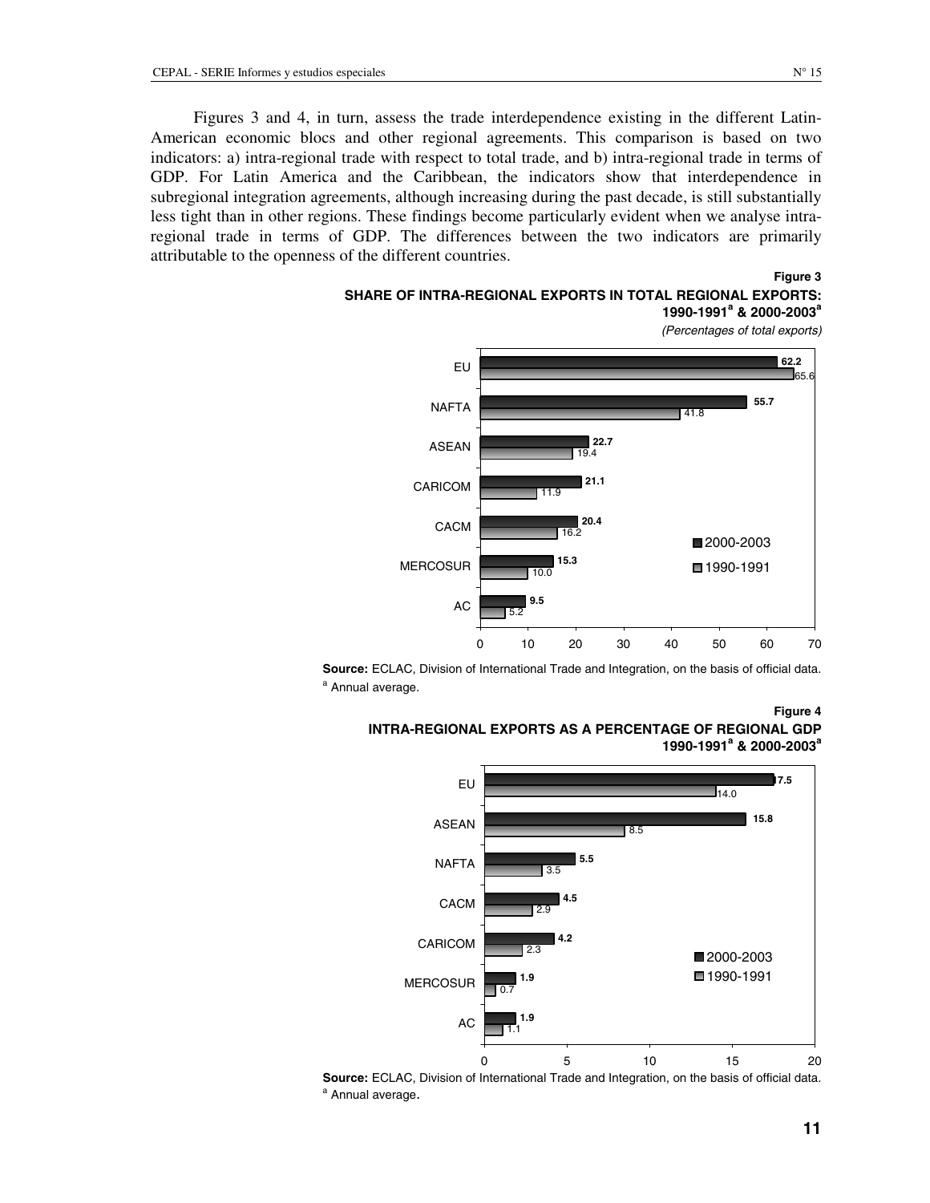Figures 3 and 4, in turn, assess the trade interdependence existing in the different Latin-American economic blocs and other regional agreements. This comparison is based on two indicators: a) intra-regional trade with respect to total trade, and b) intra-regional trade in terms of GDP. For Latin America and the Caribbean, the indicators show that interdependence in subregional integration agreements, although increasing during the past decade, is still substantially less tight than in other regions. These findings become particularly evident when we analyse intra-regional trade in terms of GDP. The differences between the two indicators are primarily attributable to the openness of the different countries.

**Figure 3**

**SHARE OF INTRA-REGIONAL EXPORTS IN TOTAL REGIONAL EXPORTS: 1990-1991[a] & 2000-2003[a]**

*(Percentages of total exports)*

| | 2000-2003 | 1990-1991 |
|---|---|---|
| EU | 62.2 | 65.6 |
| NAFTA | 55.7 | 41.8 |
| ASEAN | 22.7 | 19.4 |
| CARICOM | 21.1 | 11.9 |
| CACM | 20.4 | 16.2 |
| MERCOSUR | 15.3 | 10.0 |
| AC | 9.5 | 5.2 |

**Source:** ECLAC, Division of International Trade and Integration, on the basis of official data.
[a] Annual average.

**Figure 4**

**INTRA-REGIONAL EXPORTS AS A PERCENTAGE OF REGIONAL GDP 1990-1991[a] & 2000-2003[a]**

| | 2000-2003 | 1990-1991 |
|---|---|---|
| EU | 17.5 | 14.0 |
| ASEAN | 15.8 | 8.5 |
| NAFTA | 5.5 | 3.5 |
| CACM | 4.5 | 2.9 |
| CARICOM | 4.2 | 2.3 |
| MERCOSUR | 1.9 | 0.7 |
| AC | 1.9 | 1.1 |

**Source:** ECLAC, Division of International Trade and Integration, on the basis of official data.
[a] Annual average.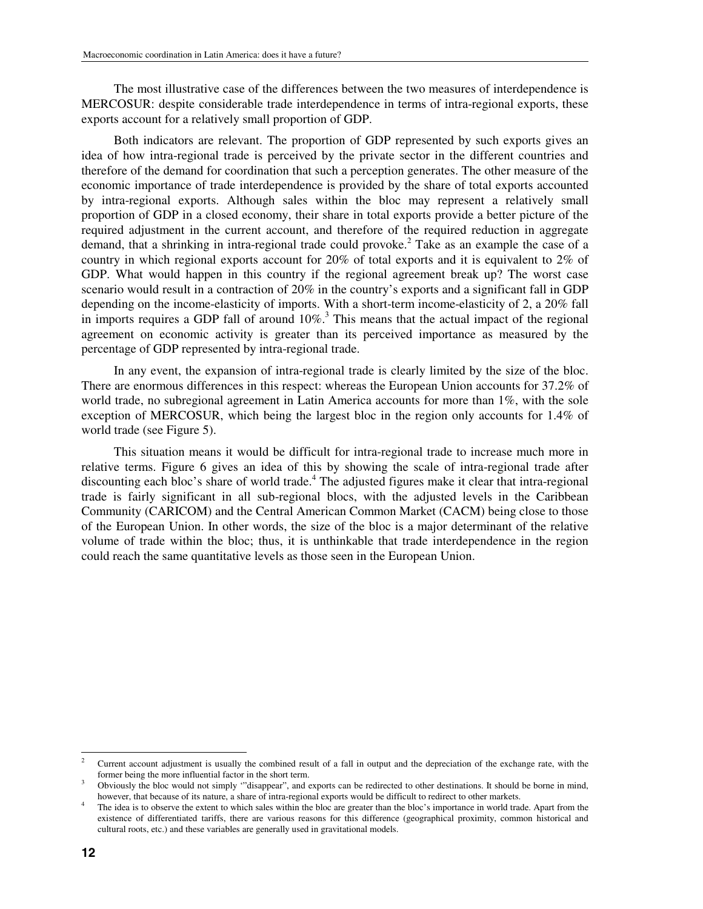The most illustrative case of the differences between the two measures of interdependence is MERCOSUR: despite considerable trade interdependence in terms of intra-regional exports, these exports account for a relatively small proportion of GDP.

Both indicators are relevant. The proportion of GDP represented by such exports gives an idea of how intra-regional trade is perceived by the private sector in the different countries and therefore of the demand for coordination that such a perception generates. The other measure of the economic importance of trade interdependence is provided by the share of total exports accounted by intra-regional exports. Although sales within the bloc may represent a relatively small proportion of GDP in a closed economy, their share in total exports provide a better picture of the required adjustment in the current account, and therefore of the required reduction in aggregate demand, that a shrinking in intra-regional trade could provoke.[2] Take as an example the case of a country in which regional exports account for 20% of total exports and it is equivalent to 2% of GDP. What would happen in this country if the regional agreement break up? The worst case scenario would result in a contraction of 20% in the country's exports and a significant fall in GDP depending on the income-elasticity of imports. With a short-term income-elasticity of 2, a 20% fall in imports requires a GDP fall of around 10%.[3] This means that the actual impact of the regional agreement on economic activity is greater than its perceived importance as measured by the percentage of GDP represented by intra-regional trade.

In any event, the expansion of intra-regional trade is clearly limited by the size of the bloc. There are enormous differences in this respect: whereas the European Union accounts for 37.2% of world trade, no subregional agreement in Latin America accounts for more than 1%, with the sole exception of MERCOSUR, which being the largest bloc in the region only accounts for 1.4% of world trade (see Figure 5).

This situation means it would be difficult for intra-regional trade to increase much more in relative terms. Figure 6 gives an idea of this by showing the scale of intra-regional trade after discounting each bloc's share of world trade.[4] The adjusted figures make it clear that intra-regional trade is fairly significant in all sub-regional blocs, with the adjusted levels in the Caribbean Community (CARICOM) and the Central American Common Market (CACM) being close to those of the European Union. In other words, the size of the bloc is a major determinant of the relative volume of trade within the bloc; thus, it is unthinkable that trade interdependence in the region could reach the same quantitative levels as those seen in the European Union.

---

[2] Current account adjustment is usually the combined result of a fall in output and the depreciation of the exchange rate, with the former being the more influential factor in the short term.

[3] Obviously the bloc would not simply '"disappear", and exports can be redirected to other destinations. It should be borne in mind, however, that because of its nature, a share of intra-regional exports would be difficult to redirect to other markets.

[4] The idea is to observe the extent to which sales within the bloc are greater than the bloc's importance in world trade. Apart from the existence of differentiated tariffs, there are various reasons for this difference (geographical proximity, common historical and cultural roots, etc.) and these variables are generally used in gravitational models.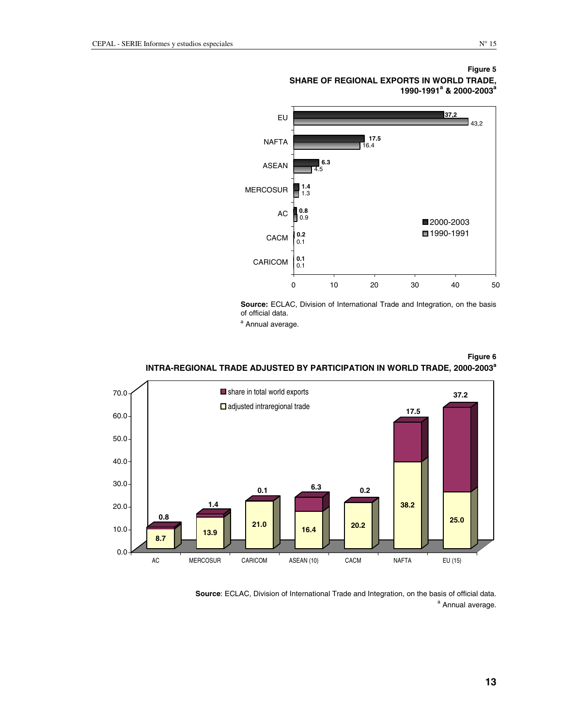**Figure 5**

**SHARE OF REGIONAL EXPORTS IN WORLD TRADE, 1990-1991[a] & 2000-2003[a]**

| | 2000-2003 | 1990-1991 |
|---|---|---|
| EU | 37,2 | 43,2 |
| NAFTA | 17.5 | 16.4 |
| ASEAN | 6.3 | 4.5 |
| MERCOSUR | 1.4 | 1.3 |
| AC | 0.8 | 0.9 |
| CACM | 0.2 | 0.1 |
| CARICOM | 0.1 | 0.1 |

**Source:** ECLAC, Division of International Trade and Integration, on the basis of official data.

[a] Annual average.

**Figure 6**

**INTRA-REGIONAL TRADE ADJUSTED BY PARTICIPATION IN WORLD TRADE, 2000-2003[a]**

| | AC | MERCOSUR | CARICOM | ASEAN (10) | CACM | NAFTA | EU (15) |
|---|---|---|---|---|---|---|---|
| share in total world exports | 0.8 | 1.4 | 0.1 | 6.3 | 0.2 | 17.5 | 37.2 |
| adjusted intraregional trade | 8.7 | 13.9 | 21.0 | 16.4 | 20.2 | 38.2 | 25.0 |

**Source**: ECLAC, Division of International Trade and Integration, on the basis of official data.

[a] Annual average.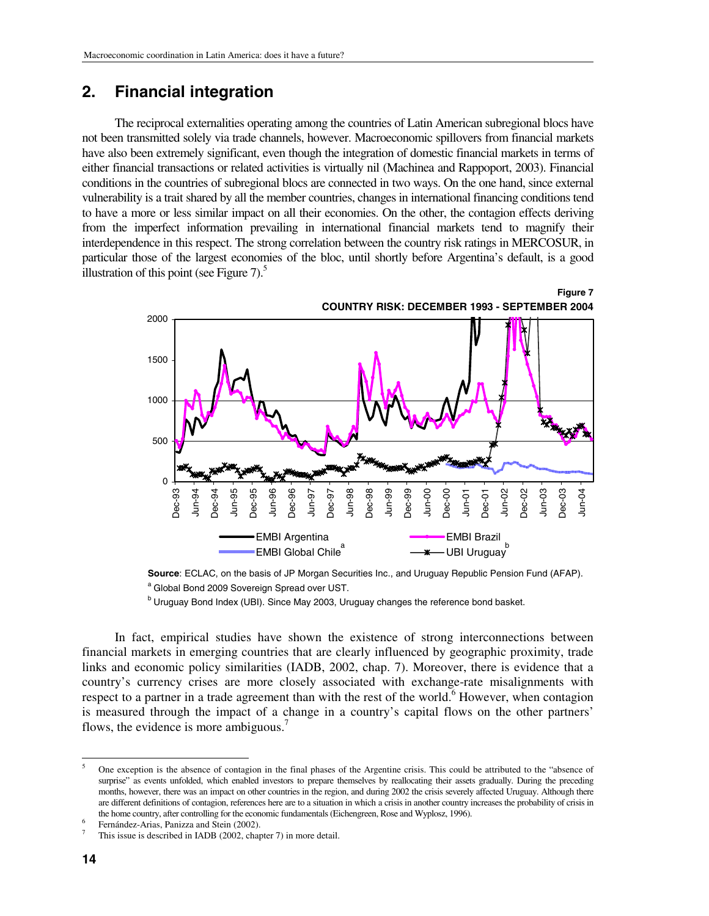## 2. Financial integration

The reciprocal externalities operating among the countries of Latin American subregional blocs have not been transmitted solely via trade channels, however. Macroeconomic spillovers from financial markets have also been extremely significant, even though the integration of domestic financial markets in terms of either financial transactions or related activities is virtually nil (Machinea and Rappoport, 2003). Financial conditions in the countries of subregional blocs are connected in two ways. On the one hand, since external vulnerability is a trait shared by all the member countries, changes in international financing conditions tend to have a more or less similar impact on all their economies. On the other, the contagion effects deriving from the imperfect information prevailing in international financial markets tend to magnify their interdependence in this respect. The strong correlation between the country risk ratings in MERCOSUR, in particular those of the largest economies of the bloc, until shortly before Argentina's default, is a good illustration of this point (see Figure 7).[5]

**Figure 7**

**COUNTRY RISK: DECEMBER 1993 - SEPTEMBER 2004**

**Source**: ECLAC, on the basis of JP Morgan Securities Inc., and Uruguay Republic Pension Fund (AFAP).

[a] Global Bond 2009 Sovereign Spread over UST.

[b] Uruguay Bond Index (UBI). Since May 2003, Uruguay changes the reference bond basket.

In fact, empirical studies have shown the existence of strong interconnections between financial markets in emerging countries that are clearly influenced by geographic proximity, trade links and economic policy similarities (IADB, 2002, chap. 7). Moreover, there is evidence that a country's currency crises are more closely associated with exchange-rate misalignments with respect to a partner in a trade agreement than with the rest of the world.[6] However, when contagion is measured through the impact of a change in a country's capital flows on the other partners' flows, the evidence is more ambiguous.[7]

---

[5] One exception is the absence of contagion in the final phases of the Argentine crisis. This could be attributed to the "absence of surprise" as events unfolded, which enabled investors to prepare themselves by reallocating their assets gradually. During the preceding months, however, there was an impact on other countries in the region, and during 2002 the crisis severely affected Uruguay. Although there are different definitions of contagion, references here are to a situation in which a crisis in another country increases the probability of crisis in the home country, after controlling for the economic fundamentals (Eichengreen, Rose and Wyplosz, 1996).

[6] Fernández-Arias, Panizza and Stein (2002).

[7] This issue is described in IADB (2002, chapter 7) in more detail.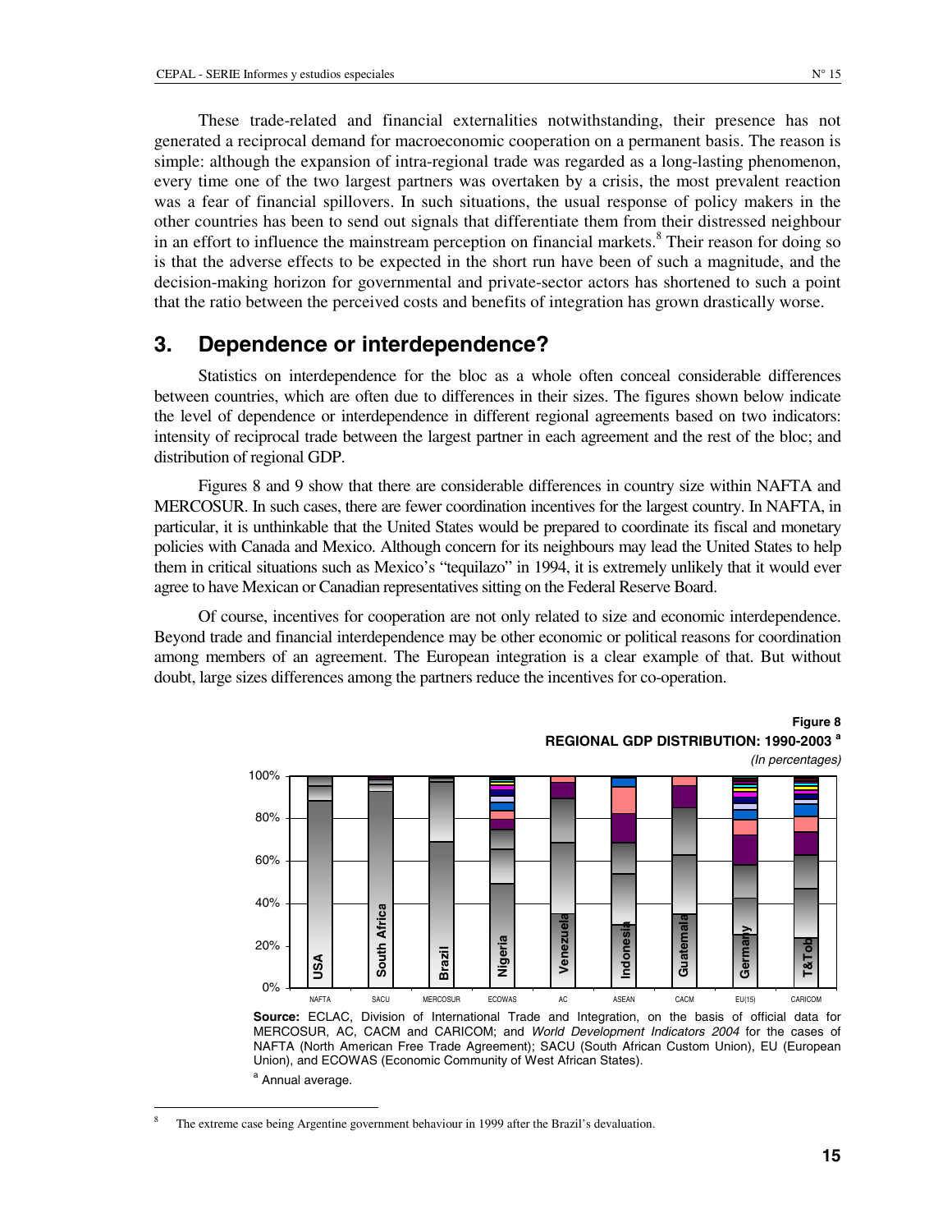These trade-related and financial externalities notwithstanding, their presence has not generated a reciprocal demand for macroeconomic cooperation on a permanent basis. The reason is simple: although the expansion of intra-regional trade was regarded as a long-lasting phenomenon, every time one of the two largest partners was overtaken by a crisis, the most prevalent reaction was a fear of financial spillovers. In such situations, the usual response of policy makers in the other countries has been to send out signals that differentiate them from their distressed neighbour in an effort to influence the mainstream perception on financial markets.[8] Their reason for doing so is that the adverse effects to be expected in the short run have been of such a magnitude, and the decision-making horizon for governmental and private-sector actors has shortened to such a point that the ratio between the perceived costs and benefits of integration has grown drastically worse.

## 3. Dependence or interdependence?

Statistics on interdependence for the bloc as a whole often conceal considerable differences between countries, which are often due to differences in their sizes. The figures shown below indicate the level of dependence or interdependence in different regional agreements based on two indicators: intensity of reciprocal trade between the largest partner in each agreement and the rest of the bloc; and distribution of regional GDP.

Figures 8 and 9 show that there are considerable differences in country size within NAFTA and MERCOSUR. In such cases, there are fewer coordination incentives for the largest country. In NAFTA, in particular, it is unthinkable that the United States would be prepared to coordinate its fiscal and monetary policies with Canada and Mexico. Although concern for its neighbours may lead the United States to help them in critical situations such as Mexico's "tequilazo" in 1994, it is extremely unlikely that it would ever agree to have Mexican or Canadian representatives sitting on the Federal Reserve Board.

Of course, incentives for cooperation are not only related to size and economic interdependence. Beyond trade and financial interdependence may be other economic or political reasons for coordination among members of an agreement. The European integration is a clear example of that. But without doubt, large sizes differences among the partners reduce the incentives for co-operation.

**Figure 8**
**REGIONAL GDP DISTRIBUTION: 1990-2003 [a]**
*(In percentages)*

| Agreement | Largest member | Approx. share of largest member |
|---|---|---|
| NAFTA | USA | ~88% |
| SACU | South Africa | ~93% |
| MERCOSUR | Brazil | ~69% |
| ECOWAS | Nigeria | ~49% |
| AC | Venezuela | ~35% |
| ASEAN | Indonesia | ~30% |
| CACM | Guatemala | ~35% |
| EU(15) | Germany | ~25% |
| CARICOM | T&Tob | ~24% |

**Source:** ECLAC, Division of International Trade and Integration, on the basis of official data for MERCOSUR, AC, CACM and CARICOM; and *World Development Indicators 2004* for the cases of NAFTA (North American Free Trade Agreement); SACU (South African Custom Union), EU (European Union), and ECOWAS (Economic Community of West African States).

[a] Annual average.

[8] The extreme case being Argentine government behaviour in 1999 after the Brazil's devaluation.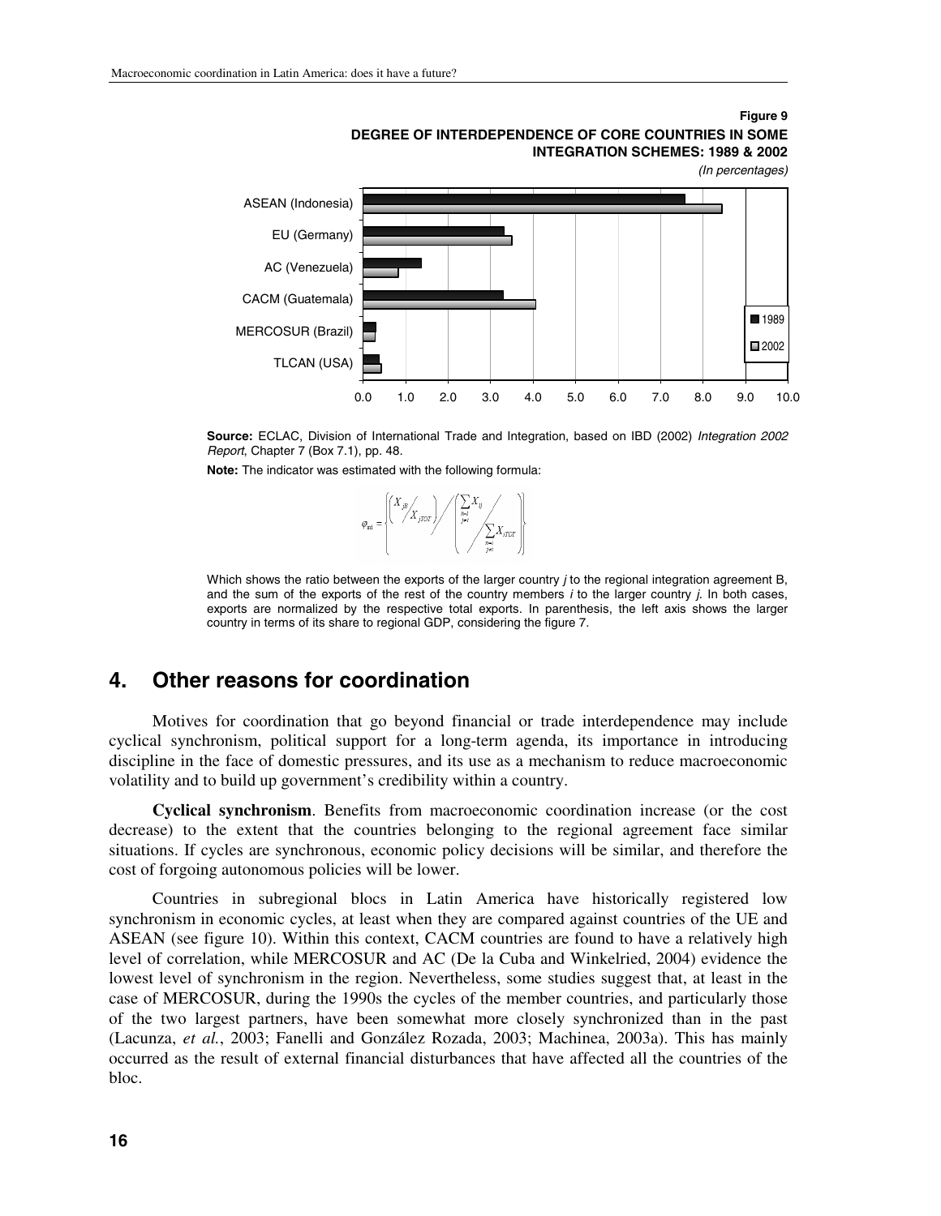**Figure 9**
**DEGREE OF INTERDEPENDENCE OF CORE COUNTRIES IN SOME INTEGRATION SCHEMES: 1989 & 2002**
*(In percentages)*

**Source:** ECLAC, Division of International Trade and Integration, based on IBD (2002) *Integration 2002 Report*, Chapter 7 (Box 7.1), pp. 48.

**Note:** The indicator was estimated with the following formula:

$$\varphi_{int} = \left\{ \left( \frac{X_{jB}}{X_{jTOT}} \right) \Bigg/ \left( \frac{\sum_{\substack{i=1 \\ j \neq i}} X_{ij}}{\sum_{\substack{i=1 \\ j \neq i}} X_{iTOT}} \right) \right\}$$

Which shows the ratio between the exports of the larger country *j* to the regional integration agreement B, and the sum of the exports of the rest of the country members *i* to the larger country *j*. In both cases, exports are normalized by the respective total exports. In parenthesis, the left axis shows the larger country in terms of its share to regional GDP, considering the figure 7.

## 4. Other reasons for coordination

Motives for coordination that go beyond financial or trade interdependence may include cyclical synchronism, political support for a long-term agenda, its importance in introducing discipline in the face of domestic pressures, and its use as a mechanism to reduce macroeconomic volatility and to build up government's credibility within a country.

**Cyclical synchronism**. Benefits from macroeconomic coordination increase (or the cost decrease) to the extent that the countries belonging to the regional agreement face similar situations. If cycles are synchronous, economic policy decisions will be similar, and therefore the cost of forgoing autonomous policies will be lower.

Countries in subregional blocs in Latin America have historically registered low synchronism in economic cycles, at least when they are compared against countries of the UE and ASEAN (see figure 10). Within this context, CACM countries are found to have a relatively high level of correlation, while MERCOSUR and AC (De la Cuba and Winkelried, 2004) evidence the lowest level of synchronism in the region. Nevertheless, some studies suggest that, at least in the case of MERCOSUR, during the 1990s the cycles of the member countries, and particularly those of the two largest partners, have been somewhat more closely synchronized than in the past (Lacunza, *et al.*, 2003; Fanelli and González Rozada, 2003; Machinea, 2003a). This has mainly occurred as the result of external financial disturbances that have affected all the countries of the bloc.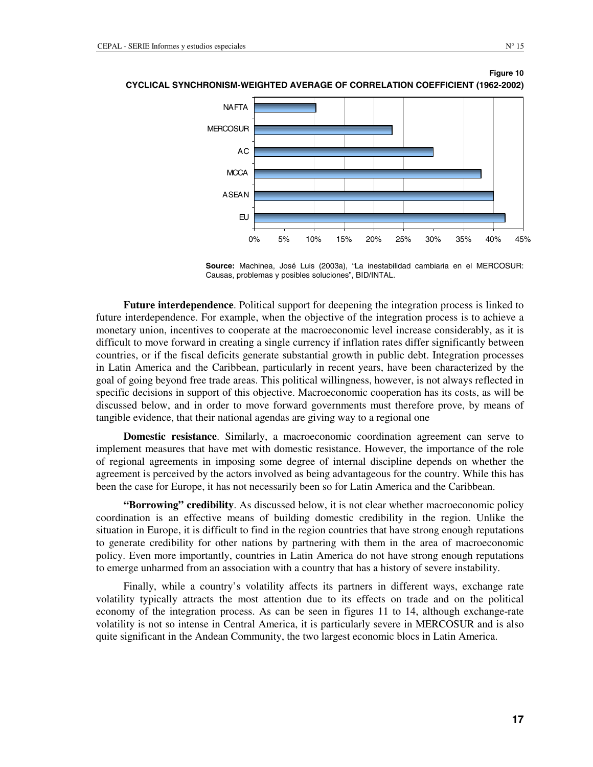**Figure 10**

**CYCLICAL SYNCHRONISM-WEIGHTED AVERAGE OF CORRELATION COEFFICIENT (1962-2002)**

**Source:** Machinea, José Luis (2003a), "La inestabilidad cambiaria en el MERCOSUR: Causas, problemas y posibles soluciones", BID/INTAL.

**Future interdependence**. Political support for deepening the integration process is linked to future interdependence. For example, when the objective of the integration process is to achieve a monetary union, incentives to cooperate at the macroeconomic level increase considerably, as it is difficult to move forward in creating a single currency if inflation rates differ significantly between countries, or if the fiscal deficits generate substantial growth in public debt. Integration processes in Latin America and the Caribbean, particularly in recent years, have been characterized by the goal of going beyond free trade areas. This political willingness, however, is not always reflected in specific decisions in support of this objective. Macroeconomic cooperation has its costs, as will be discussed below, and in order to move forward governments must therefore prove, by means of tangible evidence, that their national agendas are giving way to a regional one

**Domestic resistance**. Similarly, a macroeconomic coordination agreement can serve to implement measures that have met with domestic resistance. However, the importance of the role of regional agreements in imposing some degree of internal discipline depends on whether the agreement is perceived by the actors involved as being advantageous for the country. While this has been the case for Europe, it has not necessarily been so for Latin America and the Caribbean.

**"Borrowing" credibility**. As discussed below, it is not clear whether macroeconomic policy coordination is an effective means of building domestic credibility in the region. Unlike the situation in Europe, it is difficult to find in the region countries that have strong enough reputations to generate credibility for other nations by partnering with them in the area of macroeconomic policy. Even more importantly, countries in Latin America do not have strong enough reputations to emerge unharmed from an association with a country that has a history of severe instability.

Finally, while a country's volatility affects its partners in different ways, exchange rate volatility typically attracts the most attention due to its effects on trade and on the political economy of the integration process. As can be seen in figures 11 to 14, although exchange-rate volatility is not so intense in Central America, it is particularly severe in MERCOSUR and is also quite significant in the Andean Community, the two largest economic blocs in Latin America.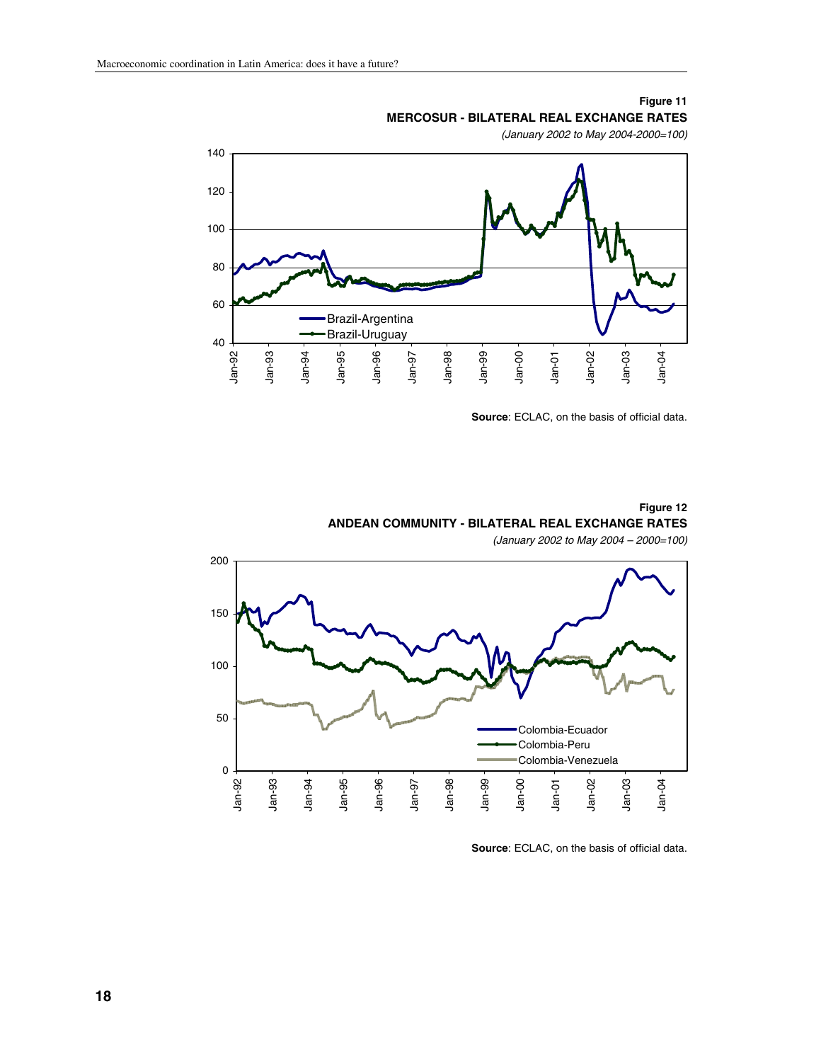**Figure 11**

**MERCOSUR - BILATERAL REAL EXCHANGE RATES**

*(January 2002 to May 2004-2000=100)*

**Source**: ECLAC, on the basis of official data.

**Figure 12**

**ANDEAN COMMUNITY - BILATERAL REAL EXCHANGE RATES**

*(January 2002 to May 2004 – 2000=100)*

**Source**: ECLAC, on the basis of official data.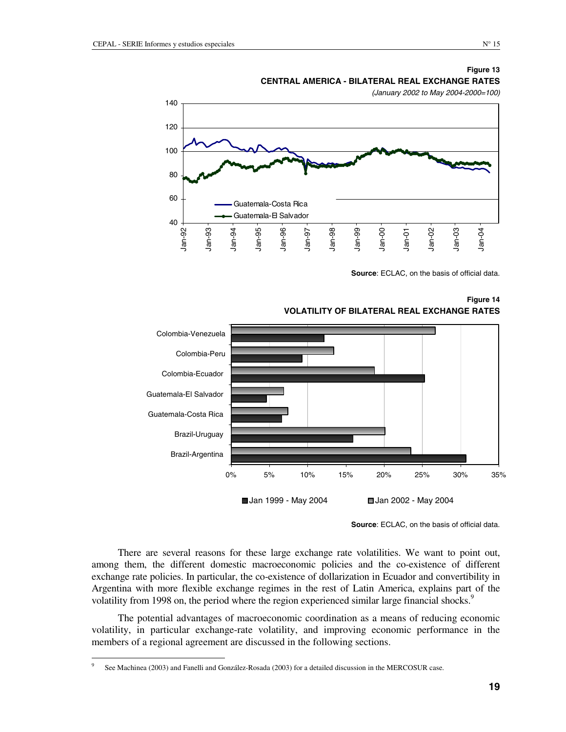**Figure 13**
**CENTRAL AMERICA - BILATERAL REAL EXCHANGE RATES**
*(January 2002 to May 2004-2000=100)*

**Source**: ECLAC, on the basis of official data.

**Figure 14**
**VOLATILITY OF BILATERAL REAL EXCHANGE RATES**

**Source**: ECLAC, on the basis of official data.

There are several reasons for these large exchange rate volatilities. We want to point out, among them, the different domestic macroeconomic policies and the co-existence of different exchange rate policies. In particular, the co-existence of dollarization in Ecuador and convertibility in Argentina with more flexible exchange regimes in the rest of Latin America, explains part of the volatility from 1998 on, the period where the region experienced similar large financial shocks.[9]

The potential advantages of macroeconomic coordination as a means of reducing economic volatility, in particular exchange-rate volatility, and improving economic performance in the members of a regional agreement are discussed in the following sections.

[9] See Machinea (2003) and Fanelli and González-Rosada (2003) for a detailed discussion in the MERCOSUR case.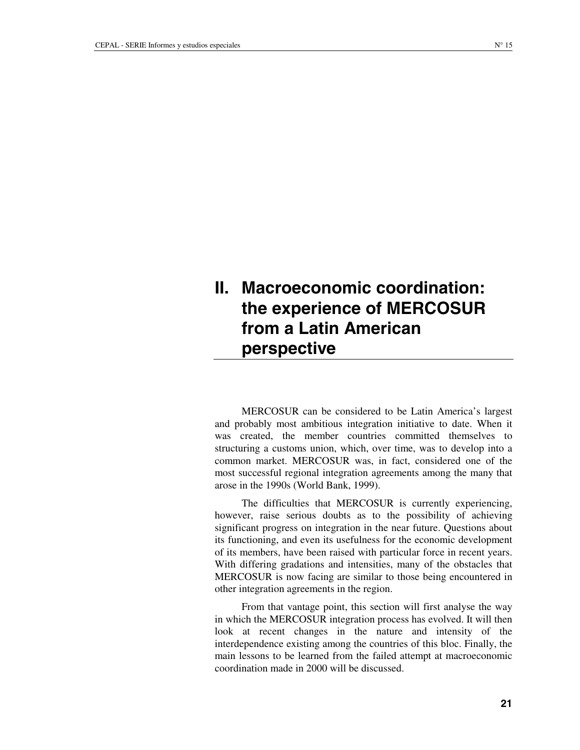# II. Macroeconomic coordination: the experience of MERCOSUR from a Latin American perspective

MERCOSUR can be considered to be Latin America's largest and probably most ambitious integration initiative to date. When it was created, the member countries committed themselves to structuring a customs union, which, over time, was to develop into a common market. MERCOSUR was, in fact, considered one of the most successful regional integration agreements among the many that arose in the 1990s (World Bank, 1999).

The difficulties that MERCOSUR is currently experiencing, however, raise serious doubts as to the possibility of achieving significant progress on integration in the near future. Questions about its functioning, and even its usefulness for the economic development of its members, have been raised with particular force in recent years. With differing gradations and intensities, many of the obstacles that MERCOSUR is now facing are similar to those being encountered in other integration agreements in the region.

From that vantage point, this section will first analyse the way in which the MERCOSUR integration process has evolved. It will then look at recent changes in the nature and intensity of the interdependence existing among the countries of this bloc. Finally, the main lessons to be learned from the failed attempt at macroeconomic coordination made in 2000 will be discussed.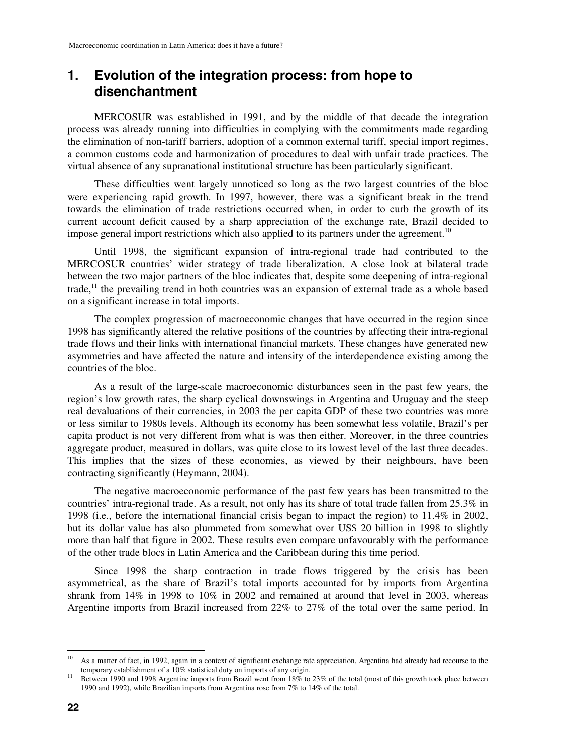## 1. Evolution of the integration process: from hope to disenchantment

MERCOSUR was established in 1991, and by the middle of that decade the integration process was already running into difficulties in complying with the commitments made regarding the elimination of non-tariff barriers, adoption of a common external tariff, special import regimes, a common customs code and harmonization of procedures to deal with unfair trade practices. The virtual absence of any supranational institutional structure has been particularly significant.

These difficulties went largely unnoticed so long as the two largest countries of the bloc were experiencing rapid growth. In 1997, however, there was a significant break in the trend towards the elimination of trade restrictions occurred when, in order to curb the growth of its current account deficit caused by a sharp appreciation of the exchange rate, Brazil decided to impose general import restrictions which also applied to its partners under the agreement.[10]

Until 1998, the significant expansion of intra-regional trade had contributed to the MERCOSUR countries' wider strategy of trade liberalization. A close look at bilateral trade between the two major partners of the bloc indicates that, despite some deepening of intra-regional trade,[11] the prevailing trend in both countries was an expansion of external trade as a whole based on a significant increase in total imports.

The complex progression of macroeconomic changes that have occurred in the region since 1998 has significantly altered the relative positions of the countries by affecting their intra-regional trade flows and their links with international financial markets. These changes have generated new asymmetries and have affected the nature and intensity of the interdependence existing among the countries of the bloc.

As a result of the large-scale macroeconomic disturbances seen in the past few years, the region's low growth rates, the sharp cyclical downswings in Argentina and Uruguay and the steep real devaluations of their currencies, in 2003 the per capita GDP of these two countries was more or less similar to 1980s levels. Although its economy has been somewhat less volatile, Brazil's per capita product is not very different from what is was then either. Moreover, in the three countries aggregate product, measured in dollars, was quite close to its lowest level of the last three decades. This implies that the sizes of these economies, as viewed by their neighbours, have been contracting significantly (Heymann, 2004).

The negative macroeconomic performance of the past few years has been transmitted to the countries' intra-regional trade. As a result, not only has its share of total trade fallen from 25.3% in 1998 (i.e., before the international financial crisis began to impact the region) to 11.4% in 2002, but its dollar value has also plummeted from somewhat over US$ 20 billion in 1998 to slightly more than half that figure in 2002. These results even compare unfavourably with the performance of the other trade blocs in Latin America and the Caribbean during this time period.

Since 1998 the sharp contraction in trade flows triggered by the crisis has been asymmetrical, as the share of Brazil's total imports accounted for by imports from Argentina shrank from 14% in 1998 to 10% in 2002 and remained at around that level in 2003, whereas Argentine imports from Brazil increased from 22% to 27% of the total over the same period. In

---

[10] As a matter of fact, in 1992, again in a context of significant exchange rate appreciation, Argentina had already had recourse to the temporary establishment of a 10% statistical duty on imports of any origin.

[11] Between 1990 and 1998 Argentine imports from Brazil went from 18% to 23% of the total (most of this growth took place between 1990 and 1992), while Brazilian imports from Argentina rose from 7% to 14% of the total.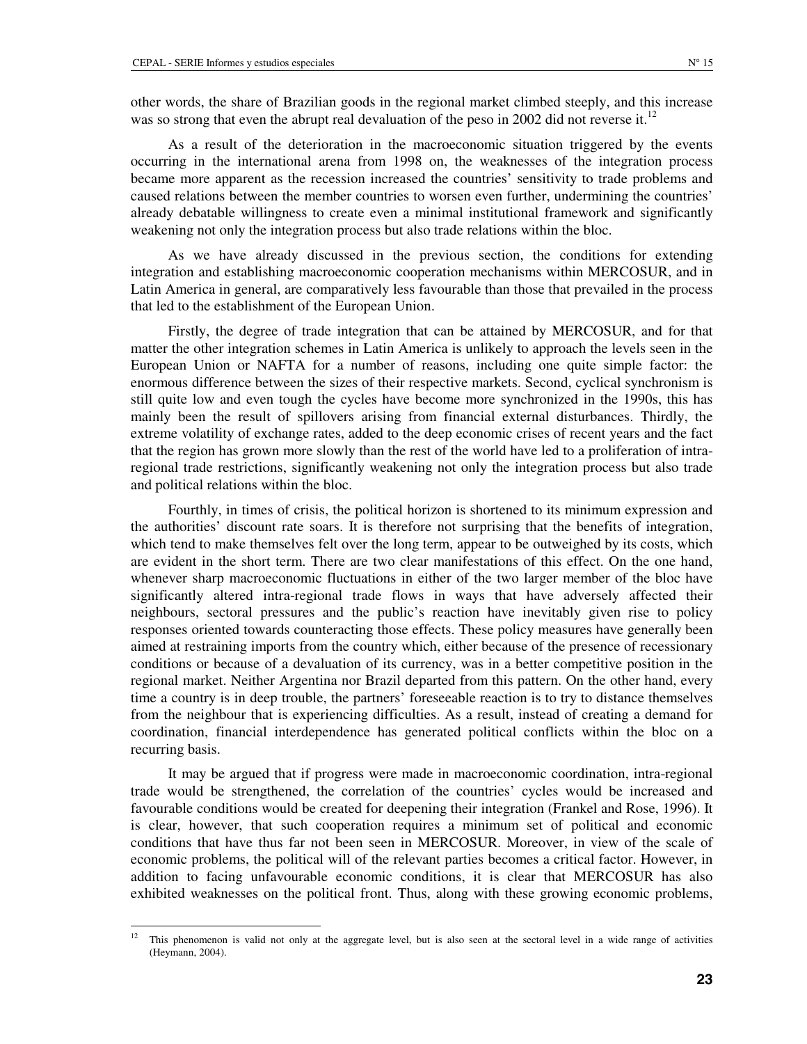other words, the share of Brazilian goods in the regional market climbed steeply, and this increase was so strong that even the abrupt real devaluation of the peso in 2002 did not reverse it.[12]

As a result of the deterioration in the macroeconomic situation triggered by the events occurring in the international arena from 1998 on, the weaknesses of the integration process became more apparent as the recession increased the countries' sensitivity to trade problems and caused relations between the member countries to worsen even further, undermining the countries' already debatable willingness to create even a minimal institutional framework and significantly weakening not only the integration process but also trade relations within the bloc.

As we have already discussed in the previous section, the conditions for extending integration and establishing macroeconomic cooperation mechanisms within MERCOSUR, and in Latin America in general, are comparatively less favourable than those that prevailed in the process that led to the establishment of the European Union.

Firstly, the degree of trade integration that can be attained by MERCOSUR, and for that matter the other integration schemes in Latin America is unlikely to approach the levels seen in the European Union or NAFTA for a number of reasons, including one quite simple factor: the enormous difference between the sizes of their respective markets. Second, cyclical synchronism is still quite low and even tough the cycles have become more synchronized in the 1990s, this has mainly been the result of spillovers arising from financial external disturbances. Thirdly, the extreme volatility of exchange rates, added to the deep economic crises of recent years and the fact that the region has grown more slowly than the rest of the world have led to a proliferation of intra-regional trade restrictions, significantly weakening not only the integration process but also trade and political relations within the bloc.

Fourthly, in times of crisis, the political horizon is shortened to its minimum expression and the authorities' discount rate soars. It is therefore not surprising that the benefits of integration, which tend to make themselves felt over the long term, appear to be outweighed by its costs, which are evident in the short term. There are two clear manifestations of this effect. On the one hand, whenever sharp macroeconomic fluctuations in either of the two larger member of the bloc have significantly altered intra-regional trade flows in ways that have adversely affected their neighbours, sectoral pressures and the public's reaction have inevitably given rise to policy responses oriented towards counteracting those effects. These policy measures have generally been aimed at restraining imports from the country which, either because of the presence of recessionary conditions or because of a devaluation of its currency, was in a better competitive position in the regional market. Neither Argentina nor Brazil departed from this pattern. On the other hand, every time a country is in deep trouble, the partners' foreseeable reaction is to try to distance themselves from the neighbour that is experiencing difficulties. As a result, instead of creating a demand for coordination, financial interdependence has generated political conflicts within the bloc on a recurring basis.

It may be argued that if progress were made in macroeconomic coordination, intra-regional trade would be strengthened, the correlation of the countries' cycles would be increased and favourable conditions would be created for deepening their integration (Frankel and Rose, 1996). It is clear, however, that such cooperation requires a minimum set of political and economic conditions that have thus far not been seen in MERCOSUR. Moreover, in view of the scale of economic problems, the political will of the relevant parties becomes a critical factor. However, in addition to facing unfavourable economic conditions, it is clear that MERCOSUR has also exhibited weaknesses on the political front. Thus, along with these growing economic problems,

---

[12] This phenomenon is valid not only at the aggregate level, but is also seen at the sectoral level in a wide range of activities (Heymann, 2004).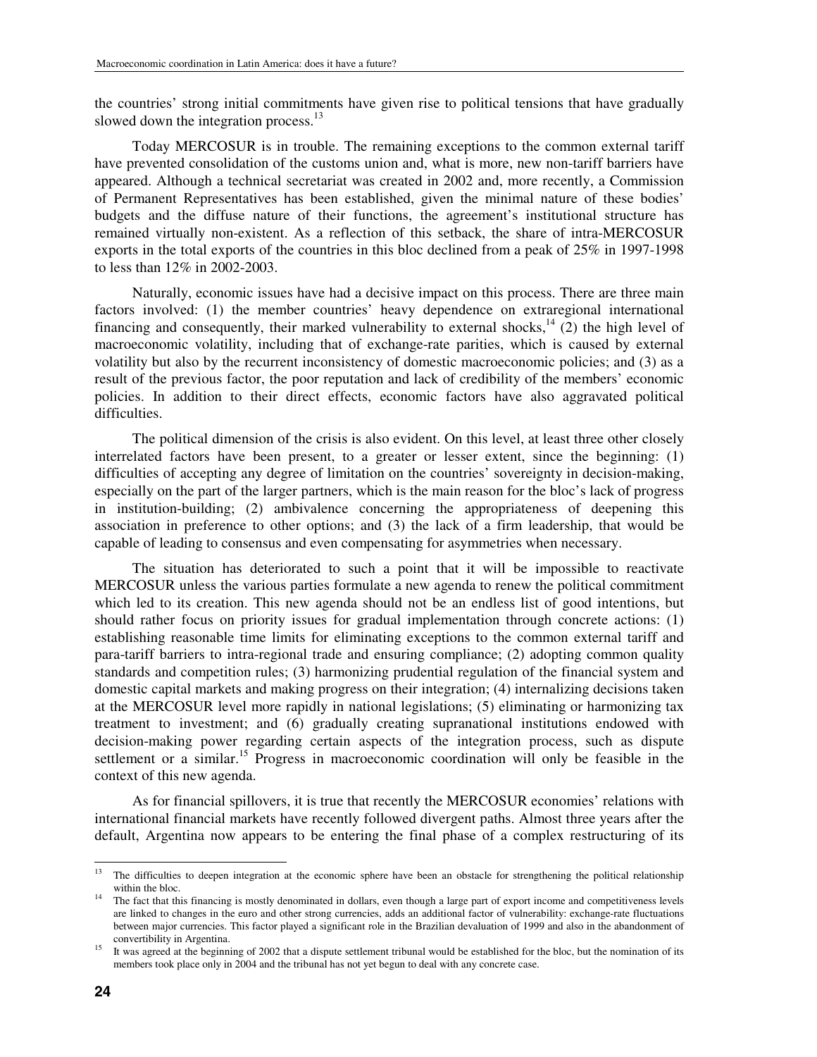the countries' strong initial commitments have given rise to political tensions that have gradually slowed down the integration process.[13]

Today MERCOSUR is in trouble. The remaining exceptions to the common external tariff have prevented consolidation of the customs union and, what is more, new non-tariff barriers have appeared. Although a technical secretariat was created in 2002 and, more recently, a Commission of Permanent Representatives has been established, given the minimal nature of these bodies' budgets and the diffuse nature of their functions, the agreement's institutional structure has remained virtually non-existent. As a reflection of this setback, the share of intra-MERCOSUR exports in the total exports of the countries in this bloc declined from a peak of 25% in 1997-1998 to less than 12% in 2002-2003.

Naturally, economic issues have had a decisive impact on this process. There are three main factors involved: (1) the member countries' heavy dependence on extraregional international financing and consequently, their marked vulnerability to external shocks,[14] (2) the high level of macroeconomic volatility, including that of exchange-rate parities, which is caused by external volatility but also by the recurrent inconsistency of domestic macroeconomic policies; and (3) as a result of the previous factor, the poor reputation and lack of credibility of the members' economic policies. In addition to their direct effects, economic factors have also aggravated political difficulties.

The political dimension of the crisis is also evident. On this level, at least three other closely interrelated factors have been present, to a greater or lesser extent, since the beginning: (1) difficulties of accepting any degree of limitation on the countries' sovereignty in decision-making, especially on the part of the larger partners, which is the main reason for the bloc's lack of progress in institution-building; (2) ambivalence concerning the appropriateness of deepening this association in preference to other options; and (3) the lack of a firm leadership, that would be capable of leading to consensus and even compensating for asymmetries when necessary.

The situation has deteriorated to such a point that it will be impossible to reactivate MERCOSUR unless the various parties formulate a new agenda to renew the political commitment which led to its creation. This new agenda should not be an endless list of good intentions, but should rather focus on priority issues for gradual implementation through concrete actions: (1) establishing reasonable time limits for eliminating exceptions to the common external tariff and para-tariff barriers to intra-regional trade and ensuring compliance; (2) adopting common quality standards and competition rules; (3) harmonizing prudential regulation of the financial system and domestic capital markets and making progress on their integration; (4) internalizing decisions taken at the MERCOSUR level more rapidly in national legislations; (5) eliminating or harmonizing tax treatment to investment; and (6) gradually creating supranational institutions endowed with decision-making power regarding certain aspects of the integration process, such as dispute settlement or a similar.[15] Progress in macroeconomic coordination will only be feasible in the context of this new agenda.

As for financial spillovers, it is true that recently the MERCOSUR economies' relations with international financial markets have recently followed divergent paths. Almost three years after the default, Argentina now appears to be entering the final phase of a complex restructuring of its

---

[13] The difficulties to deepen integration at the economic sphere have been an obstacle for strengthening the political relationship within the bloc.

[14] The fact that this financing is mostly denominated in dollars, even though a large part of export income and competitiveness levels are linked to changes in the euro and other strong currencies, adds an additional factor of vulnerability: exchange-rate fluctuations between major currencies. This factor played a significant role in the Brazilian devaluation of 1999 and also in the abandonment of convertibility in Argentina.

[15] It was agreed at the beginning of 2002 that a dispute settlement tribunal would be established for the bloc, but the nomination of its members took place only in 2004 and the tribunal has not yet begun to deal with any concrete case.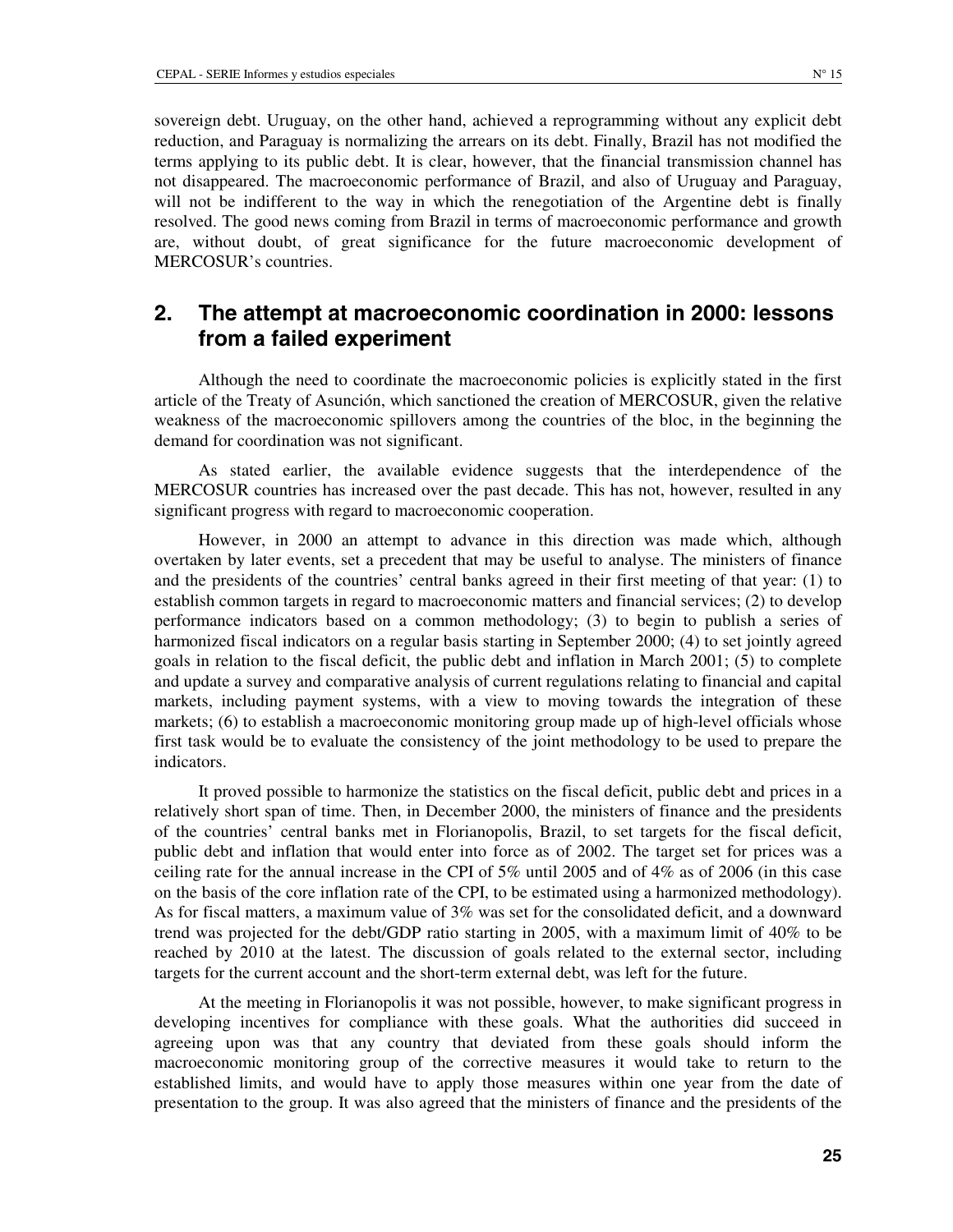sovereign debt. Uruguay, on the other hand, achieved a reprogramming without any explicit debt reduction, and Paraguay is normalizing the arrears on its debt. Finally, Brazil has not modified the terms applying to its public debt. It is clear, however, that the financial transmission channel has not disappeared. The macroeconomic performance of Brazil, and also of Uruguay and Paraguay, will not be indifferent to the way in which the renegotiation of the Argentine debt is finally resolved. The good news coming from Brazil in terms of macroeconomic performance and growth are, without doubt, of great significance for the future macroeconomic development of MERCOSUR's countries.

## 2. The attempt at macroeconomic coordination in 2000: lessons from a failed experiment

Although the need to coordinate the macroeconomic policies is explicitly stated in the first article of the Treaty of Asunción, which sanctioned the creation of MERCOSUR, given the relative weakness of the macroeconomic spillovers among the countries of the bloc, in the beginning the demand for coordination was not significant.

As stated earlier, the available evidence suggests that the interdependence of the MERCOSUR countries has increased over the past decade. This has not, however, resulted in any significant progress with regard to macroeconomic cooperation.

However, in 2000 an attempt to advance in this direction was made which, although overtaken by later events, set a precedent that may be useful to analyse. The ministers of finance and the presidents of the countries' central banks agreed in their first meeting of that year: (1) to establish common targets in regard to macroeconomic matters and financial services; (2) to develop performance indicators based on a common methodology; (3) to begin to publish a series of harmonized fiscal indicators on a regular basis starting in September 2000; (4) to set jointly agreed goals in relation to the fiscal deficit, the public debt and inflation in March 2001; (5) to complete and update a survey and comparative analysis of current regulations relating to financial and capital markets, including payment systems, with a view to moving towards the integration of these markets; (6) to establish a macroeconomic monitoring group made up of high-level officials whose first task would be to evaluate the consistency of the joint methodology to be used to prepare the indicators.

It proved possible to harmonize the statistics on the fiscal deficit, public debt and prices in a relatively short span of time. Then, in December 2000, the ministers of finance and the presidents of the countries' central banks met in Florianopolis, Brazil, to set targets for the fiscal deficit, public debt and inflation that would enter into force as of 2002. The target set for prices was a ceiling rate for the annual increase in the CPI of 5% until 2005 and of 4% as of 2006 (in this case on the basis of the core inflation rate of the CPI, to be estimated using a harmonized methodology). As for fiscal matters, a maximum value of 3% was set for the consolidated deficit, and a downward trend was projected for the debt/GDP ratio starting in 2005, with a maximum limit of 40% to be reached by 2010 at the latest. The discussion of goals related to the external sector, including targets for the current account and the short-term external debt, was left for the future.

At the meeting in Florianopolis it was not possible, however, to make significant progress in developing incentives for compliance with these goals. What the authorities did succeed in agreeing upon was that any country that deviated from these goals should inform the macroeconomic monitoring group of the corrective measures it would take to return to the established limits, and would have to apply those measures within one year from the date of presentation to the group. It was also agreed that the ministers of finance and the presidents of the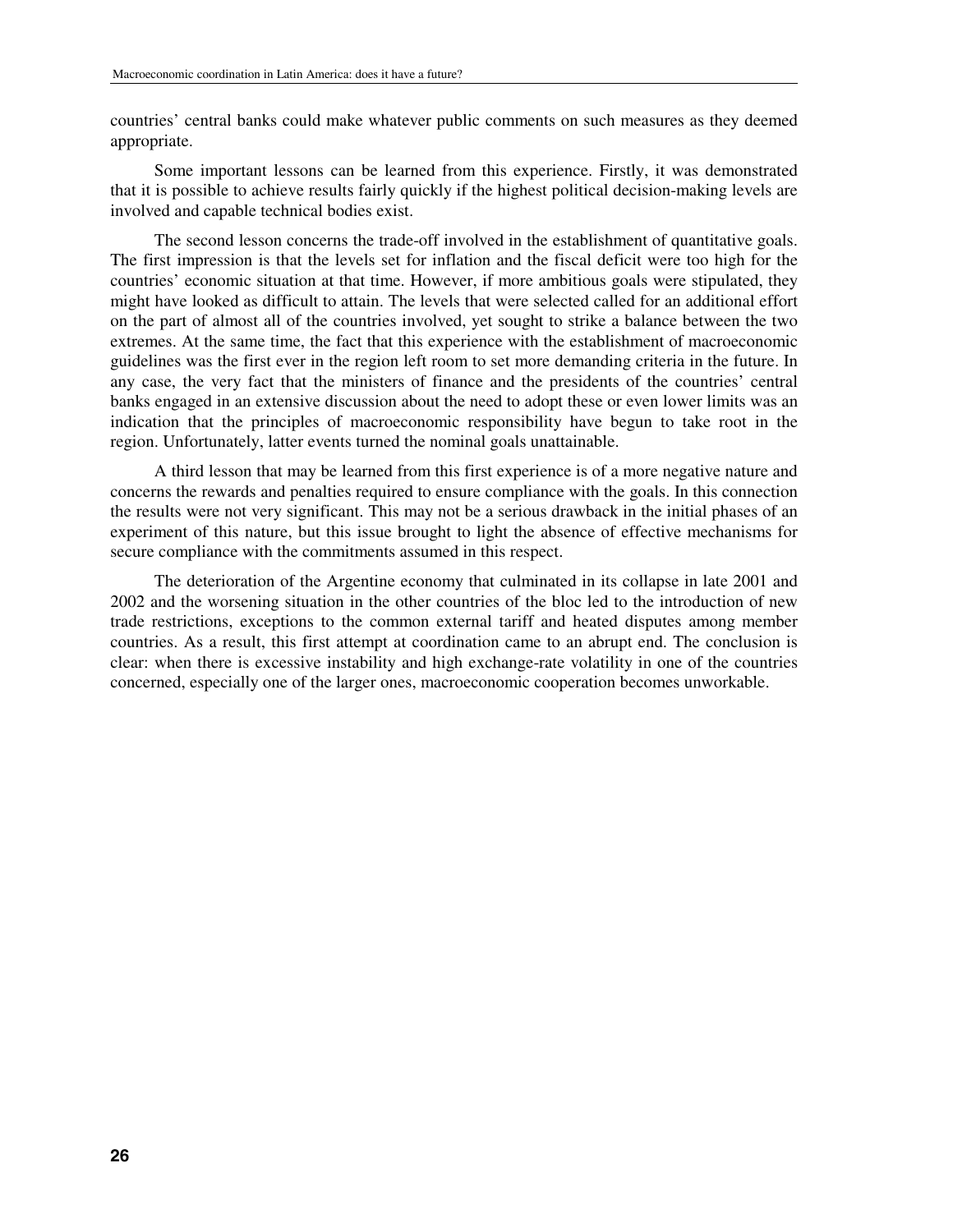countries' central banks could make whatever public comments on such measures as they deemed appropriate.

Some important lessons can be learned from this experience. Firstly, it was demonstrated that it is possible to achieve results fairly quickly if the highest political decision-making levels are involved and capable technical bodies exist.

The second lesson concerns the trade-off involved in the establishment of quantitative goals. The first impression is that the levels set for inflation and the fiscal deficit were too high for the countries' economic situation at that time. However, if more ambitious goals were stipulated, they might have looked as difficult to attain. The levels that were selected called for an additional effort on the part of almost all of the countries involved, yet sought to strike a balance between the two extremes. At the same time, the fact that this experience with the establishment of macroeconomic guidelines was the first ever in the region left room to set more demanding criteria in the future. In any case, the very fact that the ministers of finance and the presidents of the countries' central banks engaged in an extensive discussion about the need to adopt these or even lower limits was an indication that the principles of macroeconomic responsibility have begun to take root in the region. Unfortunately, latter events turned the nominal goals unattainable.

A third lesson that may be learned from this first experience is of a more negative nature and concerns the rewards and penalties required to ensure compliance with the goals. In this connection the results were not very significant. This may not be a serious drawback in the initial phases of an experiment of this nature, but this issue brought to light the absence of effective mechanisms for secure compliance with the commitments assumed in this respect.

The deterioration of the Argentine economy that culminated in its collapse in late 2001 and 2002 and the worsening situation in the other countries of the bloc led to the introduction of new trade restrictions, exceptions to the common external tariff and heated disputes among member countries. As a result, this first attempt at coordination came to an abrupt end. The conclusion is clear: when there is excessive instability and high exchange-rate volatility in one of the countries concerned, especially one of the larger ones, macroeconomic cooperation becomes unworkable.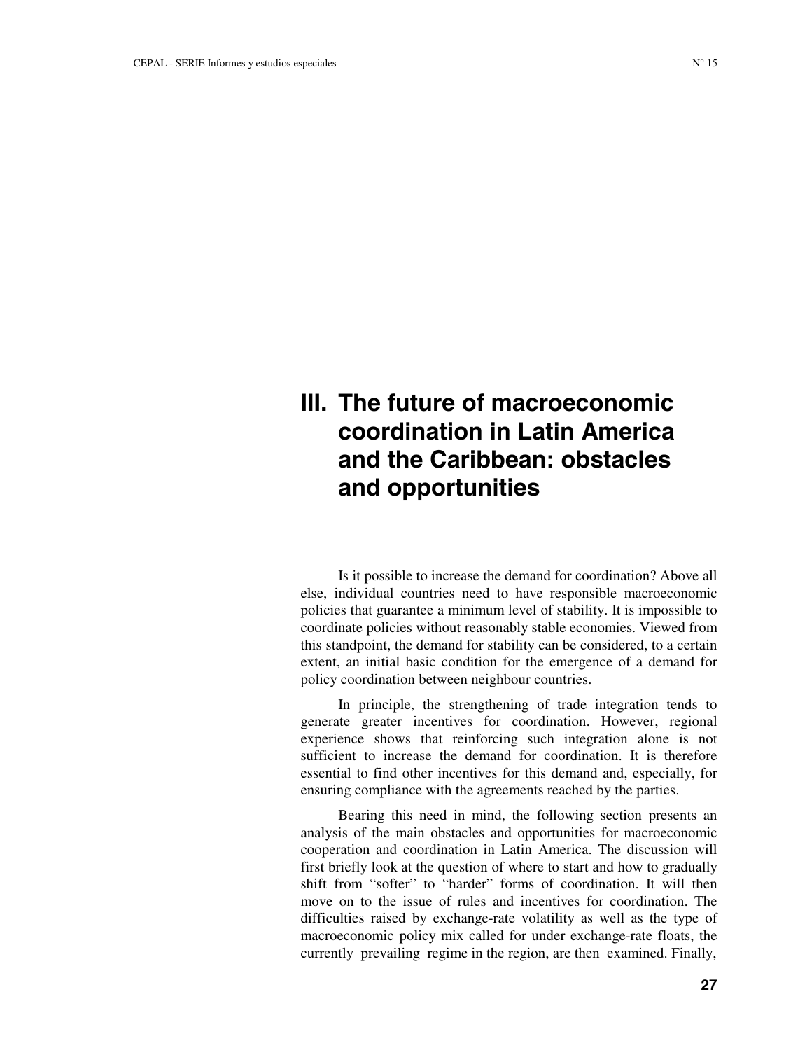# III. The future of macroeconomic coordination in Latin America and the Caribbean: obstacles and opportunities

Is it possible to increase the demand for coordination? Above all else, individual countries need to have responsible macroeconomic policies that guarantee a minimum level of stability. It is impossible to coordinate policies without reasonably stable economies. Viewed from this standpoint, the demand for stability can be considered, to a certain extent, an initial basic condition for the emergence of a demand for policy coordination between neighbour countries.

In principle, the strengthening of trade integration tends to generate greater incentives for coordination. However, regional experience shows that reinforcing such integration alone is not sufficient to increase the demand for coordination. It is therefore essential to find other incentives for this demand and, especially, for ensuring compliance with the agreements reached by the parties.

Bearing this need in mind, the following section presents an analysis of the main obstacles and opportunities for macroeconomic cooperation and coordination in Latin America. The discussion will first briefly look at the question of where to start and how to gradually shift from "softer" to "harder" forms of coordination. It will then move on to the issue of rules and incentives for coordination. The difficulties raised by exchange-rate volatility as well as the type of macroeconomic policy mix called for under exchange-rate floats, the currently prevailing regime in the region, are then examined. Finally,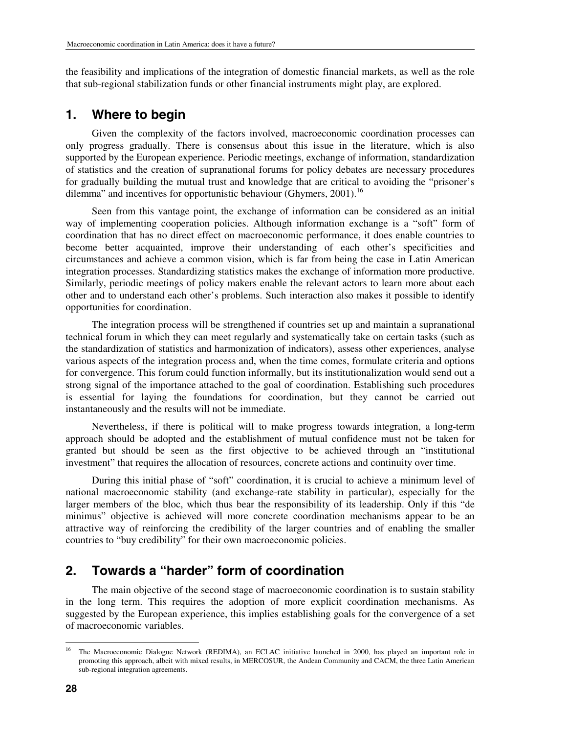the feasibility and implications of the integration of domestic financial markets, as well as the role that sub-regional stabilization funds or other financial instruments might play, are explored.

## 1. Where to begin

Given the complexity of the factors involved, macroeconomic coordination processes can only progress gradually. There is consensus about this issue in the literature, which is also supported by the European experience. Periodic meetings, exchange of information, standardization of statistics and the creation of supranational forums for policy debates are necessary procedures for gradually building the mutual trust and knowledge that are critical to avoiding the "prisoner's dilemma" and incentives for opportunistic behaviour (Ghymers, 2001).[16]

Seen from this vantage point, the exchange of information can be considered as an initial way of implementing cooperation policies. Although information exchange is a "soft" form of coordination that has no direct effect on macroeconomic performance, it does enable countries to become better acquainted, improve their understanding of each other's specificities and circumstances and achieve a common vision, which is far from being the case in Latin American integration processes. Standardizing statistics makes the exchange of information more productive. Similarly, periodic meetings of policy makers enable the relevant actors to learn more about each other and to understand each other's problems. Such interaction also makes it possible to identify opportunities for coordination.

The integration process will be strengthened if countries set up and maintain a supranational technical forum in which they can meet regularly and systematically take on certain tasks (such as the standardization of statistics and harmonization of indicators), assess other experiences, analyse various aspects of the integration process and, when the time comes, formulate criteria and options for convergence. This forum could function informally, but its institutionalization would send out a strong signal of the importance attached to the goal of coordination. Establishing such procedures is essential for laying the foundations for coordination, but they cannot be carried out instantaneously and the results will not be immediate.

Nevertheless, if there is political will to make progress towards integration, a long-term approach should be adopted and the establishment of mutual confidence must not be taken for granted but should be seen as the first objective to be achieved through an "institutional investment" that requires the allocation of resources, concrete actions and continuity over time.

During this initial phase of "soft" coordination, it is crucial to achieve a minimum level of national macroeconomic stability (and exchange-rate stability in particular), especially for the larger members of the bloc, which thus bear the responsibility of its leadership. Only if this "de minimus" objective is achieved will more concrete coordination mechanisms appear to be an attractive way of reinforcing the credibility of the larger countries and of enabling the smaller countries to "buy credibility" for their own macroeconomic policies.

## 2. Towards a "harder" form of coordination

The main objective of the second stage of macroeconomic coordination is to sustain stability in the long term. This requires the adoption of more explicit coordination mechanisms. As suggested by the European experience, this implies establishing goals for the convergence of a set of macroeconomic variables.

---

[16] The Macroeconomic Dialogue Network (REDIMA), an ECLAC initiative launched in 2000, has played an important role in promoting this approach, albeit with mixed results, in MERCOSUR, the Andean Community and CACM, the three Latin American sub-regional integration agreements.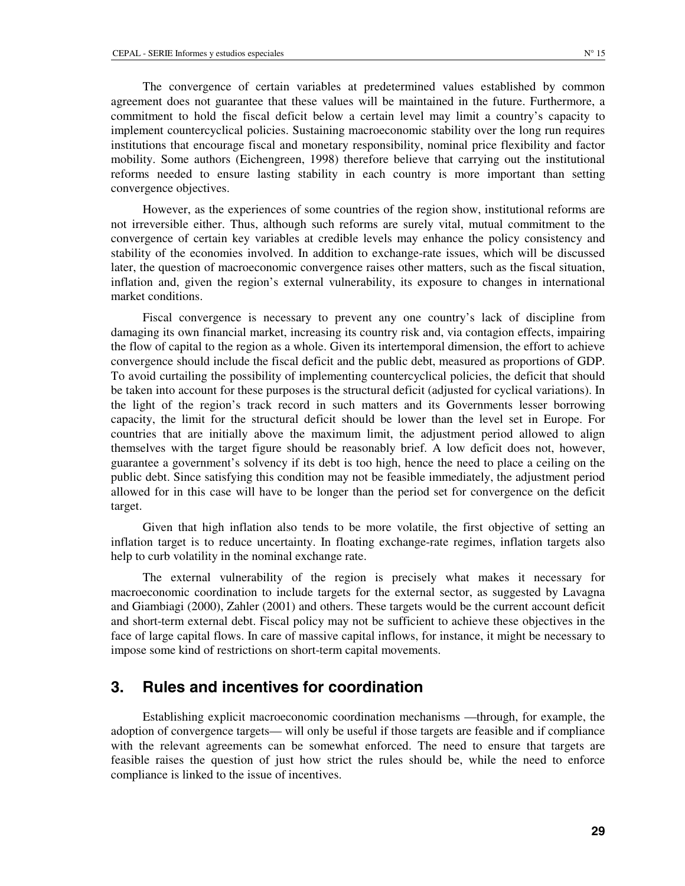The convergence of certain variables at predetermined values established by common agreement does not guarantee that these values will be maintained in the future. Furthermore, a commitment to hold the fiscal deficit below a certain level may limit a country's capacity to implement countercyclical policies. Sustaining macroeconomic stability over the long run requires institutions that encourage fiscal and monetary responsibility, nominal price flexibility and factor mobility. Some authors (Eichengreen, 1998) therefore believe that carrying out the institutional reforms needed to ensure lasting stability in each country is more important than setting convergence objectives.

However, as the experiences of some countries of the region show, institutional reforms are not irreversible either. Thus, although such reforms are surely vital, mutual commitment to the convergence of certain key variables at credible levels may enhance the policy consistency and stability of the economies involved. In addition to exchange-rate issues, which will be discussed later, the question of macroeconomic convergence raises other matters, such as the fiscal situation, inflation and, given the region's external vulnerability, its exposure to changes in international market conditions.

Fiscal convergence is necessary to prevent any one country's lack of discipline from damaging its own financial market, increasing its country risk and, via contagion effects, impairing the flow of capital to the region as a whole. Given its intertemporal dimension, the effort to achieve convergence should include the fiscal deficit and the public debt, measured as proportions of GDP. To avoid curtailing the possibility of implementing countercyclical policies, the deficit that should be taken into account for these purposes is the structural deficit (adjusted for cyclical variations). In the light of the region's track record in such matters and its Governments lesser borrowing capacity, the limit for the structural deficit should be lower than the level set in Europe. For countries that are initially above the maximum limit, the adjustment period allowed to align themselves with the target figure should be reasonably brief. A low deficit does not, however, guarantee a government's solvency if its debt is too high, hence the need to place a ceiling on the public debt. Since satisfying this condition may not be feasible immediately, the adjustment period allowed for in this case will have to be longer than the period set for convergence on the deficit target.

Given that high inflation also tends to be more volatile, the first objective of setting an inflation target is to reduce uncertainty. In floating exchange-rate regimes, inflation targets also help to curb volatility in the nominal exchange rate.

The external vulnerability of the region is precisely what makes it necessary for macroeconomic coordination to include targets for the external sector, as suggested by Lavagna and Giambiagi (2000), Zahler (2001) and others. These targets would be the current account deficit and short-term external debt. Fiscal policy may not be sufficient to achieve these objectives in the face of large capital flows. In care of massive capital inflows, for instance, it might be necessary to impose some kind of restrictions on short-term capital movements.

## 3. Rules and incentives for coordination

Establishing explicit macroeconomic coordination mechanisms —through, for example, the adoption of convergence targets— will only be useful if those targets are feasible and if compliance with the relevant agreements can be somewhat enforced. The need to ensure that targets are feasible raises the question of just how strict the rules should be, while the need to enforce compliance is linked to the issue of incentives.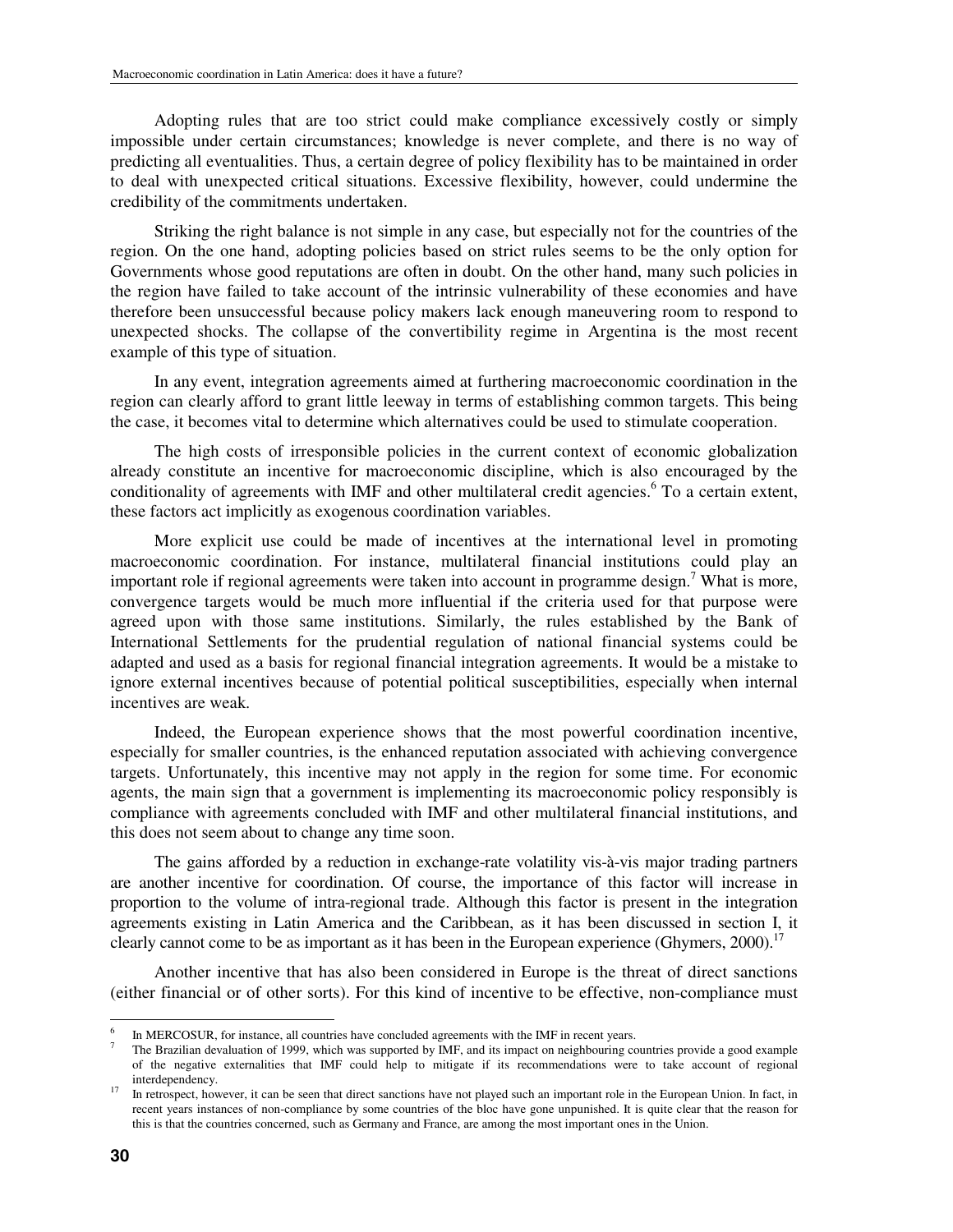Adopting rules that are too strict could make compliance excessively costly or simply impossible under certain circumstances; knowledge is never complete, and there is no way of predicting all eventualities. Thus, a certain degree of policy flexibility has to be maintained in order to deal with unexpected critical situations. Excessive flexibility, however, could undermine the credibility of the commitments undertaken.

Striking the right balance is not simple in any case, but especially not for the countries of the region. On the one hand, adopting policies based on strict rules seems to be the only option for Governments whose good reputations are often in doubt. On the other hand, many such policies in the region have failed to take account of the intrinsic vulnerability of these economies and have therefore been unsuccessful because policy makers lack enough maneuvering room to respond to unexpected shocks. The collapse of the convertibility regime in Argentina is the most recent example of this type of situation.

In any event, integration agreements aimed at furthering macroeconomic coordination in the region can clearly afford to grant little leeway in terms of establishing common targets. This being the case, it becomes vital to determine which alternatives could be used to stimulate cooperation.

The high costs of irresponsible policies in the current context of economic globalization already constitute an incentive for macroeconomic discipline, which is also encouraged by the conditionality of agreements with IMF and other multilateral credit agencies.[6] To a certain extent, these factors act implicitly as exogenous coordination variables.

More explicit use could be made of incentives at the international level in promoting macroeconomic coordination. For instance, multilateral financial institutions could play an important role if regional agreements were taken into account in programme design.[7] What is more, convergence targets would be much more influential if the criteria used for that purpose were agreed upon with those same institutions. Similarly, the rules established by the Bank of International Settlements for the prudential regulation of national financial systems could be adapted and used as a basis for regional financial integration agreements. It would be a mistake to ignore external incentives because of potential political susceptibilities, especially when internal incentives are weak.

Indeed, the European experience shows that the most powerful coordination incentive, especially for smaller countries, is the enhanced reputation associated with achieving convergence targets. Unfortunately, this incentive may not apply in the region for some time. For economic agents, the main sign that a government is implementing its macroeconomic policy responsibly is compliance with agreements concluded with IMF and other multilateral financial institutions, and this does not seem about to change any time soon.

The gains afforded by a reduction in exchange-rate volatility vis-à-vis major trading partners are another incentive for coordination. Of course, the importance of this factor will increase in proportion to the volume of intra-regional trade. Although this factor is present in the integration agreements existing in Latin America and the Caribbean, as it has been discussed in section I, it clearly cannot come to be as important as it has been in the European experience (Ghymers, 2000).[17]

Another incentive that has also been considered in Europe is the threat of direct sanctions (either financial or of other sorts). For this kind of incentive to be effective, non-compliance must

---

[6] In MERCOSUR, for instance, all countries have concluded agreements with the IMF in recent years.

[7] The Brazilian devaluation of 1999, which was supported by IMF, and its impact on neighbouring countries provide a good example of the negative externalities that IMF could help to mitigate if its recommendations were to take account of regional interdependency.

[17] In retrospect, however, it can be seen that direct sanctions have not played such an important role in the European Union. In fact, in recent years instances of non-compliance by some countries of the bloc have gone unpunished. It is quite clear that the reason for this is that the countries concerned, such as Germany and France, are among the most important ones in the Union.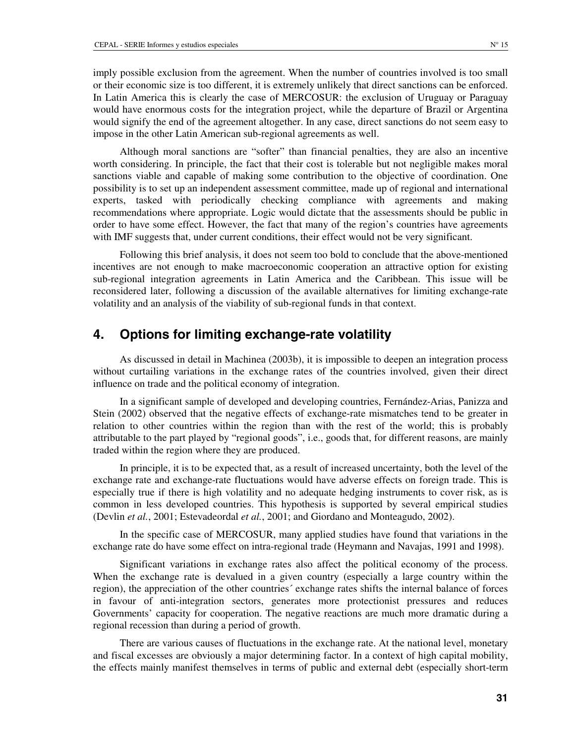imply possible exclusion from the agreement. When the number of countries involved is too small or their economic size is too different, it is extremely unlikely that direct sanctions can be enforced. In Latin America this is clearly the case of MERCOSUR: the exclusion of Uruguay or Paraguay would have enormous costs for the integration project, while the departure of Brazil or Argentina would signify the end of the agreement altogether. In any case, direct sanctions do not seem easy to impose in the other Latin American sub-regional agreements as well.

Although moral sanctions are "softer" than financial penalties, they are also an incentive worth considering. In principle, the fact that their cost is tolerable but not negligible makes moral sanctions viable and capable of making some contribution to the objective of coordination. One possibility is to set up an independent assessment committee, made up of regional and international experts, tasked with periodically checking compliance with agreements and making recommendations where appropriate. Logic would dictate that the assessments should be public in order to have some effect. However, the fact that many of the region's countries have agreements with IMF suggests that, under current conditions, their effect would not be very significant.

Following this brief analysis, it does not seem too bold to conclude that the above-mentioned incentives are not enough to make macroeconomic cooperation an attractive option for existing sub-regional integration agreements in Latin America and the Caribbean. This issue will be reconsidered later, following a discussion of the available alternatives for limiting exchange-rate volatility and an analysis of the viability of sub-regional funds in that context.

## 4. Options for limiting exchange-rate volatility

As discussed in detail in Machinea (2003b), it is impossible to deepen an integration process without curtailing variations in the exchange rates of the countries involved, given their direct influence on trade and the political economy of integration.

In a significant sample of developed and developing countries, Fernández-Arias, Panizza and Stein (2002) observed that the negative effects of exchange-rate mismatches tend to be greater in relation to other countries within the region than with the rest of the world; this is probably attributable to the part played by "regional goods", i.e., goods that, for different reasons, are mainly traded within the region where they are produced.

In principle, it is to be expected that, as a result of increased uncertainty, both the level of the exchange rate and exchange-rate fluctuations would have adverse effects on foreign trade. This is especially true if there is high volatility and no adequate hedging instruments to cover risk, as is common in less developed countries. This hypothesis is supported by several empirical studies (Devlin *et al.*, 2001; Estevadeordal *et al.*, 2001; and Giordano and Monteagudo, 2002).

In the specific case of MERCOSUR, many applied studies have found that variations in the exchange rate do have some effect on intra-regional trade (Heymann and Navajas, 1991 and 1998).

Significant variations in exchange rates also affect the political economy of the process. When the exchange rate is devalued in a given country (especially a large country within the region), the appreciation of the other countries´ exchange rates shifts the internal balance of forces in favour of anti-integration sectors, generates more protectionist pressures and reduces Governments' capacity for cooperation. The negative reactions are much more dramatic during a regional recession than during a period of growth.

There are various causes of fluctuations in the exchange rate. At the national level, monetary and fiscal excesses are obviously a major determining factor. In a context of high capital mobility, the effects mainly manifest themselves in terms of public and external debt (especially short-term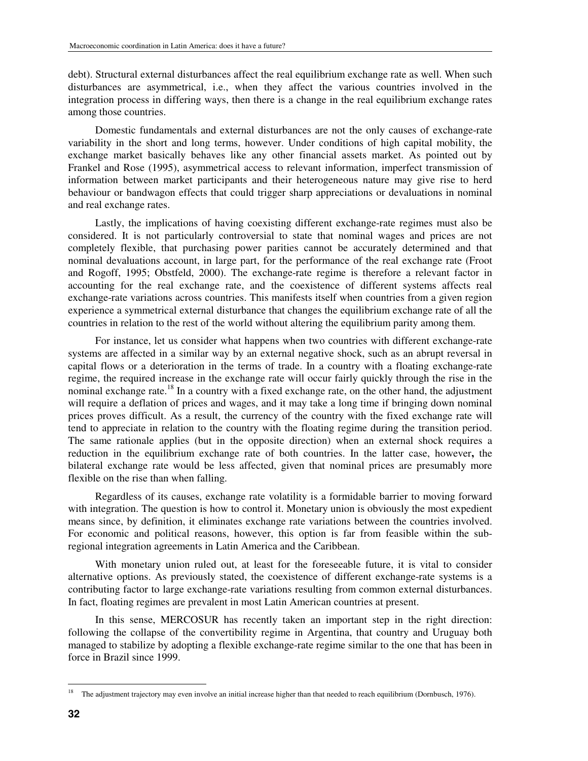debt). Structural external disturbances affect the real equilibrium exchange rate as well. When such disturbances are asymmetrical, i.e., when they affect the various countries involved in the integration process in differing ways, then there is a change in the real equilibrium exchange rates among those countries.

Domestic fundamentals and external disturbances are not the only causes of exchange-rate variability in the short and long terms, however. Under conditions of high capital mobility, the exchange market basically behaves like any other financial assets market. As pointed out by Frankel and Rose (1995), asymmetrical access to relevant information, imperfect transmission of information between market participants and their heterogeneous nature may give rise to herd behaviour or bandwagon effects that could trigger sharp appreciations or devaluations in nominal and real exchange rates.

Lastly, the implications of having coexisting different exchange-rate regimes must also be considered. It is not particularly controversial to state that nominal wages and prices are not completely flexible, that purchasing power parities cannot be accurately determined and that nominal devaluations account, in large part, for the performance of the real exchange rate (Froot and Rogoff, 1995; Obstfeld, 2000). The exchange-rate regime is therefore a relevant factor in accounting for the real exchange rate, and the coexistence of different systems affects real exchange-rate variations across countries. This manifests itself when countries from a given region experience a symmetrical external disturbance that changes the equilibrium exchange rate of all the countries in relation to the rest of the world without altering the equilibrium parity among them.

For instance, let us consider what happens when two countries with different exchange-rate systems are affected in a similar way by an external negative shock, such as an abrupt reversal in capital flows or a deterioration in the terms of trade. In a country with a floating exchange-rate regime, the required increase in the exchange rate will occur fairly quickly through the rise in the nominal exchange rate.[18] In a country with a fixed exchange rate, on the other hand, the adjustment will require a deflation of prices and wages, and it may take a long time if bringing down nominal prices proves difficult. As a result, the currency of the country with the fixed exchange rate will tend to appreciate in relation to the country with the floating regime during the transition period. The same rationale applies (but in the opposite direction) when an external shock requires a reduction in the equilibrium exchange rate of both countries. In the latter case, however**,** the bilateral exchange rate would be less affected, given that nominal prices are presumably more flexible on the rise than when falling.

Regardless of its causes, exchange rate volatility is a formidable barrier to moving forward with integration. The question is how to control it. Monetary union is obviously the most expedient means since, by definition, it eliminates exchange rate variations between the countries involved. For economic and political reasons, however, this option is far from feasible within the sub-regional integration agreements in Latin America and the Caribbean.

With monetary union ruled out, at least for the foreseeable future, it is vital to consider alternative options. As previously stated, the coexistence of different exchange-rate systems is a contributing factor to large exchange-rate variations resulting from common external disturbances. In fact, floating regimes are prevalent in most Latin American countries at present.

In this sense, MERCOSUR has recently taken an important step in the right direction: following the collapse of the convertibility regime in Argentina, that country and Uruguay both managed to stabilize by adopting a flexible exchange-rate regime similar to the one that has been in force in Brazil since 1999.

---

[18] The adjustment trajectory may even involve an initial increase higher than that needed to reach equilibrium (Dornbusch, 1976).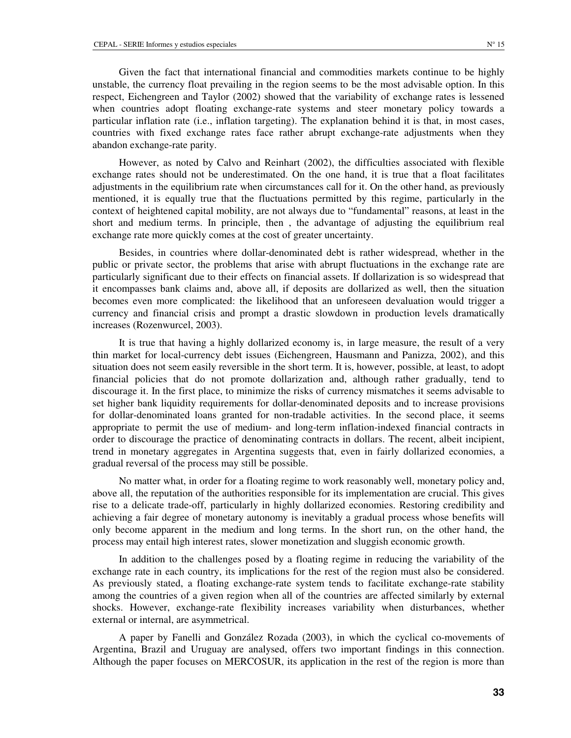Given the fact that international financial and commodities markets continue to be highly unstable, the currency float prevailing in the region seems to be the most advisable option. In this respect, Eichengreen and Taylor (2002) showed that the variability of exchange rates is lessened when countries adopt floating exchange-rate systems and steer monetary policy towards a particular inflation rate (i.e., inflation targeting). The explanation behind it is that, in most cases, countries with fixed exchange rates face rather abrupt exchange-rate adjustments when they abandon exchange-rate parity.

However, as noted by Calvo and Reinhart (2002), the difficulties associated with flexible exchange rates should not be underestimated. On the one hand, it is true that a float facilitates adjustments in the equilibrium rate when circumstances call for it. On the other hand, as previously mentioned, it is equally true that the fluctuations permitted by this regime, particularly in the context of heightened capital mobility, are not always due to "fundamental" reasons, at least in the short and medium terms. In principle, then , the advantage of adjusting the equilibrium real exchange rate more quickly comes at the cost of greater uncertainty.

Besides, in countries where dollar-denominated debt is rather widespread, whether in the public or private sector, the problems that arise with abrupt fluctuations in the exchange rate are particularly significant due to their effects on financial assets. If dollarization is so widespread that it encompasses bank claims and, above all, if deposits are dollarized as well, then the situation becomes even more complicated: the likelihood that an unforeseen devaluation would trigger a currency and financial crisis and prompt a drastic slowdown in production levels dramatically increases (Rozenwurcel, 2003).

It is true that having a highly dollarized economy is, in large measure, the result of a very thin market for local-currency debt issues (Eichengreen, Hausmann and Panizza, 2002), and this situation does not seem easily reversible in the short term. It is, however, possible, at least, to adopt financial policies that do not promote dollarization and, although rather gradually, tend to discourage it. In the first place, to minimize the risks of currency mismatches it seems advisable to set higher bank liquidity requirements for dollar-denominated deposits and to increase provisions for dollar-denominated loans granted for non-tradable activities. In the second place, it seems appropriate to permit the use of medium- and long-term inflation-indexed financial contracts in order to discourage the practice of denominating contracts in dollars. The recent, albeit incipient, trend in monetary aggregates in Argentina suggests that, even in fairly dollarized economies, a gradual reversal of the process may still be possible.

No matter what, in order for a floating regime to work reasonably well, monetary policy and, above all, the reputation of the authorities responsible for its implementation are crucial. This gives rise to a delicate trade-off, particularly in highly dollarized economies. Restoring credibility and achieving a fair degree of monetary autonomy is inevitably a gradual process whose benefits will only become apparent in the medium and long terms. In the short run, on the other hand, the process may entail high interest rates, slower monetization and sluggish economic growth.

In addition to the challenges posed by a floating regime in reducing the variability of the exchange rate in each country, its implications for the rest of the region must also be considered. As previously stated, a floating exchange-rate system tends to facilitate exchange-rate stability among the countries of a given region when all of the countries are affected similarly by external shocks. However, exchange-rate flexibility increases variability when disturbances, whether external or internal, are asymmetrical.

A paper by Fanelli and González Rozada (2003), in which the cyclical co-movements of Argentina, Brazil and Uruguay are analysed, offers two important findings in this connection. Although the paper focuses on MERCOSUR, its application in the rest of the region is more than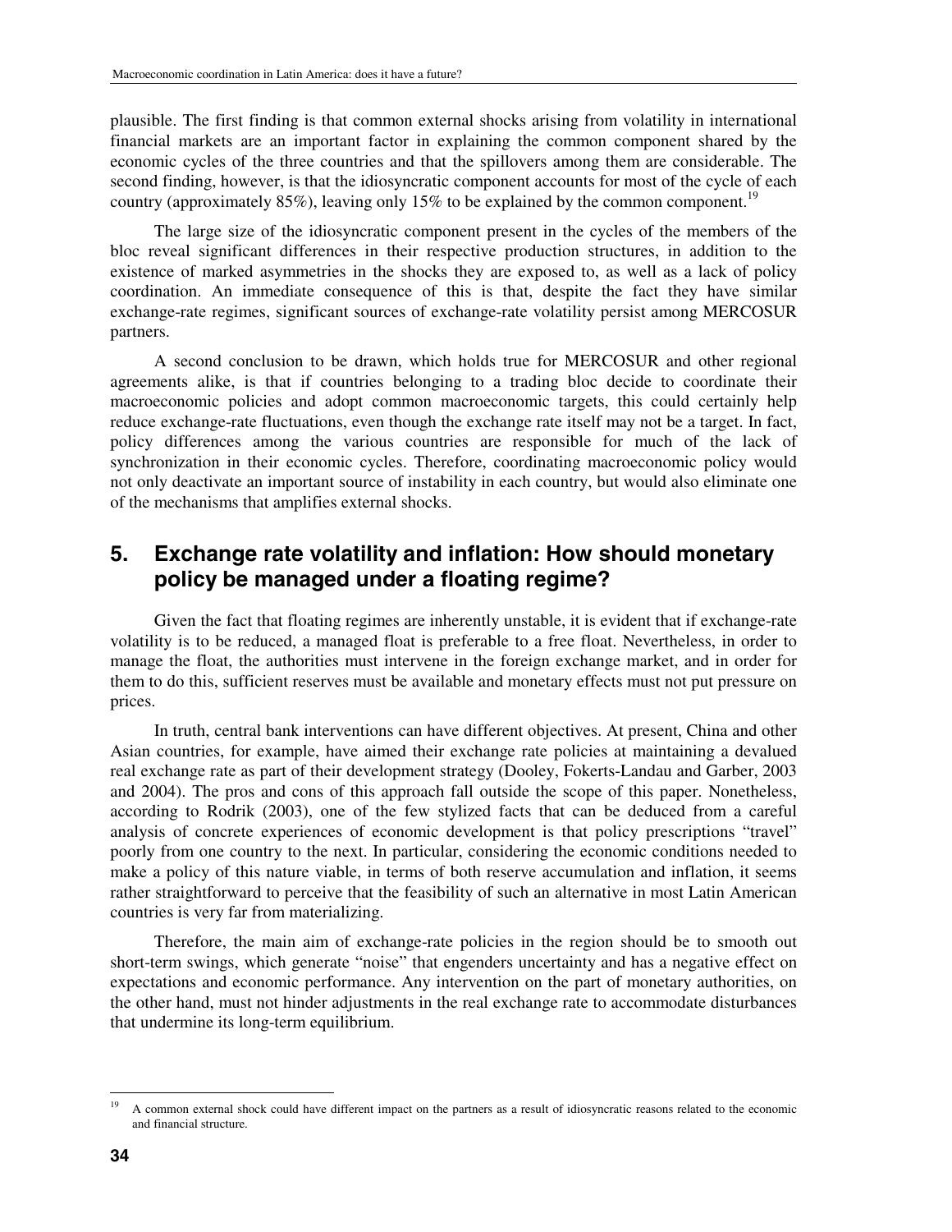plausible. The first finding is that common external shocks arising from volatility in international financial markets are an important factor in explaining the common component shared by the economic cycles of the three countries and that the spillovers among them are considerable. The second finding, however, is that the idiosyncratic component accounts for most of the cycle of each country (approximately 85%), leaving only 15% to be explained by the common component.[19]

The large size of the idiosyncratic component present in the cycles of the members of the bloc reveal significant differences in their respective production structures, in addition to the existence of marked asymmetries in the shocks they are exposed to, as well as a lack of policy coordination. An immediate consequence of this is that, despite the fact they have similar exchange-rate regimes, significant sources of exchange-rate volatility persist among MERCOSUR partners.

A second conclusion to be drawn, which holds true for MERCOSUR and other regional agreements alike, is that if countries belonging to a trading bloc decide to coordinate their macroeconomic policies and adopt common macroeconomic targets, this could certainly help reduce exchange-rate fluctuations, even though the exchange rate itself may not be a target. In fact, policy differences among the various countries are responsible for much of the lack of synchronization in their economic cycles. Therefore, coordinating macroeconomic policy would not only deactivate an important source of instability in each country, but would also eliminate one of the mechanisms that amplifies external shocks.

## 5. Exchange rate volatility and inflation: How should monetary policy be managed under a floating regime?

Given the fact that floating regimes are inherently unstable, it is evident that if exchange-rate volatility is to be reduced, a managed float is preferable to a free float. Nevertheless, in order to manage the float, the authorities must intervene in the foreign exchange market, and in order for them to do this, sufficient reserves must be available and monetary effects must not put pressure on prices.

In truth, central bank interventions can have different objectives. At present, China and other Asian countries, for example, have aimed their exchange rate policies at maintaining a devalued real exchange rate as part of their development strategy (Dooley, Fokerts-Landau and Garber, 2003 and 2004). The pros and cons of this approach fall outside the scope of this paper. Nonetheless, according to Rodrik (2003), one of the few stylized facts that can be deduced from a careful analysis of concrete experiences of economic development is that policy prescriptions "travel" poorly from one country to the next. In particular, considering the economic conditions needed to make a policy of this nature viable, in terms of both reserve accumulation and inflation, it seems rather straightforward to perceive that the feasibility of such an alternative in most Latin American countries is very far from materializing.

Therefore, the main aim of exchange-rate policies in the region should be to smooth out short-term swings, which generate "noise" that engenders uncertainty and has a negative effect on expectations and economic performance. Any intervention on the part of monetary authorities, on the other hand, must not hinder adjustments in the real exchange rate to accommodate disturbances that undermine its long-term equilibrium.

---

[19] A common external shock could have different impact on the partners as a result of idiosyncratic reasons related to the economic and financial structure.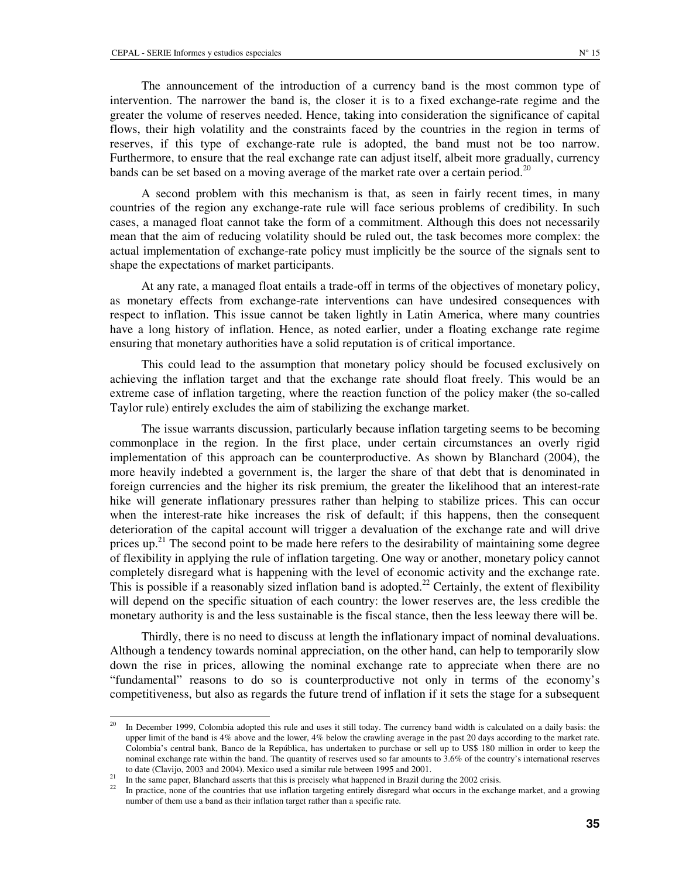The announcement of the introduction of a currency band is the most common type of intervention. The narrower the band is, the closer it is to a fixed exchange-rate regime and the greater the volume of reserves needed. Hence, taking into consideration the significance of capital flows, their high volatility and the constraints faced by the countries in the region in terms of reserves, if this type of exchange-rate rule is adopted, the band must not be too narrow. Furthermore, to ensure that the real exchange rate can adjust itself, albeit more gradually, currency bands can be set based on a moving average of the market rate over a certain period.[20]

A second problem with this mechanism is that, as seen in fairly recent times, in many countries of the region any exchange-rate rule will face serious problems of credibility. In such cases, a managed float cannot take the form of a commitment. Although this does not necessarily mean that the aim of reducing volatility should be ruled out, the task becomes more complex: the actual implementation of exchange-rate policy must implicitly be the source of the signals sent to shape the expectations of market participants.

At any rate, a managed float entails a trade-off in terms of the objectives of monetary policy, as monetary effects from exchange-rate interventions can have undesired consequences with respect to inflation. This issue cannot be taken lightly in Latin America, where many countries have a long history of inflation. Hence, as noted earlier, under a floating exchange rate regime ensuring that monetary authorities have a solid reputation is of critical importance.

This could lead to the assumption that monetary policy should be focused exclusively on achieving the inflation target and that the exchange rate should float freely. This would be an extreme case of inflation targeting, where the reaction function of the policy maker (the so-called Taylor rule) entirely excludes the aim of stabilizing the exchange market.

The issue warrants discussion, particularly because inflation targeting seems to be becoming commonplace in the region. In the first place, under certain circumstances an overly rigid implementation of this approach can be counterproductive. As shown by Blanchard (2004), the more heavily indebted a government is, the larger the share of that debt that is denominated in foreign currencies and the higher its risk premium, the greater the likelihood that an interest-rate hike will generate inflationary pressures rather than helping to stabilize prices. This can occur when the interest-rate hike increases the risk of default; if this happens, then the consequent deterioration of the capital account will trigger a devaluation of the exchange rate and will drive prices up.[21] The second point to be made here refers to the desirability of maintaining some degree of flexibility in applying the rule of inflation targeting. One way or another, monetary policy cannot completely disregard what is happening with the level of economic activity and the exchange rate. This is possible if a reasonably sized inflation band is adopted.[22] Certainly, the extent of flexibility will depend on the specific situation of each country: the lower reserves are, the less credible the monetary authority is and the less sustainable is the fiscal stance, then the less leeway there will be.

Thirdly, there is no need to discuss at length the inflationary impact of nominal devaluations. Although a tendency towards nominal appreciation, on the other hand, can help to temporarily slow down the rise in prices, allowing the nominal exchange rate to appreciate when there are no "fundamental" reasons to do so is counterproductive not only in terms of the economy's competitiveness, but also as regards the future trend of inflation if it sets the stage for a subsequent

---

[20] In December 1999, Colombia adopted this rule and uses it still today. The currency band width is calculated on a daily basis: the upper limit of the band is 4% above and the lower, 4% below the crawling average in the past 20 days according to the market rate. Colombia's central bank, Banco de la República, has undertaken to purchase or sell up to US$ 180 million in order to keep the nominal exchange rate within the band. The quantity of reserves used so far amounts to 3.6% of the country's international reserves to date (Clavijo, 2003 and 2004). Mexico used a similar rule between 1995 and 2001.

[21] In the same paper, Blanchard asserts that this is precisely what happened in Brazil during the 2002 crisis.

[22] In practice, none of the countries that use inflation targeting entirely disregard what occurs in the exchange market, and a growing number of them use a band as their inflation target rather than a specific rate.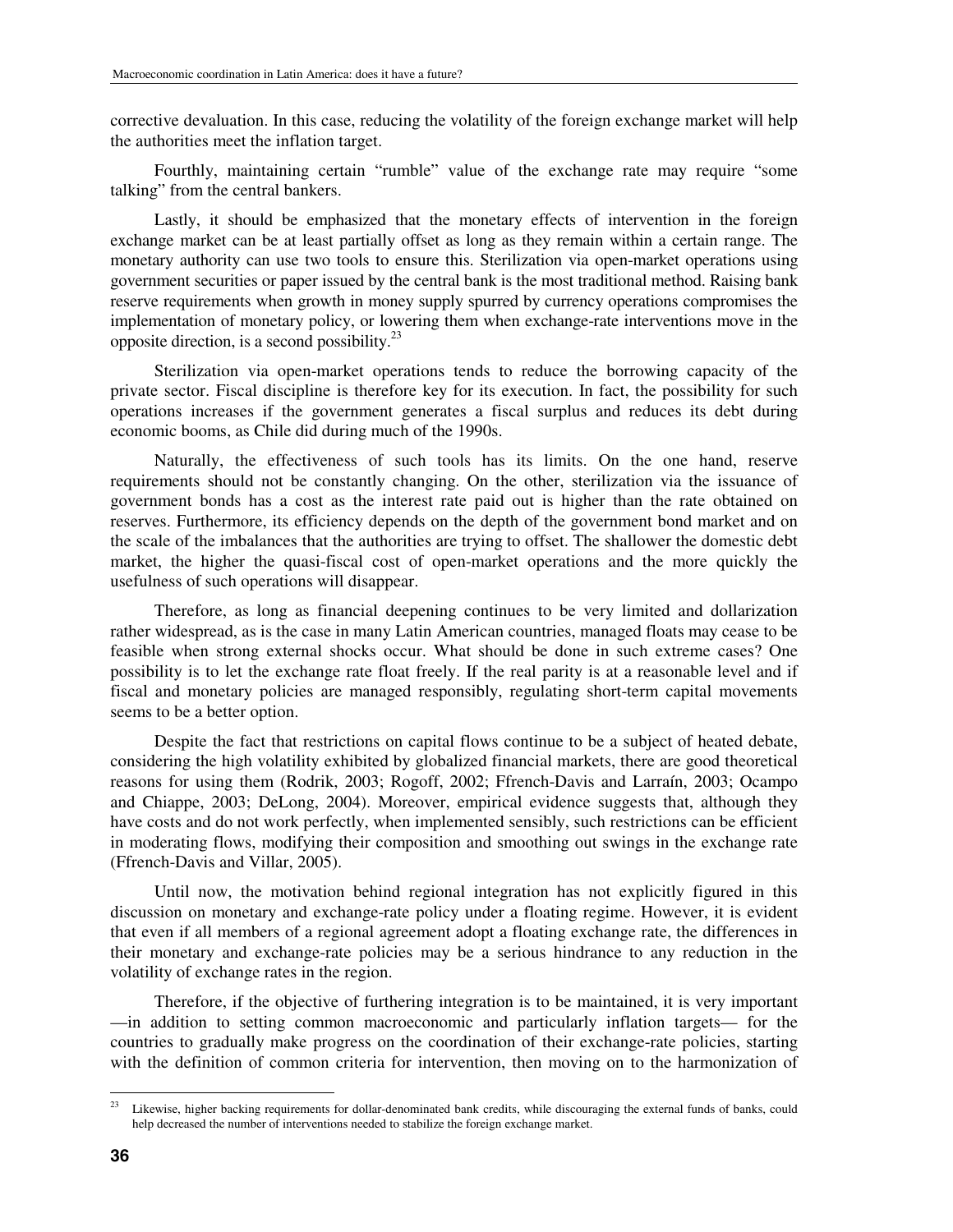corrective devaluation. In this case, reducing the volatility of the foreign exchange market will help the authorities meet the inflation target.

Fourthly, maintaining certain "rumble" value of the exchange rate may require "some talking" from the central bankers.

Lastly, it should be emphasized that the monetary effects of intervention in the foreign exchange market can be at least partially offset as long as they remain within a certain range. The monetary authority can use two tools to ensure this. Sterilization via open-market operations using government securities or paper issued by the central bank is the most traditional method. Raising bank reserve requirements when growth in money supply spurred by currency operations compromises the implementation of monetary policy, or lowering them when exchange-rate interventions move in the opposite direction, is a second possibility.[23]

Sterilization via open-market operations tends to reduce the borrowing capacity of the private sector. Fiscal discipline is therefore key for its execution. In fact, the possibility for such operations increases if the government generates a fiscal surplus and reduces its debt during economic booms, as Chile did during much of the 1990s.

Naturally, the effectiveness of such tools has its limits. On the one hand, reserve requirements should not be constantly changing. On the other, sterilization via the issuance of government bonds has a cost as the interest rate paid out is higher than the rate obtained on reserves. Furthermore, its efficiency depends on the depth of the government bond market and on the scale of the imbalances that the authorities are trying to offset. The shallower the domestic debt market, the higher the quasi-fiscal cost of open-market operations and the more quickly the usefulness of such operations will disappear.

Therefore, as long as financial deepening continues to be very limited and dollarization rather widespread, as is the case in many Latin American countries, managed floats may cease to be feasible when strong external shocks occur. What should be done in such extreme cases? One possibility is to let the exchange rate float freely. If the real parity is at a reasonable level and if fiscal and monetary policies are managed responsibly, regulating short-term capital movements seems to be a better option.

Despite the fact that restrictions on capital flows continue to be a subject of heated debate, considering the high volatility exhibited by globalized financial markets, there are good theoretical reasons for using them (Rodrik, 2003; Rogoff, 2002; Ffrench-Davis and Larraín, 2003; Ocampo and Chiappe, 2003; DeLong, 2004). Moreover, empirical evidence suggests that, although they have costs and do not work perfectly, when implemented sensibly, such restrictions can be efficient in moderating flows, modifying their composition and smoothing out swings in the exchange rate (Ffrench-Davis and Villar, 2005).

Until now, the motivation behind regional integration has not explicitly figured in this discussion on monetary and exchange-rate policy under a floating regime. However, it is evident that even if all members of a regional agreement adopt a floating exchange rate, the differences in their monetary and exchange-rate policies may be a serious hindrance to any reduction in the volatility of exchange rates in the region.

Therefore, if the objective of furthering integration is to be maintained, it is very important —in addition to setting common macroeconomic and particularly inflation targets— for the countries to gradually make progress on the coordination of their exchange-rate policies, starting with the definition of common criteria for intervention, then moving on to the harmonization of

---

[23] Likewise, higher backing requirements for dollar-denominated bank credits, while discouraging the external funds of banks, could help decreased the number of interventions needed to stabilize the foreign exchange market.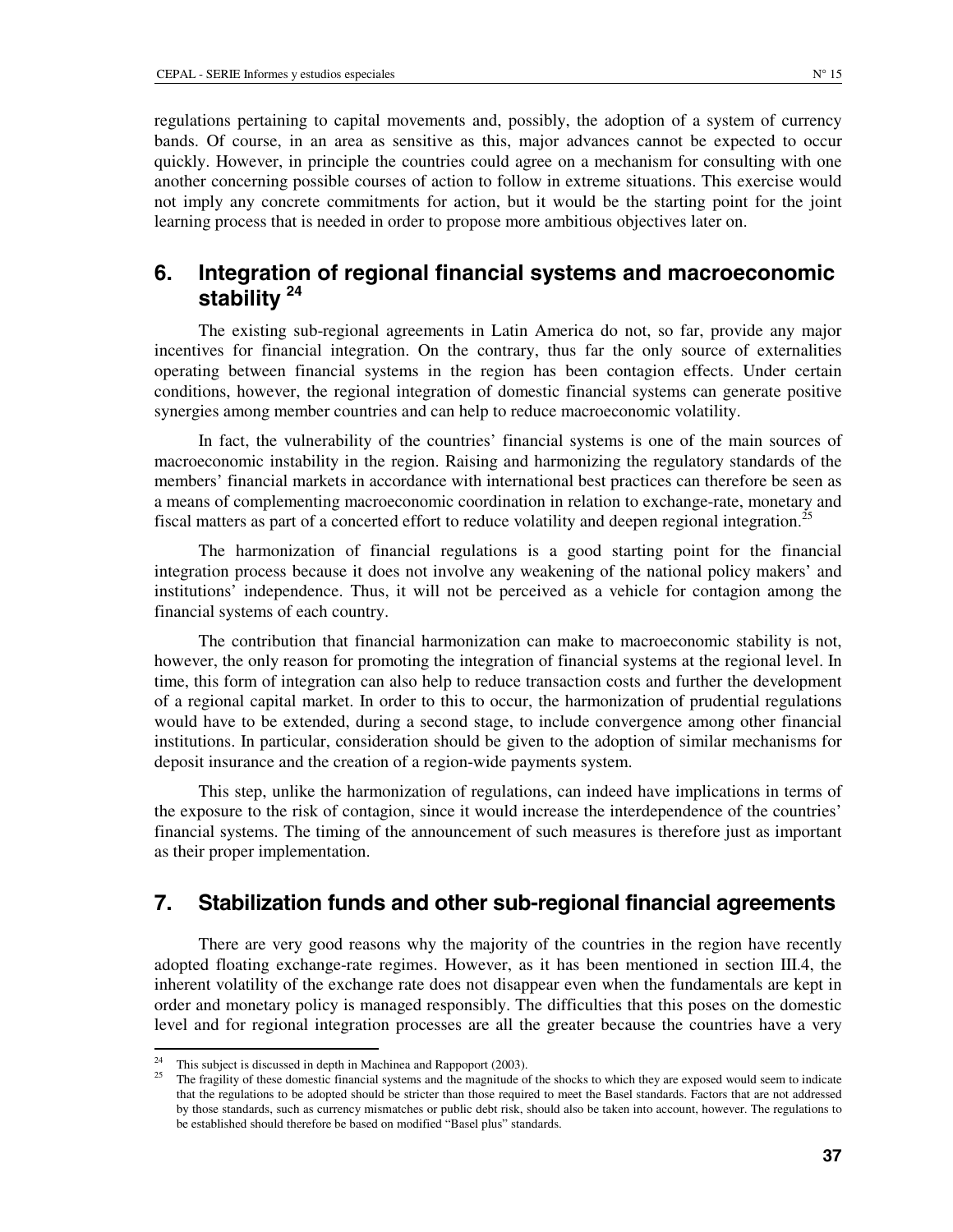regulations pertaining to capital movements and, possibly, the adoption of a system of currency bands. Of course, in an area as sensitive as this, major advances cannot be expected to occur quickly. However, in principle the countries could agree on a mechanism for consulting with one another concerning possible courses of action to follow in extreme situations. This exercise would not imply any concrete commitments for action, but it would be the starting point for the joint learning process that is needed in order to propose more ambitious objectives later on.

## 6. Integration of regional financial systems and macroeconomic stability [24]

The existing sub-regional agreements in Latin America do not, so far, provide any major incentives for financial integration. On the contrary, thus far the only source of externalities operating between financial systems in the region has been contagion effects. Under certain conditions, however, the regional integration of domestic financial systems can generate positive synergies among member countries and can help to reduce macroeconomic volatility.

In fact, the vulnerability of the countries' financial systems is one of the main sources of macroeconomic instability in the region. Raising and harmonizing the regulatory standards of the members' financial markets in accordance with international best practices can therefore be seen as a means of complementing macroeconomic coordination in relation to exchange-rate, monetary and fiscal matters as part of a concerted effort to reduce volatility and deepen regional integration.[25]

The harmonization of financial regulations is a good starting point for the financial integration process because it does not involve any weakening of the national policy makers' and institutions' independence. Thus, it will not be perceived as a vehicle for contagion among the financial systems of each country.

The contribution that financial harmonization can make to macroeconomic stability is not, however, the only reason for promoting the integration of financial systems at the regional level. In time, this form of integration can also help to reduce transaction costs and further the development of a regional capital market. In order to this to occur, the harmonization of prudential regulations would have to be extended, during a second stage, to include convergence among other financial institutions. In particular, consideration should be given to the adoption of similar mechanisms for deposit insurance and the creation of a region-wide payments system.

This step, unlike the harmonization of regulations, can indeed have implications in terms of the exposure to the risk of contagion, since it would increase the interdependence of the countries' financial systems. The timing of the announcement of such measures is therefore just as important as their proper implementation.

## 7. Stabilization funds and other sub-regional financial agreements

There are very good reasons why the majority of the countries in the region have recently adopted floating exchange-rate regimes. However, as it has been mentioned in section III.4, the inherent volatility of the exchange rate does not disappear even when the fundamentals are kept in order and monetary policy is managed responsibly. The difficulties that this poses on the domestic level and for regional integration processes are all the greater because the countries have a very

---

[24] This subject is discussed in depth in Machinea and Rappoport (2003).

[25] The fragility of these domestic financial systems and the magnitude of the shocks to which they are exposed would seem to indicate that the regulations to be adopted should be stricter than those required to meet the Basel standards. Factors that are not addressed by those standards, such as currency mismatches or public debt risk, should also be taken into account, however. The regulations to be established should therefore be based on modified "Basel plus" standards.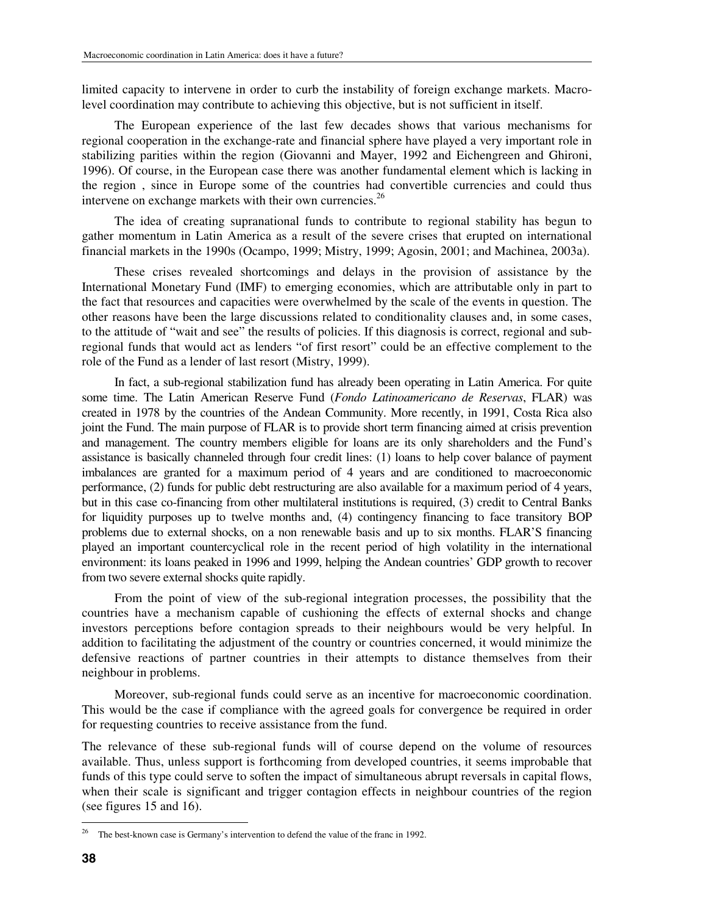limited capacity to intervene in order to curb the instability of foreign exchange markets. Macro-level coordination may contribute to achieving this objective, but is not sufficient in itself.

The European experience of the last few decades shows that various mechanisms for regional cooperation in the exchange-rate and financial sphere have played a very important role in stabilizing parities within the region (Giovanni and Mayer, 1992 and Eichengreen and Ghironi, 1996). Of course, in the European case there was another fundamental element which is lacking in the region , since in Europe some of the countries had convertible currencies and could thus intervene on exchange markets with their own currencies.[26]

The idea of creating supranational funds to contribute to regional stability has begun to gather momentum in Latin America as a result of the severe crises that erupted on international financial markets in the 1990s (Ocampo, 1999; Mistry, 1999; Agosin, 2001; and Machinea, 2003a).

These crises revealed shortcomings and delays in the provision of assistance by the International Monetary Fund (IMF) to emerging economies, which are attributable only in part to the fact that resources and capacities were overwhelmed by the scale of the events in question. The other reasons have been the large discussions related to conditionality clauses and, in some cases, to the attitude of "wait and see" the results of policies. If this diagnosis is correct, regional and sub-regional funds that would act as lenders "of first resort" could be an effective complement to the role of the Fund as a lender of last resort (Mistry, 1999).

In fact, a sub-regional stabilization fund has already been operating in Latin America. For quite some time. The Latin American Reserve Fund (*Fondo Latinoamericano de Reservas*, FLAR) was created in 1978 by the countries of the Andean Community. More recently, in 1991, Costa Rica also joint the Fund. The main purpose of FLAR is to provide short term financing aimed at crisis prevention and management. The country members eligible for loans are its only shareholders and the Fund's assistance is basically channeled through four credit lines: (1) loans to help cover balance of payment imbalances are granted for a maximum period of 4 years and are conditioned to macroeconomic performance, (2) funds for public debt restructuring are also available for a maximum period of 4 years, but in this case co-financing from other multilateral institutions is required, (3) credit to Central Banks for liquidity purposes up to twelve months and, (4) contingency financing to face transitory BOP problems due to external shocks, on a non renewable basis and up to six months. FLAR'S financing played an important countercyclical role in the recent period of high volatility in the international environment: its loans peaked in 1996 and 1999, helping the Andean countries' GDP growth to recover from two severe external shocks quite rapidly.

From the point of view of the sub-regional integration processes, the possibility that the countries have a mechanism capable of cushioning the effects of external shocks and change investors perceptions before contagion spreads to their neighbours would be very helpful. In addition to facilitating the adjustment of the country or countries concerned, it would minimize the defensive reactions of partner countries in their attempts to distance themselves from their neighbour in problems.

Moreover, sub-regional funds could serve as an incentive for macroeconomic coordination. This would be the case if compliance with the agreed goals for convergence be required in order for requesting countries to receive assistance from the fund.

The relevance of these sub-regional funds will of course depend on the volume of resources available. Thus, unless support is forthcoming from developed countries, it seems improbable that funds of this type could serve to soften the impact of simultaneous abrupt reversals in capital flows, when their scale is significant and trigger contagion effects in neighbour countries of the region (see figures 15 and 16).

---

[26] The best-known case is Germany's intervention to defend the value of the franc in 1992.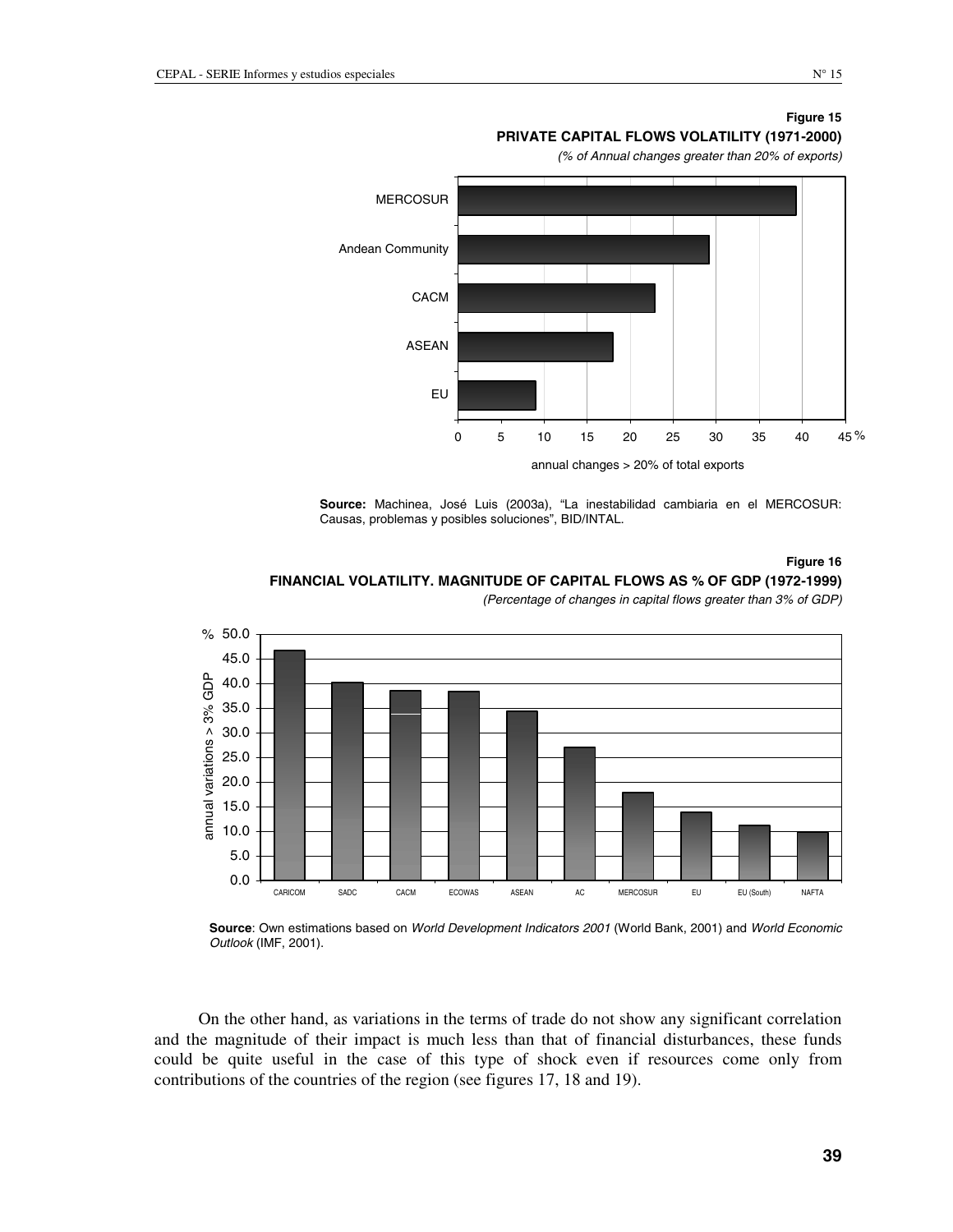**Figure 15**

**PRIVATE CAPITAL FLOWS VOLATILITY (1971-2000)**

*(% of Annual changes greater than 20% of exports)*

**Source:** Machinea, José Luis (2003a), "La inestabilidad cambiaria en el MERCOSUR: Causas, problemas y posibles soluciones", BID/INTAL.

**Figure 16**

**FINANCIAL VOLATILITY. MAGNITUDE OF CAPITAL FLOWS AS % OF GDP (1972-1999)**

*(Percentage of changes in capital flows greater than 3% of GDP)*

**Source**: Own estimations based on *World Development Indicators 2001* (World Bank, 2001) and *World Economic Outlook* (IMF, 2001).

On the other hand, as variations in the terms of trade do not show any significant correlation and the magnitude of their impact is much less than that of financial disturbances, these funds could be quite useful in the case of this type of shock even if resources come only from contributions of the countries of the region (see figures 17, 18 and 19).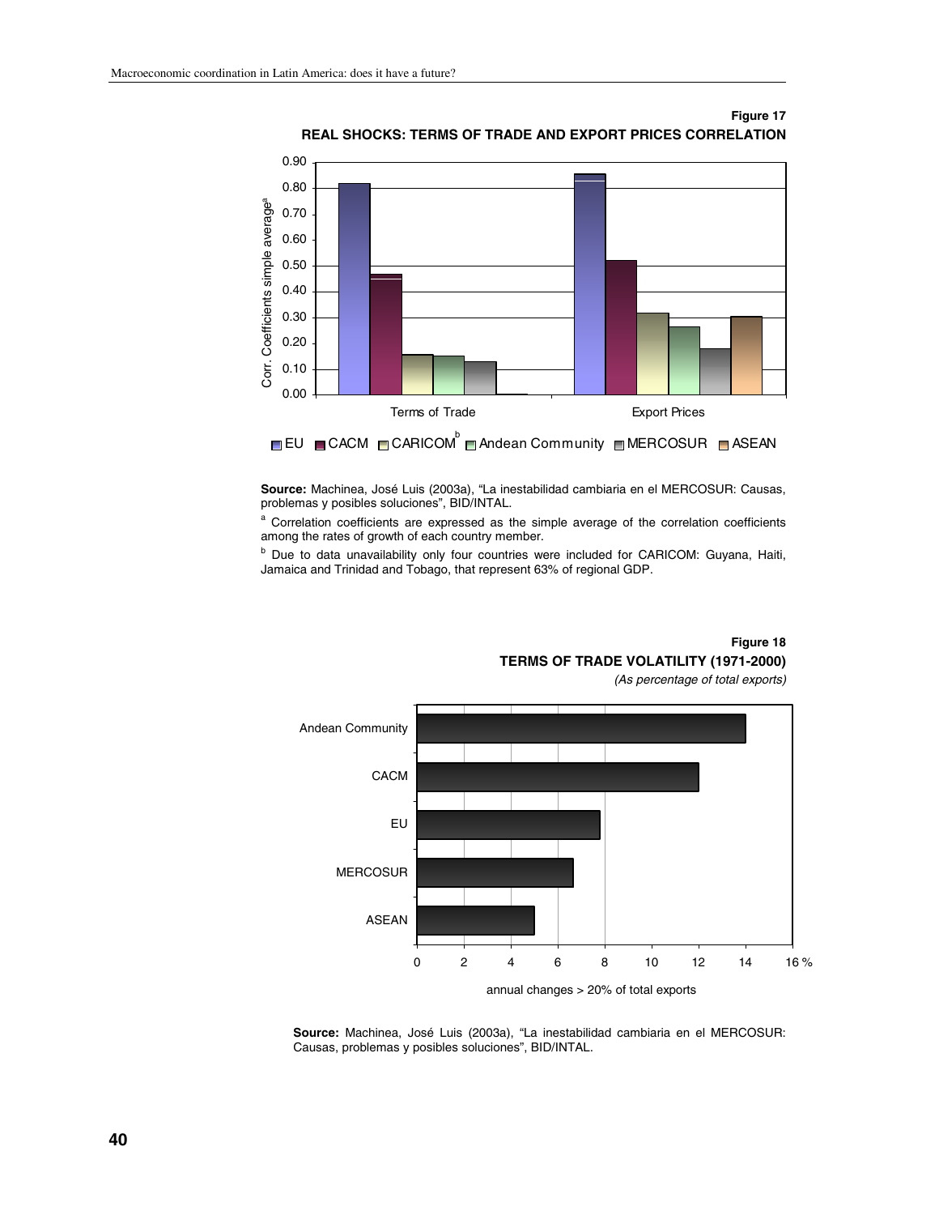Figure 17

**REAL SHOCKS: TERMS OF TRADE AND EXPORT PRICES CORRELATION**

**Source:** Machinea, José Luis (2003a), "La inestabilidad cambiaria en el MERCOSUR: Causas, problemas y posibles soluciones", BID/INTAL.

[a] Correlation coefficients are expressed as the simple average of the correlation coefficients among the rates of growth of each country member.

[b] Due to data unavailability only four countries were included for CARICOM: Guyana, Haiti, Jamaica and Trinidad and Tobago, that represent 63% of regional GDP.

Figure 18

**TERMS OF TRADE VOLATILITY (1971-2000)**

*(As percentage of total exports)*

**Source:** Machinea, José Luis (2003a), "La inestabilidad cambiaria en el MERCOSUR: Causas, problemas y posibles soluciones", BID/INTAL.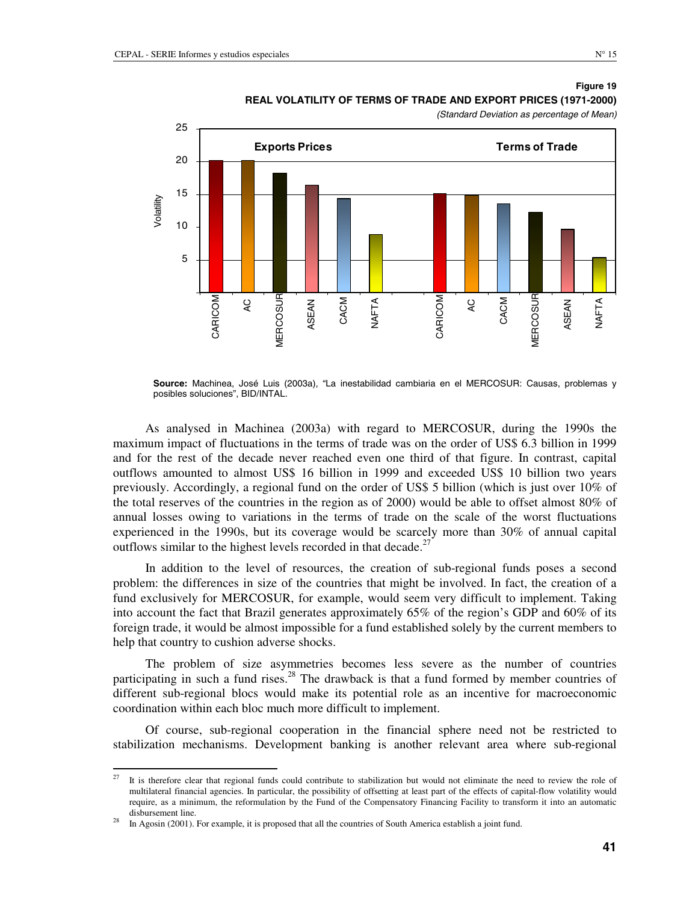**Figure 19**

**REAL VOLATILITY OF TERMS OF TRADE AND EXPORT PRICES (1971-2000)**

*(Standard Deviation as percentage of Mean)*

**Source:** Machinea, José Luis (2003a), "La inestabilidad cambiaria en el MERCOSUR: Causas, problemas y posibles soluciones", BID/INTAL.

As analysed in Machinea (2003a) with regard to MERCOSUR, during the 1990s the maximum impact of fluctuations in the terms of trade was on the order of US$ 6.3 billion in 1999 and for the rest of the decade never reached even one third of that figure. In contrast, capital outflows amounted to almost US$ 16 billion in 1999 and exceeded US$ 10 billion two years previously. Accordingly, a regional fund on the order of US$ 5 billion (which is just over 10% of the total reserves of the countries in the region as of 2000) would be able to offset almost 80% of annual losses owing to variations in the terms of trade on the scale of the worst fluctuations experienced in the 1990s, but its coverage would be scarcely more than 30% of annual capital outflows similar to the highest levels recorded in that decade.[27]

In addition to the level of resources, the creation of sub-regional funds poses a second problem: the differences in size of the countries that might be involved. In fact, the creation of a fund exclusively for MERCOSUR, for example, would seem very difficult to implement. Taking into account the fact that Brazil generates approximately 65% of the region's GDP and 60% of its foreign trade, it would be almost impossible for a fund established solely by the current members to help that country to cushion adverse shocks.

The problem of size asymmetries becomes less severe as the number of countries participating in such a fund rises.[28] The drawback is that a fund formed by member countries of different sub-regional blocs would make its potential role as an incentive for macroeconomic coordination within each bloc much more difficult to implement.

Of course, sub-regional cooperation in the financial sphere need not be restricted to stabilization mechanisms. Development banking is another relevant area where sub-regional

---

[27] It is therefore clear that regional funds could contribute to stabilization but would not eliminate the need to review the role of multilateral financial agencies. In particular, the possibility of offsetting at least part of the effects of capital-flow volatility would require, as a minimum, the reformulation by the Fund of the Compensatory Financing Facility to transform it into an automatic disbursement line.

[28] In Agosin (2001). For example, it is proposed that all the countries of South America establish a joint fund.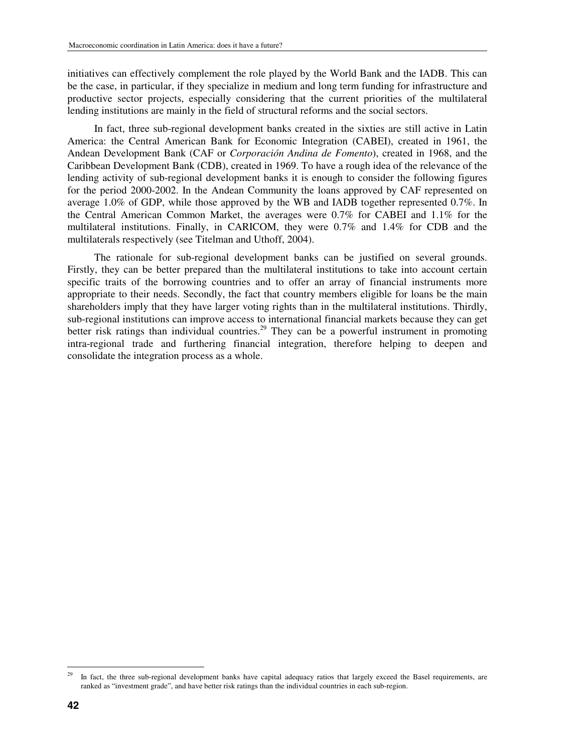initiatives can effectively complement the role played by the World Bank and the IADB. This can be the case, in particular, if they specialize in medium and long term funding for infrastructure and productive sector projects, especially considering that the current priorities of the multilateral lending institutions are mainly in the field of structural reforms and the social sectors.

In fact, three sub-regional development banks created in the sixties are still active in Latin America: the Central American Bank for Economic Integration (CABEI), created in 1961, the Andean Development Bank (CAF or *Corporación Andina de Fomento*), created in 1968, and the Caribbean Development Bank (CDB), created in 1969. To have a rough idea of the relevance of the lending activity of sub-regional development banks it is enough to consider the following figures for the period 2000-2002. In the Andean Community the loans approved by CAF represented on average 1.0% of GDP, while those approved by the WB and IADB together represented 0.7%. In the Central American Common Market, the averages were 0.7% for CABEI and 1.1% for the multilateral institutions. Finally, in CARICOM, they were 0.7% and 1.4% for CDB and the multilaterals respectively (see Titelman and Uthoff, 2004).

The rationale for sub-regional development banks can be justified on several grounds. Firstly, they can be better prepared than the multilateral institutions to take into account certain specific traits of the borrowing countries and to offer an array of financial instruments more appropriate to their needs. Secondly, the fact that country members eligible for loans be the main shareholders imply that they have larger voting rights than in the multilateral institutions. Thirdly, sub-regional institutions can improve access to international financial markets because they can get better risk ratings than individual countries.[29] They can be a powerful instrument in promoting intra-regional trade and furthering financial integration, therefore helping to deepen and consolidate the integration process as a whole.

---

[29] In fact, the three sub-regional development banks have capital adequacy ratios that largely exceed the Basel requirements, are ranked as "investment grade", and have better risk ratings than the individual countries in each sub-region.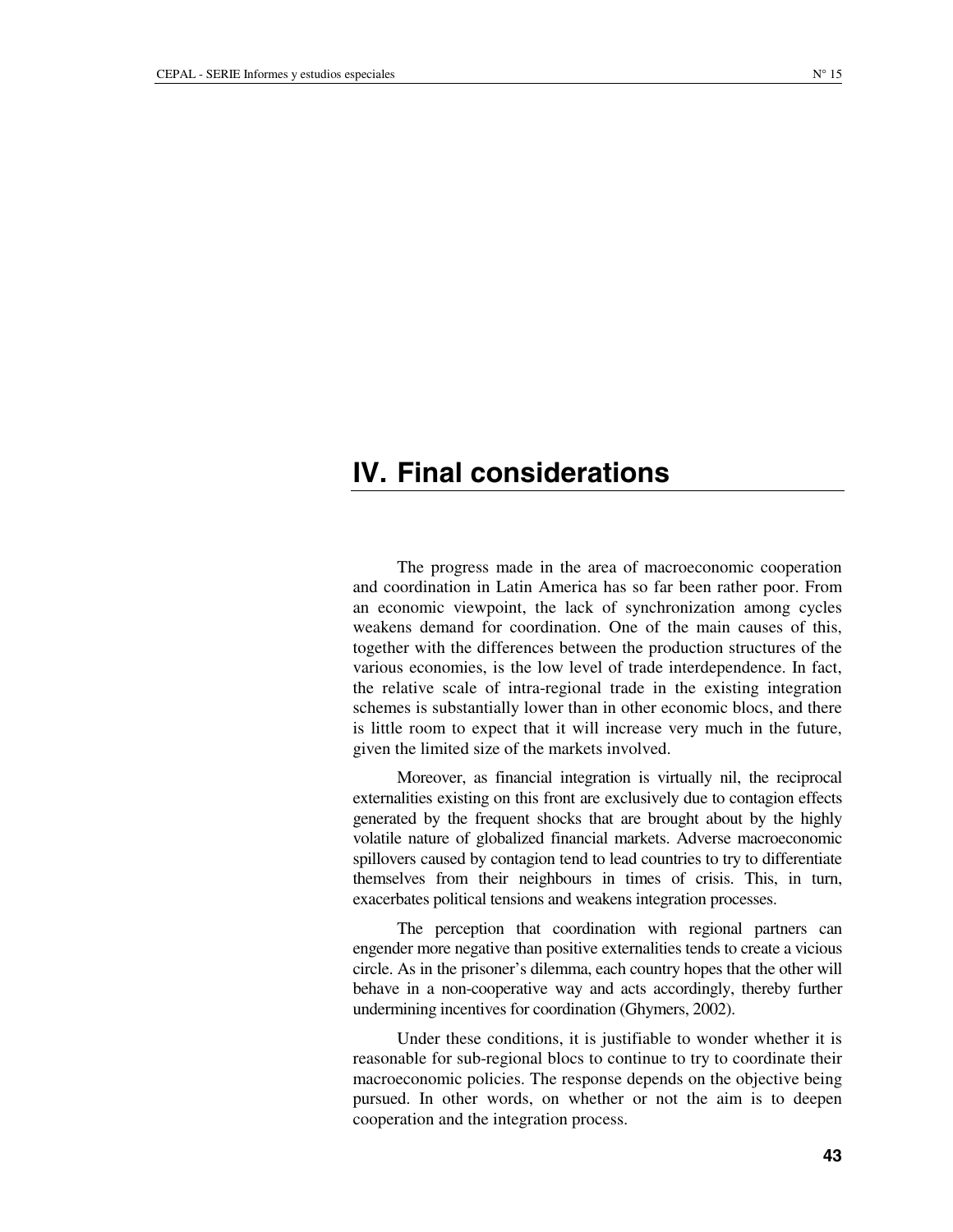# IV. Final considerations

The progress made in the area of macroeconomic cooperation and coordination in Latin America has so far been rather poor. From an economic viewpoint, the lack of synchronization among cycles weakens demand for coordination. One of the main causes of this, together with the differences between the production structures of the various economies, is the low level of trade interdependence. In fact, the relative scale of intra-regional trade in the existing integration schemes is substantially lower than in other economic blocs, and there is little room to expect that it will increase very much in the future, given the limited size of the markets involved.

Moreover, as financial integration is virtually nil, the reciprocal externalities existing on this front are exclusively due to contagion effects generated by the frequent shocks that are brought about by the highly volatile nature of globalized financial markets. Adverse macroeconomic spillovers caused by contagion tend to lead countries to try to differentiate themselves from their neighbours in times of crisis. This, in turn, exacerbates political tensions and weakens integration processes.

The perception that coordination with regional partners can engender more negative than positive externalities tends to create a vicious circle. As in the prisoner's dilemma, each country hopes that the other will behave in a non-cooperative way and acts accordingly, thereby further undermining incentives for coordination (Ghymers, 2002).

Under these conditions, it is justifiable to wonder whether it is reasonable for sub-regional blocs to continue to try to coordinate their macroeconomic policies. The response depends on the objective being pursued. In other words, on whether or not the aim is to deepen cooperation and the integration process.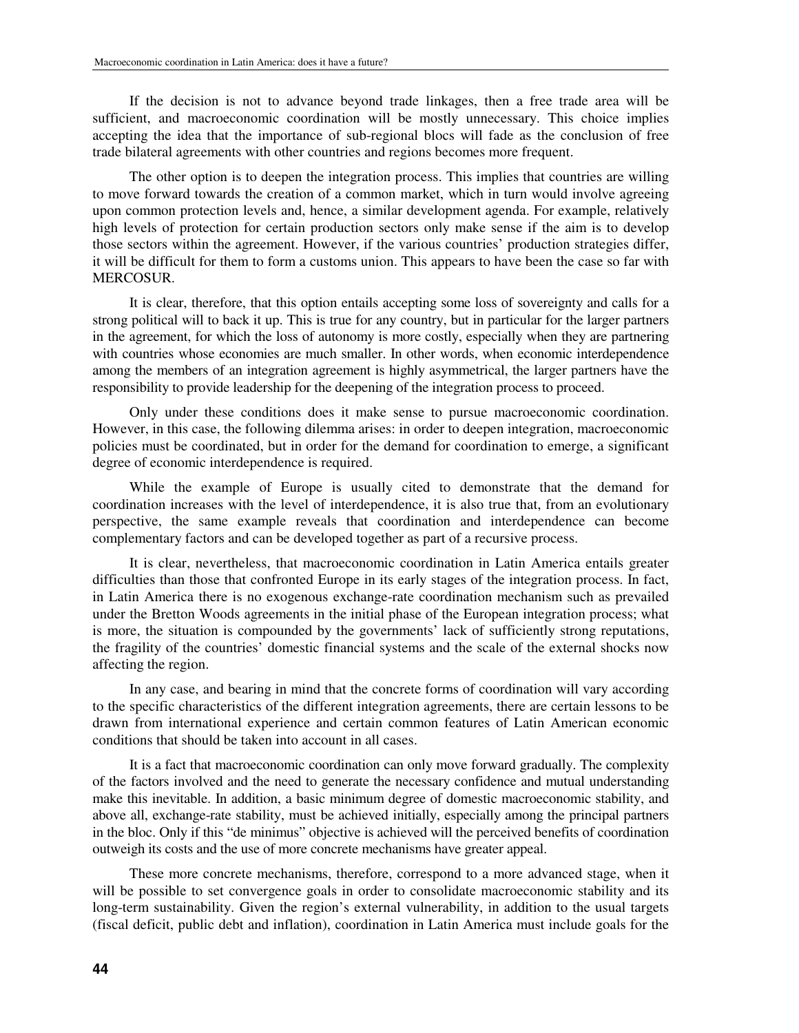If the decision is not to advance beyond trade linkages, then a free trade area will be sufficient, and macroeconomic coordination will be mostly unnecessary. This choice implies accepting the idea that the importance of sub-regional blocs will fade as the conclusion of free trade bilateral agreements with other countries and regions becomes more frequent.

The other option is to deepen the integration process. This implies that countries are willing to move forward towards the creation of a common market, which in turn would involve agreeing upon common protection levels and, hence, a similar development agenda. For example, relatively high levels of protection for certain production sectors only make sense if the aim is to develop those sectors within the agreement. However, if the various countries' production strategies differ, it will be difficult for them to form a customs union. This appears to have been the case so far with MERCOSUR.

It is clear, therefore, that this option entails accepting some loss of sovereignty and calls for a strong political will to back it up. This is true for any country, but in particular for the larger partners in the agreement, for which the loss of autonomy is more costly, especially when they are partnering with countries whose economies are much smaller. In other words, when economic interdependence among the members of an integration agreement is highly asymmetrical, the larger partners have the responsibility to provide leadership for the deepening of the integration process to proceed.

Only under these conditions does it make sense to pursue macroeconomic coordination. However, in this case, the following dilemma arises: in order to deepen integration, macroeconomic policies must be coordinated, but in order for the demand for coordination to emerge, a significant degree of economic interdependence is required.

While the example of Europe is usually cited to demonstrate that the demand for coordination increases with the level of interdependence, it is also true that, from an evolutionary perspective, the same example reveals that coordination and interdependence can become complementary factors and can be developed together as part of a recursive process.

It is clear, nevertheless, that macroeconomic coordination in Latin America entails greater difficulties than those that confronted Europe in its early stages of the integration process. In fact, in Latin America there is no exogenous exchange-rate coordination mechanism such as prevailed under the Bretton Woods agreements in the initial phase of the European integration process; what is more, the situation is compounded by the governments' lack of sufficiently strong reputations, the fragility of the countries' domestic financial systems and the scale of the external shocks now affecting the region.

In any case, and bearing in mind that the concrete forms of coordination will vary according to the specific characteristics of the different integration agreements, there are certain lessons to be drawn from international experience and certain common features of Latin American economic conditions that should be taken into account in all cases.

It is a fact that macroeconomic coordination can only move forward gradually. The complexity of the factors involved and the need to generate the necessary confidence and mutual understanding make this inevitable. In addition, a basic minimum degree of domestic macroeconomic stability, and above all, exchange-rate stability, must be achieved initially, especially among the principal partners in the bloc. Only if this "de minimus" objective is achieved will the perceived benefits of coordination outweigh its costs and the use of more concrete mechanisms have greater appeal.

These more concrete mechanisms, therefore, correspond to a more advanced stage, when it will be possible to set convergence goals in order to consolidate macroeconomic stability and its long-term sustainability. Given the region's external vulnerability, in addition to the usual targets (fiscal deficit, public debt and inflation), coordination in Latin America must include goals for the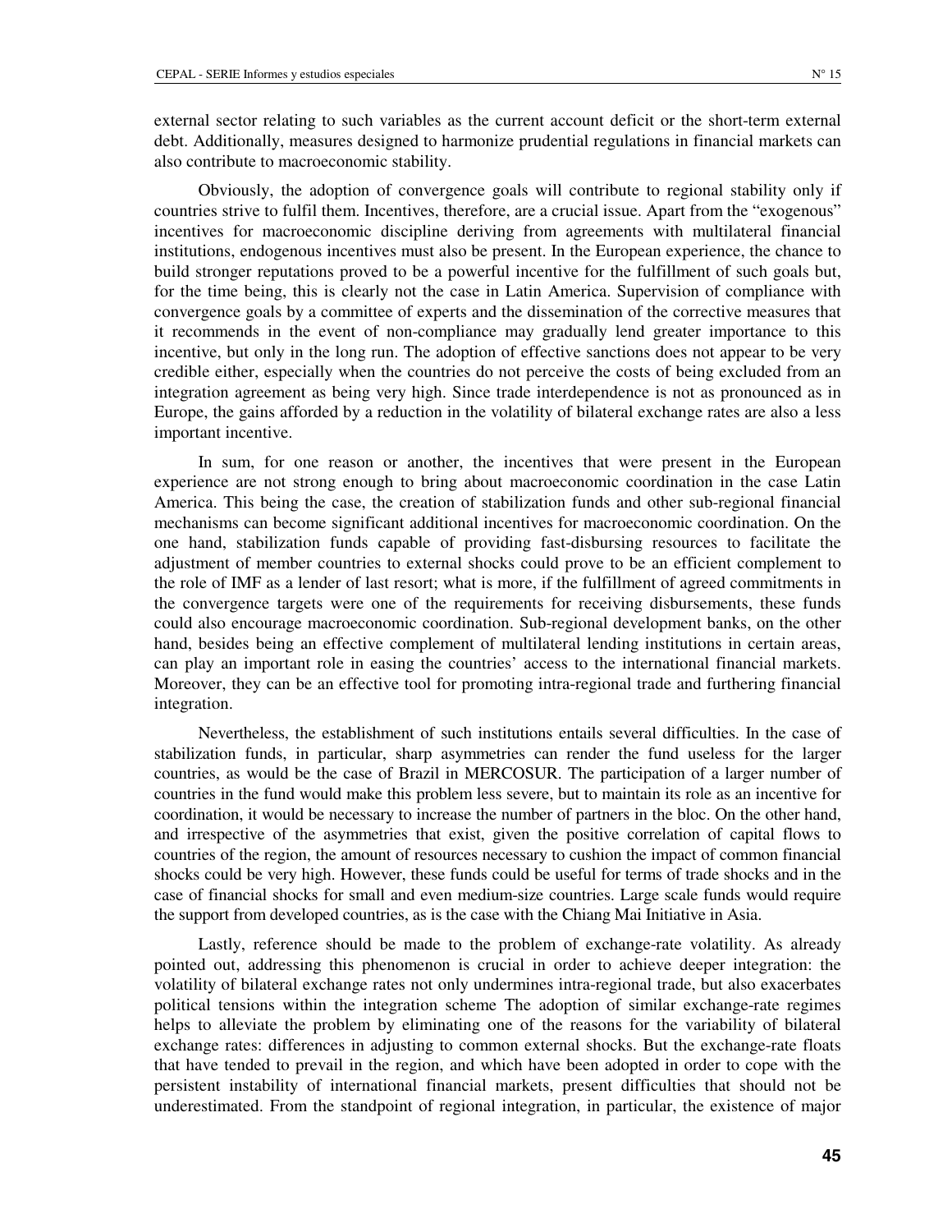external sector relating to such variables as the current account deficit or the short-term external debt. Additionally, measures designed to harmonize prudential regulations in financial markets can also contribute to macroeconomic stability.

Obviously, the adoption of convergence goals will contribute to regional stability only if countries strive to fulfil them. Incentives, therefore, are a crucial issue. Apart from the "exogenous" incentives for macroeconomic discipline deriving from agreements with multilateral financial institutions, endogenous incentives must also be present. In the European experience, the chance to build stronger reputations proved to be a powerful incentive for the fulfillment of such goals but, for the time being, this is clearly not the case in Latin America. Supervision of compliance with convergence goals by a committee of experts and the dissemination of the corrective measures that it recommends in the event of non-compliance may gradually lend greater importance to this incentive, but only in the long run. The adoption of effective sanctions does not appear to be very credible either, especially when the countries do not perceive the costs of being excluded from an integration agreement as being very high. Since trade interdependence is not as pronounced as in Europe, the gains afforded by a reduction in the volatility of bilateral exchange rates are also a less important incentive.

In sum, for one reason or another, the incentives that were present in the European experience are not strong enough to bring about macroeconomic coordination in the case Latin America. This being the case, the creation of stabilization funds and other sub-regional financial mechanisms can become significant additional incentives for macroeconomic coordination. On the one hand, stabilization funds capable of providing fast-disbursing resources to facilitate the adjustment of member countries to external shocks could prove to be an efficient complement to the role of IMF as a lender of last resort; what is more, if the fulfillment of agreed commitments in the convergence targets were one of the requirements for receiving disbursements, these funds could also encourage macroeconomic coordination. Sub-regional development banks, on the other hand, besides being an effective complement of multilateral lending institutions in certain areas, can play an important role in easing the countries' access to the international financial markets. Moreover, they can be an effective tool for promoting intra-regional trade and furthering financial integration.

Nevertheless, the establishment of such institutions entails several difficulties. In the case of stabilization funds, in particular, sharp asymmetries can render the fund useless for the larger countries, as would be the case of Brazil in MERCOSUR. The participation of a larger number of countries in the fund would make this problem less severe, but to maintain its role as an incentive for coordination, it would be necessary to increase the number of partners in the bloc. On the other hand, and irrespective of the asymmetries that exist, given the positive correlation of capital flows to countries of the region, the amount of resources necessary to cushion the impact of common financial shocks could be very high. However, these funds could be useful for terms of trade shocks and in the case of financial shocks for small and even medium-size countries. Large scale funds would require the support from developed countries, as is the case with the Chiang Mai Initiative in Asia.

Lastly, reference should be made to the problem of exchange-rate volatility. As already pointed out, addressing this phenomenon is crucial in order to achieve deeper integration: the volatility of bilateral exchange rates not only undermines intra-regional trade, but also exacerbates political tensions within the integration scheme The adoption of similar exchange-rate regimes helps to alleviate the problem by eliminating one of the reasons for the variability of bilateral exchange rates: differences in adjusting to common external shocks. But the exchange-rate floats that have tended to prevail in the region, and which have been adopted in order to cope with the persistent instability of international financial markets, present difficulties that should not be underestimated. From the standpoint of regional integration, in particular, the existence of major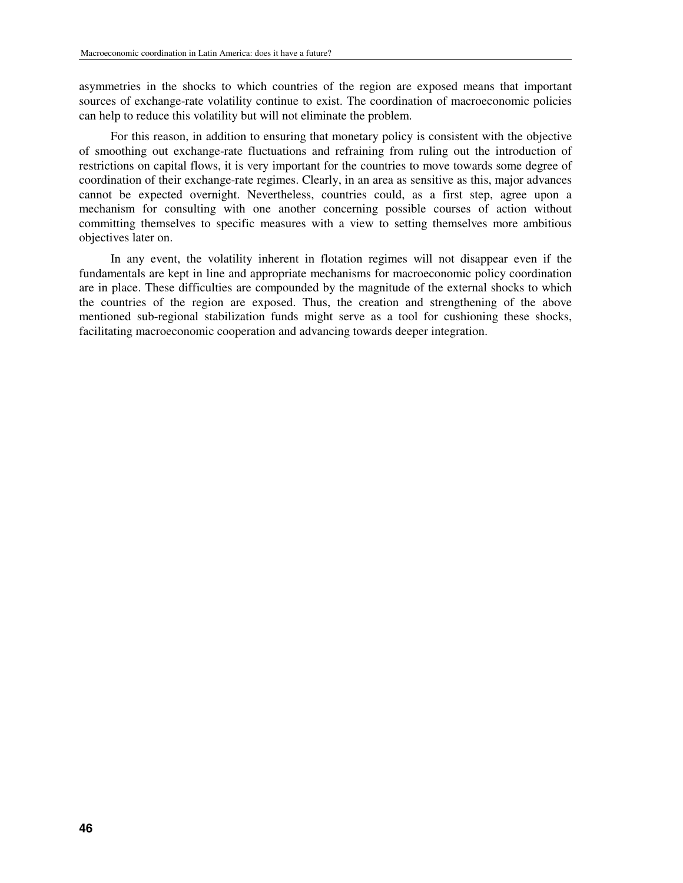asymmetries in the shocks to which countries of the region are exposed means that important sources of exchange-rate volatility continue to exist. The coordination of macroeconomic policies can help to reduce this volatility but will not eliminate the problem.

For this reason, in addition to ensuring that monetary policy is consistent with the objective of smoothing out exchange-rate fluctuations and refraining from ruling out the introduction of restrictions on capital flows, it is very important for the countries to move towards some degree of coordination of their exchange-rate regimes. Clearly, in an area as sensitive as this, major advances cannot be expected overnight. Nevertheless, countries could, as a first step, agree upon a mechanism for consulting with one another concerning possible courses of action without committing themselves to specific measures with a view to setting themselves more ambitious objectives later on.

In any event, the volatility inherent in flotation regimes will not disappear even if the fundamentals are kept in line and appropriate mechanisms for macroeconomic policy coordination are in place. These difficulties are compounded by the magnitude of the external shocks to which the countries of the region are exposed. Thus, the creation and strengthening of the above mentioned sub-regional stabilization funds might serve as a tool for cushioning these shocks, facilitating macroeconomic cooperation and advancing towards deeper integration.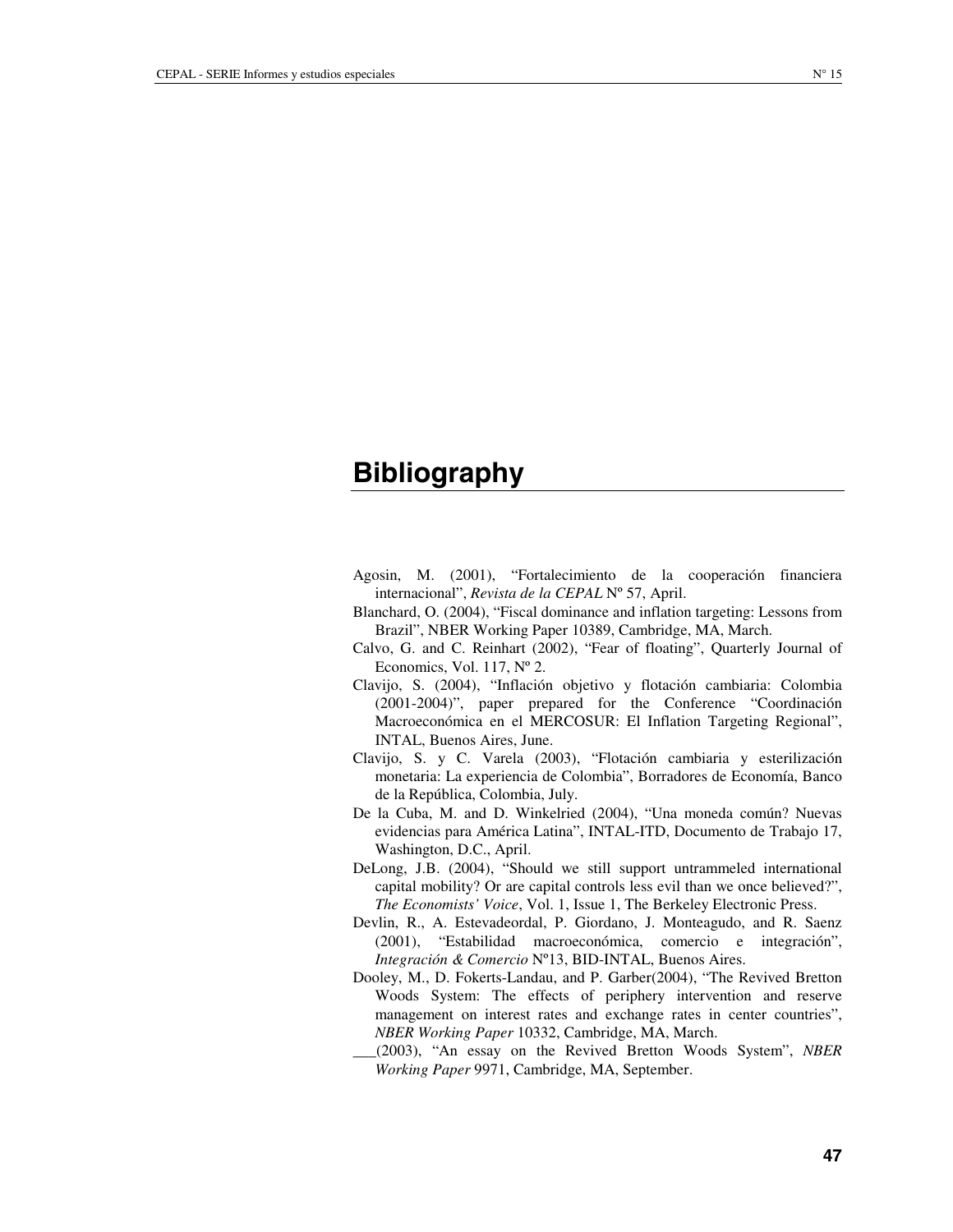# Bibliography

Agosin, M. (2001), "Fortalecimiento de la cooperación financiera internacional", *Revista de la CEPAL* Nº 57, April.

Blanchard, O. (2004), "Fiscal dominance and inflation targeting: Lessons from Brazil", NBER Working Paper 10389, Cambridge, MA, March.

Calvo, G. and C. Reinhart (2002), "Fear of floating", Quarterly Journal of Economics, Vol. 117, Nº 2.

Clavijo, S. (2004), "Inflación objetivo y flotación cambiaria: Colombia (2001-2004)", paper prepared for the Conference "Coordinación Macroeconómica en el MERCOSUR: El Inflation Targeting Regional", INTAL, Buenos Aires, June.

Clavijo, S. y C. Varela (2003), "Flotación cambiaria y esterilización monetaria: La experiencia de Colombia", Borradores de Economía, Banco de la República, Colombia, July.

De la Cuba, M. and D. Winkelried (2004), "Una moneda común? Nuevas evidencias para América Latina", INTAL-ITD, Documento de Trabajo 17, Washington, D.C., April.

DeLong, J.B. (2004), "Should we still support untrammeled international capital mobility? Or are capital controls less evil than we once believed?", *The Economists' Voice*, Vol. 1, Issue 1, The Berkeley Electronic Press.

Devlin, R., A. Estevadeordal, P. Giordano, J. Monteagudo, and R. Saenz (2001), "Estabilidad macroeconómica, comercio e integración", *Integración & Comercio* Nº13, BID-INTAL, Buenos Aires.

Dooley, M., D. Fokerts-Landau, and P. Garber(2004), "The Revived Bretton Woods System: The effects of periphery intervention and reserve management on interest rates and exchange rates in center countries", *NBER Working Paper* 10332, Cambridge, MA, March.

___(2003), "An essay on the Revived Bretton Woods System", *NBER Working Paper* 9971, Cambridge, MA, September.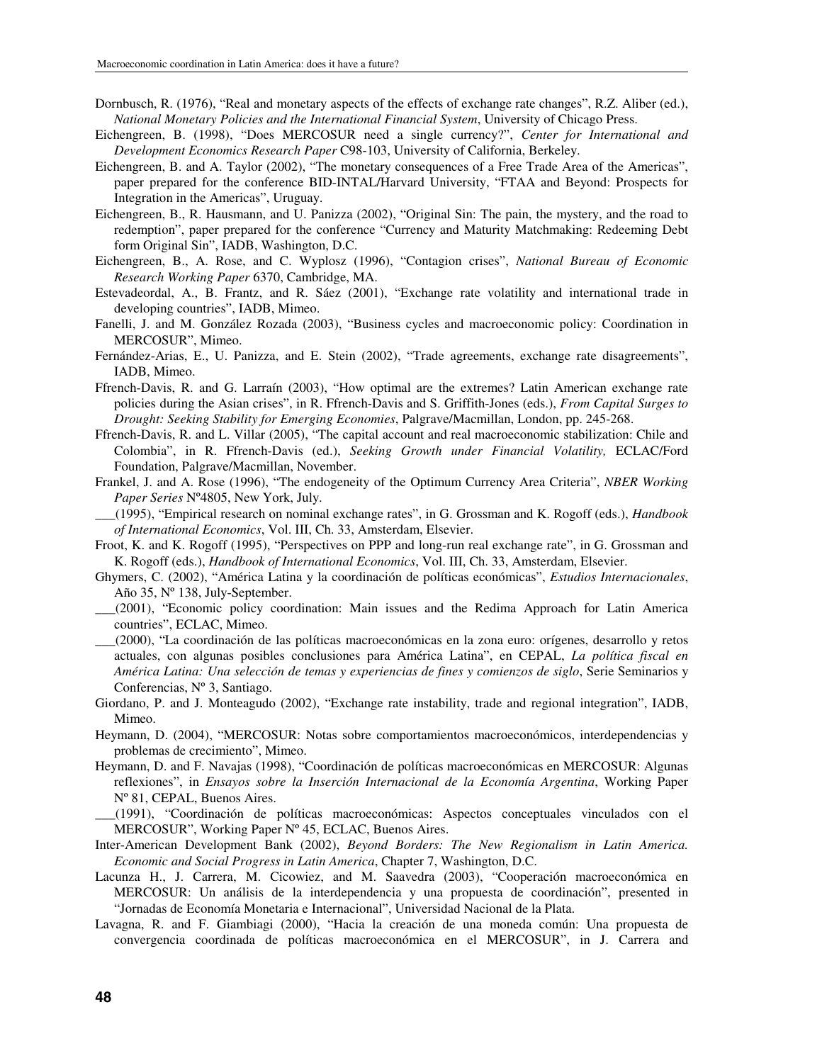Dornbusch, R. (1976), “Real and monetary aspects of the effects of exchange rate changes”, R.Z. Aliber (ed.), *National Monetary Policies and the International Financial System*, University of Chicago Press.

Eichengreen, B. (1998), “Does MERCOSUR need a single currency?”, *Center for International and Development Economics Research Paper* C98-103, University of California, Berkeley.

Eichengreen, B. and A. Taylor (2002), “The monetary consequences of a Free Trade Area of the Americas”, paper prepared for the conference BID-INTAL/Harvard University, “FTAA and Beyond: Prospects for Integration in the Americas”, Uruguay.

Eichengreen, B., R. Hausmann, and U. Panizza (2002), “Original Sin: The pain, the mystery, and the road to redemption”, paper prepared for the conference “Currency and Maturity Matchmaking: Redeeming Debt form Original Sin”, IADB, Washington, D.C.

Eichengreen, B., A. Rose, and C. Wyplosz (1996), “Contagion crises”, *National Bureau of Economic Research Working Paper* 6370, Cambridge, MA.

Estevadeordal, A., B. Frantz, and R. Sáez (2001), “Exchange rate volatility and international trade in developing countries”, IADB, Mimeo.

Fanelli, J. and M. González Rozada (2003), “Business cycles and macroeconomic policy: Coordination in MERCOSUR”, Mimeo.

Fernández-Arias, E., U. Panizza, and E. Stein (2002), “Trade agreements, exchange rate disagreements”, IADB, Mimeo.

Ffrench-Davis, R. and G. Larraín (2003), “How optimal are the extremes? Latin American exchange rate policies during the Asian crises”, in R. Ffrench-Davis and S. Griffith-Jones (eds.), *From Capital Surges to Drought: Seeking Stability for Emerging Economies*, Palgrave/Macmillan, London, pp. 245-268.

Ffrench-Davis, R. and L. Villar (2005), “The capital account and real macroeconomic stabilization: Chile and Colombia”, in R. Ffrench-Davis (ed.), *Seeking Growth under Financial Volatility,* ECLAC/Ford Foundation, Palgrave/Macmillan, November.

Frankel, J. and A. Rose (1996), “The endogeneity of the Optimum Currency Area Criteria”, *NBER Working Paper Series* Nº4805, New York, July.

___(1995), “Empirical research on nominal exchange rates”, in G. Grossman and K. Rogoff (eds.), *Handbook of International Economics*, Vol. III, Ch. 33, Amsterdam, Elsevier.

Froot, K. and K. Rogoff (1995), “Perspectives on PPP and long-run real exchange rate”, in G. Grossman and K. Rogoff (eds.), *Handbook of International Economics*, Vol. III, Ch. 33, Amsterdam, Elsevier.

Ghymers, C. (2002), “América Latina y la coordinación de políticas económicas”, *Estudios Internacionales*, Año 35, Nº 138, July-September.

___(2001), “Economic policy coordination: Main issues and the Redima Approach for Latin America countries”, ECLAC, Mimeo.

___(2000), “La coordinación de las políticas macroeconómicas en la zona euro: orígenes, desarrollo y retos actuales, con algunas posibles conclusiones para América Latina”, en CEPAL, *La política fiscal en América Latina: Una selección de temas y experiencias de fines y comienzos de siglo*, Serie Seminarios y Conferencias, Nº 3, Santiago.

Giordano, P. and J. Monteagudo (2002), “Exchange rate instability, trade and regional integration”, IADB, Mimeo.

Heymann, D. (2004), “MERCOSUR: Notas sobre comportamientos macroeconómicos, interdependencias y problemas de crecimiento”, Mimeo.

Heymann, D. and F. Navajas (1998), “Coordinación de políticas macroeconómicas en MERCOSUR: Algunas reflexiones”, in *Ensayos sobre la Inserción Internacional de la Economía Argentina*, Working Paper Nº 81, CEPAL, Buenos Aires.

___(1991), “Coordinación de políticas macroeconómicas: Aspectos conceptuales vinculados con el MERCOSUR”, Working Paper Nº 45, ECLAC, Buenos Aires.

Inter-American Development Bank (2002), *Beyond Borders: The New Regionalism in Latin America. Economic and Social Progress in Latin America*, Chapter 7, Washington, D.C.

Lacunza H., J. Carrera, M. Cicowiez, and M. Saavedra (2003), “Cooperación macroeconómica en MERCOSUR: Un análisis de la interdependencia y una propuesta de coordinación”, presented in “Jornadas de Economía Monetaria e Internacional”, Universidad Nacional de la Plata.

Lavagna, R. and F. Giambiagi (2000), “Hacia la creación de una moneda común: Una propuesta de convergencia coordinada de políticas macroeconómica en el MERCOSUR”, in J. Carrera and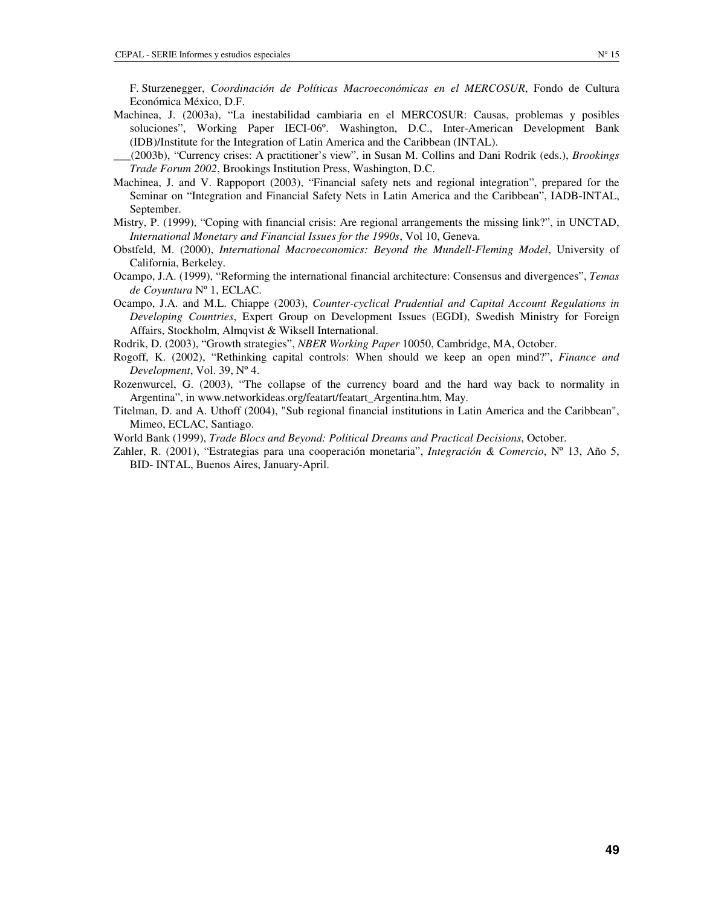F. Sturzenegger, *Coordinación de Políticas Macroeconómicas en el MERCOSUR*, Fondo de Cultura Económica México, D.F.

Machinea, J. (2003a), "La inestabilidad cambiaria en el MERCOSUR: Causas, problemas y posibles soluciones", Working Paper IECI-06º. Washington, D.C., Inter-American Development Bank (IDB)/Institute for the Integration of Latin America and the Caribbean (INTAL).

___(2003b), "Currency crises: A practitioner's view", in Susan M. Collins and Dani Rodrik (eds.), *Brookings Trade Forum 2002*, Brookings Institution Press, Washington, D.C.

Machinea, J. and V. Rappoport (2003), "Financial safety nets and regional integration", prepared for the Seminar on "Integration and Financial Safety Nets in Latin America and the Caribbean", IADB-INTAL, September.

Mistry, P. (1999), "Coping with financial crisis: Are regional arrangements the missing link?", in UNCTAD, *International Monetary and Financial Issues for the 1990s*, Vol 10, Geneva.

Obstfeld, M. (2000), *International Macroeconomics: Beyond the Mundell-Fleming Model*, University of California, Berkeley.

Ocampo, J.A. (1999), "Reforming the international financial architecture: Consensus and divergences", *Temas de Coyuntura* Nº 1, ECLAC.

Ocampo, J.A. and M.L. Chiappe (2003), *Counter-cyclical Prudential and Capital Account Regulations in Developing Countries*, Expert Group on Development Issues (EGDI), Swedish Ministry for Foreign Affairs, Stockholm, Almqvist & Wiksell International.

Rodrik, D. (2003), "Growth strategies", *NBER Working Paper* 10050, Cambridge, MA, October.

Rogoff, K. (2002), "Rethinking capital controls: When should we keep an open mind?", *Finance and Development*, Vol. 39, Nº 4.

Rozenwurcel, G. (2003), "The collapse of the currency board and the hard way back to normality in Argentina", in www.networkideas.org/featart/featart_Argentina.htm, May.

Titelman, D. and A. Uthoff (2004), "Sub regional financial institutions in Latin America and the Caribbean", Mimeo, ECLAC, Santiago.

World Bank (1999), *Trade Blocs and Beyond: Political Dreams and Practical Decisions*, October.

Zahler, R. (2001), "Estrategias para una cooperación monetaria", *Integración & Comercio*, Nº 13, Año 5, BID- INTAL, Buenos Aires, January-April.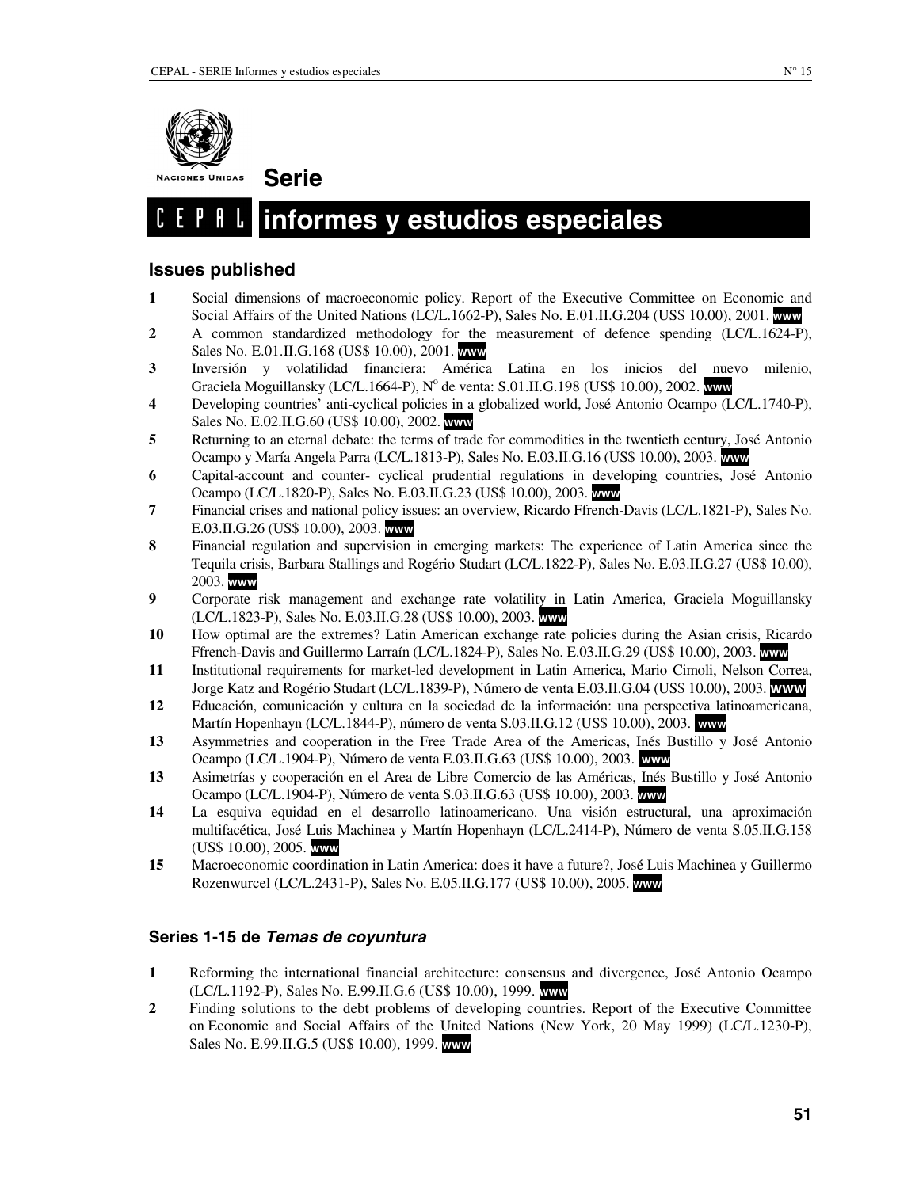Naciones Unidas

# Serie

## CEPAL informes y estudios especiales

### Issues published

**1** Social dimensions of macroeconomic policy. Report of the Executive Committee on Economic and Social Affairs of the United Nations (LC/L.1662-P), Sales No. E.01.II.G.204 (US$ 10.00), 2001. **www**

**2** A common standardized methodology for the measurement of defence spending (LC/L.1624-P), Sales No. E.01.II.G.168 (US$ 10.00), 2001. **www**

**3** Inversión y volatilidad financiera: América Latina en los inicios del nuevo milenio, Graciela Moguillansky (LC/L.1664-P), N° de venta: S.01.II.G.198 (US$ 10.00), 2002. **www**

**4** Developing countries' anti-cyclical policies in a globalized world, José Antonio Ocampo (LC/L.1740-P), Sales No. E.02.II.G.60 (US$ 10.00), 2002. **www**

**5** Returning to an eternal debate: the terms of trade for commodities in the twentieth century, José Antonio Ocampo y María Angela Parra (LC/L.1813-P), Sales No. E.03.II.G.16 (US$ 10.00), 2003. **www**

**6** Capital-account and counter- cyclical prudential regulations in developing countries, José Antonio Ocampo (LC/L.1820-P), Sales No. E.03.II.G.23 (US$ 10.00), 2003. **www**

**7** Financial crises and national policy issues: an overview, Ricardo Ffrench-Davis (LC/L.1821-P), Sales No. E.03.II.G.26 (US$ 10.00), 2003. **www**

**8** Financial regulation and supervision in emerging markets: The experience of Latin America since the Tequila crisis, Barbara Stallings and Rogério Studart (LC/L.1822-P), Sales No. E.03.II.G.27 (US$ 10.00), 2003. **www**

**9** Corporate risk management and exchange rate volatility in Latin America, Graciela Moguillansky (LC/L.1823-P), Sales No. E.03.II.G.28 (US$ 10.00), 2003. **www**

**10** How optimal are the extremes? Latin American exchange rate policies during the Asian crisis, Ricardo Ffrench-Davis and Guillermo Larraín (LC/L.1824-P), Sales No. E.03.II.G.29 (US$ 10.00), 2003. **www**

**11** Institutional requirements for market-led development in Latin America, Mario Cimoli, Nelson Correa, Jorge Katz and Rogério Studart (LC/L.1839-P), Número de venta E.03.II.G.04 (US$ 10.00), 2003. **www**

**12** Educación, comunicación y cultura en la sociedad de la información: una perspectiva latinoamericana, Martín Hopenhayn (LC/L.1844-P), número de venta S.03.II.G.12 (US$ 10.00), 2003. **www**

**13** Asymmetries and cooperation in the Free Trade Area of the Americas, Inés Bustillo y José Antonio Ocampo (LC/L.1904-P), Número de venta E.03.II.G.63 (US$ 10.00), 2003. **www**

**13** Asimetrías y cooperación en el Area de Libre Comercio de las Américas, Inés Bustillo y José Antonio Ocampo (LC/L.1904-P), Número de venta S.03.II.G.63 (US$ 10.00), 2003. **www**

**14** La esquiva equidad en el desarrollo latinoamericano. Una visión estructural, una aproximación multifacética, José Luis Machinea y Martín Hopenhayn (LC/L.2414-P), Número de venta S.05.II.G.158 (US$ 10.00), 2005. **www**

**15** Macroeconomic coordination in Latin America: does it have a future?, José Luis Machinea y Guillermo Rozenwurcel (LC/L.2431-P), Sales No. E.05.II.G.177 (US$ 10.00), 2005. **www**

### Series 1-15 de *Temas de coyuntura*

**1** Reforming the international financial architecture: consensus and divergence, José Antonio Ocampo (LC/L.1192-P), Sales No. E.99.II.G.6 (US$ 10.00), 1999. **www**

**2** Finding solutions to the debt problems of developing countries. Report of the Executive Committee on Economic and Social Affairs of the United Nations (New York, 20 May 1999) (LC/L.1230-P), Sales No. E.99.II.G.5 (US$ 10.00), 1999. **www**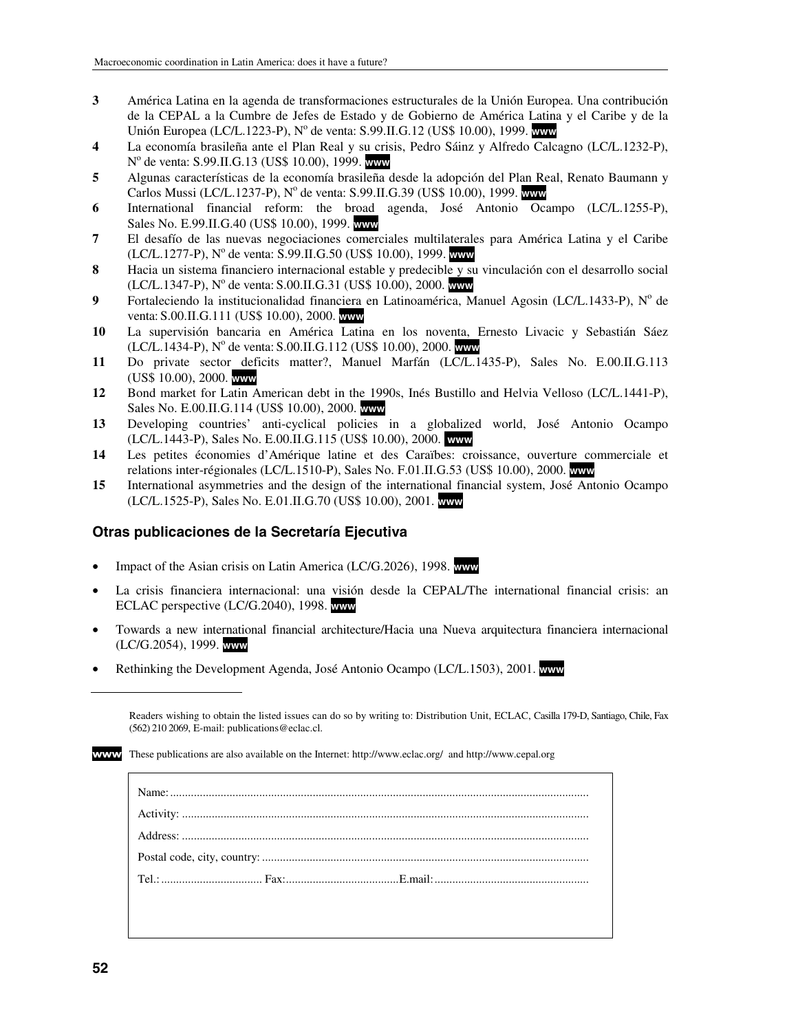3 América Latina en la agenda de transformaciones estructurales de la Unión Europea. Una contribución de la CEPAL a la Cumbre de Jefes de Estado y de Gobierno de América Latina y el Caribe y de la Unión Europea (LC/L.1223-P), Nº de venta: S.99.II.G.12 (US$ 10.00), 1999. www

4 La economía brasileña ante el Plan Real y su crisis, Pedro Sáinz y Alfredo Calcagno (LC/L.1232-P), Nº de venta: S.99.II.G.13 (US$ 10.00), 1999. www

5 Algunas características de la economía brasileña desde la adopción del Plan Real, Renato Baumann y Carlos Mussi (LC/L.1237-P), Nº de venta: S.99.II.G.39 (US$ 10.00), 1999. www

6 International financial reform: the broad agenda, José Antonio Ocampo (LC/L.1255-P), Sales No. E.99.II.G.40 (US$ 10.00), 1999. www

7 El desafío de las nuevas negociaciones comerciales multilaterales para América Latina y el Caribe (LC/L.1277-P), Nº de venta: S.99.II.G.50 (US$ 10.00), 1999. www

8 Hacia un sistema financiero internacional estable y predecible y su vinculación con el desarrollo social (LC/L.1347-P), Nº de venta: S.00.II.G.31 (US$ 10.00), 2000. www

9 Fortaleciendo la institucionalidad financiera en Latinoamérica, Manuel Agosin (LC/L.1433-P), Nº de venta: S.00.II.G.111 (US$ 10.00), 2000. www

10 La supervisión bancaria en América Latina en los noventa, Ernesto Livacic y Sebastián Sáez (LC/L.1434-P), Nº de venta: S.00.II.G.112 (US$ 10.00), 2000. www

11 Do private sector deficits matter?, Manuel Marfán (LC/L.1435-P), Sales No. E.00.II.G.113 (US$ 10.00), 2000. www

12 Bond market for Latin American debt in the 1990s, Inés Bustillo and Helvia Velloso (LC/L.1441-P), Sales No. E.00.II.G.114 (US$ 10.00), 2000. www

13 Developing countries' anti-cyclical policies in a globalized world, José Antonio Ocampo (LC/L.1443-P), Sales No. E.00.II.G.115 (US$ 10.00), 2000. www

14 Les petites économies d'Amérique latine et des Caraïbes: croissance, ouverture commerciale et relations inter-régionales (LC/L.1510-P), Sales No. F.01.II.G.53 (US$ 10.00), 2000. www

15 International asymmetries and the design of the international financial system, José Antonio Ocampo (LC/L.1525-P), Sales No. E.01.II.G.70 (US$ 10.00), 2001. www

## Otras publicaciones de la Secretaría Ejecutiva

- Impact of the Asian crisis on Latin America (LC/G.2026), 1998. www
- La crisis financiera internacional: una visión desde la CEPAL/The international financial crisis: an ECLAC perspective (LC/G.2040), 1998. www
- Towards a new international financial architecture/Hacia una Nueva arquitectura financiera internacional (LC/G.2054), 1999. www
- Rethinking the Development Agenda, José Antonio Ocampo (LC/L.1503), 2001. www

---

Readers wishing to obtain the listed issues can do so by writing to: Distribution Unit, ECLAC, Casilla 179-D, Santiago, Chile, Fax (562) 210 2069, E-mail: publications@eclac.cl.

www These publications are also available on the Internet: http://www.eclac.org/ and http://www.cepal.org

Name: ..........................................................................................................................................

Activity: .......................................................................................................................................

Address: .......................................................................................................................................

Postal code, city, country: ............................................................................................................

Tel.: ................................. Fax: ...................................... E.mail: ...................................................